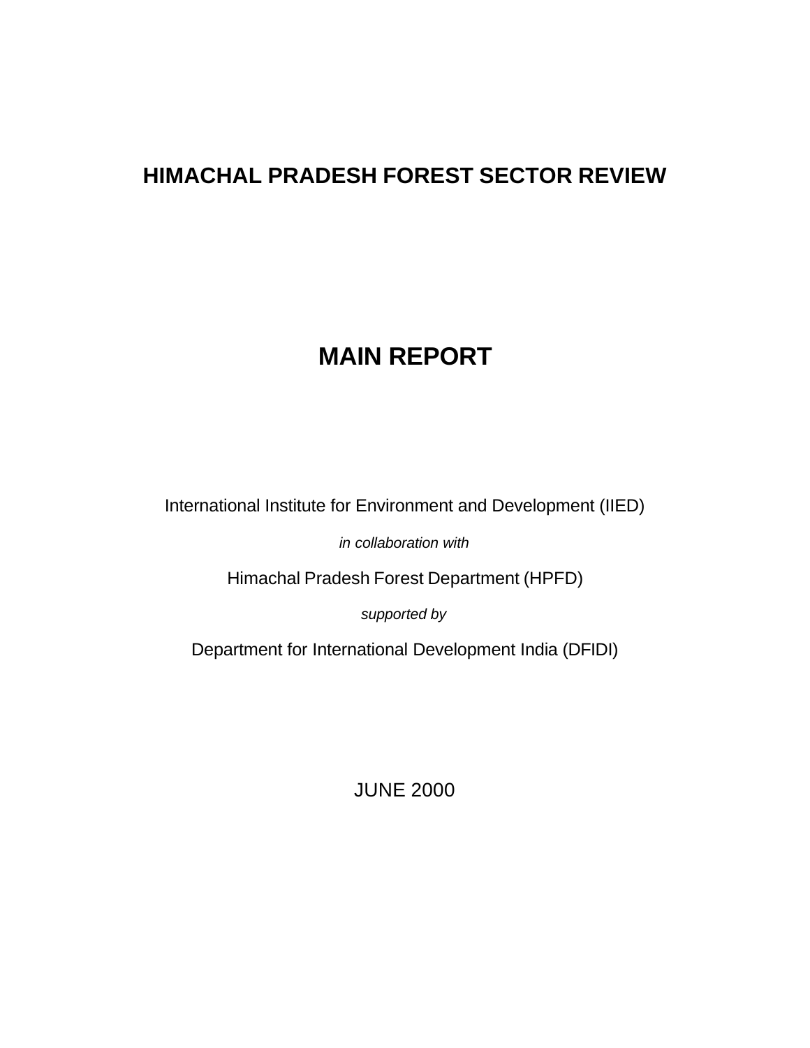# HIMACHAL PRADESH FOREST SECTOR REVIEW

# MAIN REPORT

International Institute for Environment and Development (IIED)

*in collaboration with*

Himachal Pradesh Forest Department (HPFD)

*supported by*

Department for International Development India (DFIDI)

JUNE 2000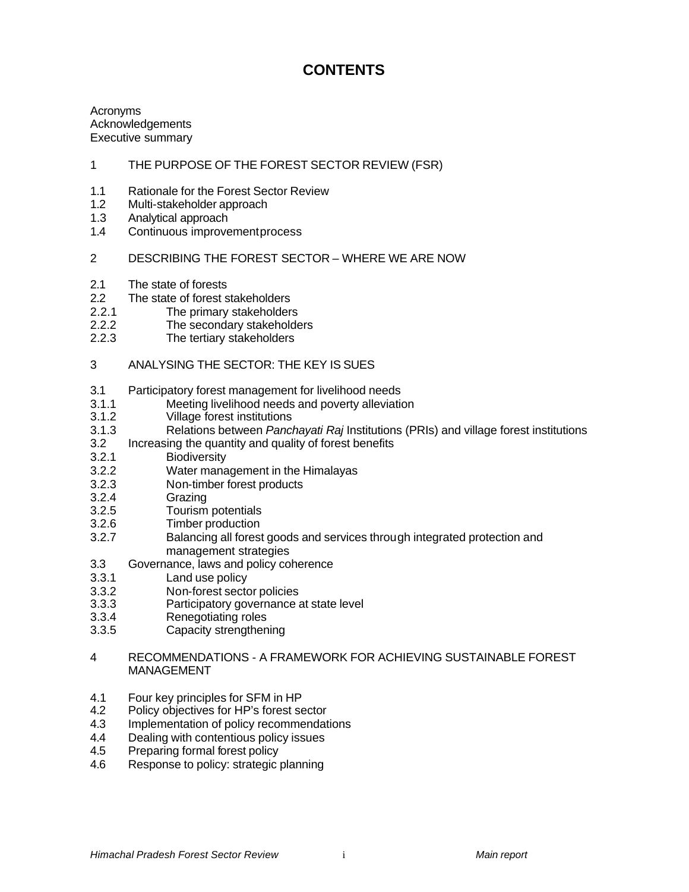# CONTENTS

Acronyms
Acknowledgements
Executive summary

1 THE PURPOSE OF THE FOREST SECTOR REVIEW (FSR)

1.1 Rationale for the Forest Sector Review
1.2 Multi-stakeholder approach
1.3 Analytical approach
1.4 Continuous improvement process

2 DESCRIBING THE FOREST SECTOR – WHERE WE ARE NOW

2.1 The state of forests
2.2 The state of forest stakeholders
2.2.1 The primary stakeholders
2.2.2 The secondary stakeholders
2.2.3 The tertiary stakeholders

3 ANALYSING THE SECTOR: THE KEY IS SUES

3.1 Participatory forest management for livelihood needs
3.1.1 Meeting livelihood needs and poverty alleviation
3.1.2 Village forest institutions
3.1.3 Relations between *Panchayati Raj* Institutions (PRIs) and village forest institutions
3.2 Increasing the quantity and quality of forest benefits
3.2.1 Biodiversity
3.2.2 Water management in the Himalayas
3.2.3 Non-timber forest products
3.2.4 Grazing
3.2.5 Tourism potentials
3.2.6 Timber production
3.2.7 Balancing all forest goods and services through integrated protection and management strategies
3.3 Governance, laws and policy coherence
3.3.1 Land use policy
3.3.2 Non-forest sector policies
3.3.3 Participatory governance at state level
3.3.4 Renegotiating roles
3.3.5 Capacity strengthening

4 RECOMMENDATIONS - A FRAMEWORK FOR ACHIEVING SUSTAINABLE FOREST MANAGEMENT

4.1 Four key principles for SFM in HP
4.2 Policy objectives for HP's forest sector
4.3 Implementation of policy recommendations
4.4 Dealing with contentious policy issues
4.5 Preparing formal forest policy
4.6 Response to policy: strategic planning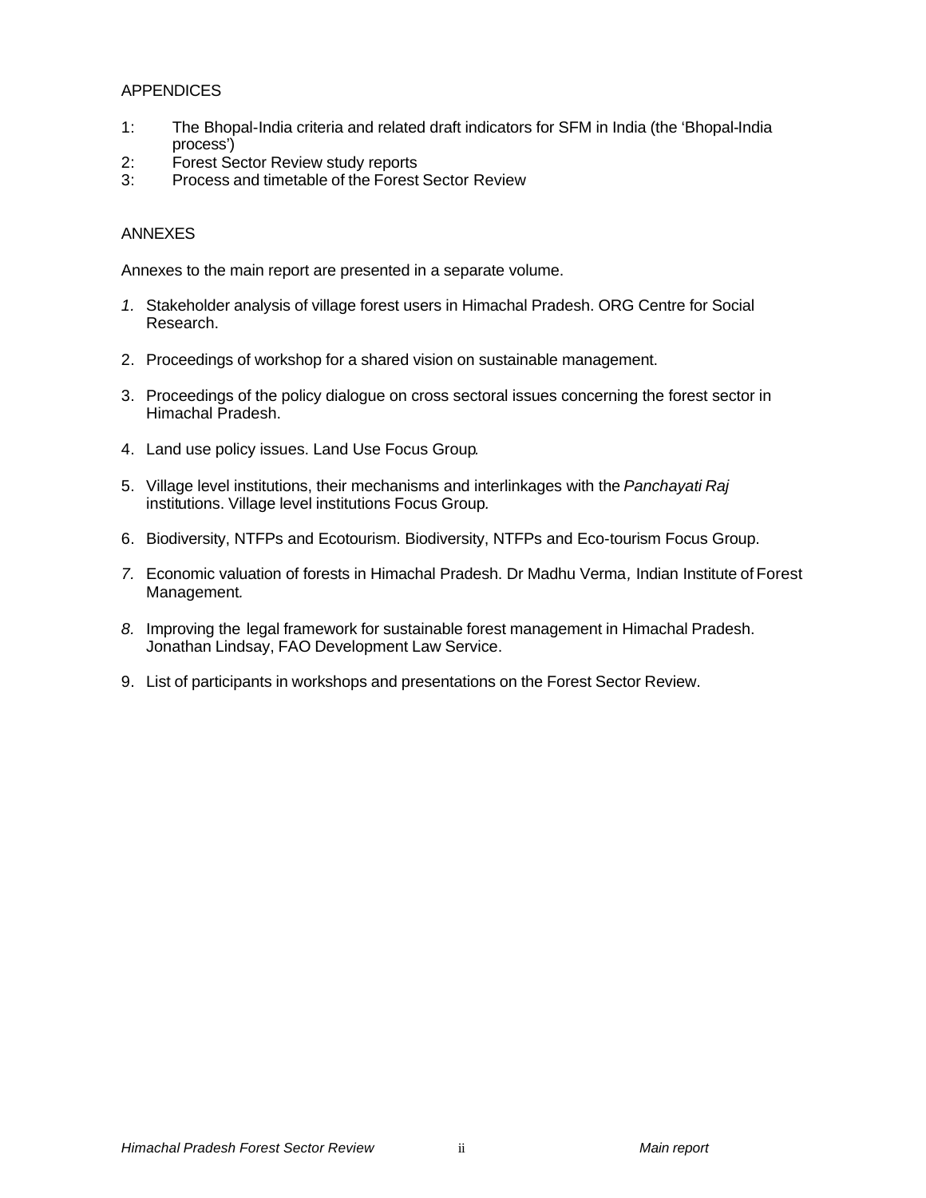APPENDICES

1: The Bhopal-India criteria and related draft indicators for SFM in India (the 'Bhopal-India process')
2: Forest Sector Review study reports
3: Process and timetable of the Forest Sector Review

ANNEXES

Annexes to the main report are presented in a separate volume.

1. Stakeholder analysis of village forest users in Himachal Pradesh. ORG Centre for Social Research.

2. Proceedings of workshop for a shared vision on sustainable management.

3. Proceedings of the policy dialogue on cross sectoral issues concerning the forest sector in Himachal Pradesh.

4. Land use policy issues. Land Use Focus Group.

5. Village level institutions, their mechanisms and interlinkages with the *Panchayati Raj* institutions. Village level institutions Focus Group.

6. Biodiversity, NTFPs and Ecotourism. Biodiversity, NTFPs and Eco-tourism Focus Group.

7. Economic valuation of forests in Himachal Pradesh. Dr Madhu Verma, Indian Institute of Forest Management.

8. Improving the legal framework for sustainable forest management in Himachal Pradesh. Jonathan Lindsay, FAO Development Law Service.

9. List of participants in workshops and presentations on the Forest Sector Review.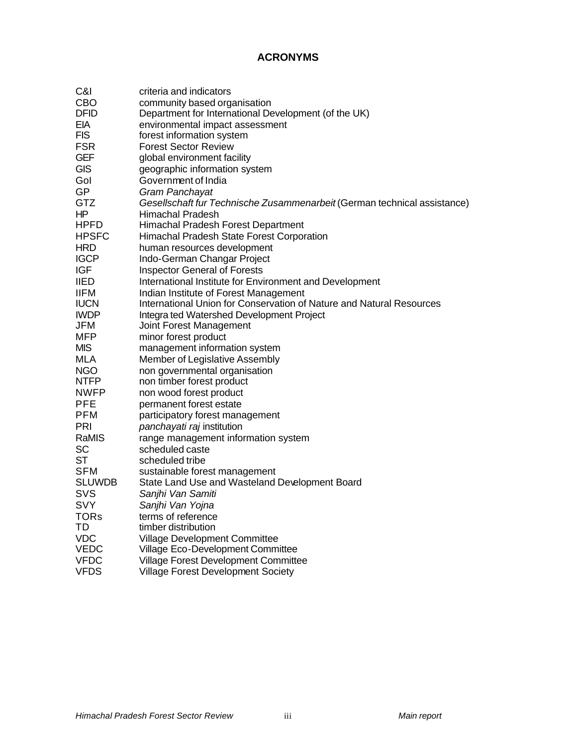# ACRONYMS

| | |
|---|---|
| C&I | criteria and indicators |
| CBO | community based organisation |
| DFID | Department for International Development (of the UK) |
| EIA | environmental impact assessment |
| FIS | forest information system |
| FSR | Forest Sector Review |
| GEF | global environment facility |
| GIS | geographic information system |
| GoI | Government of India |
| GP | *Gram Panchayat* |
| GTZ | *Gesellschaft fur Technische Zusammenarbeit* (German technical assistance) |
| HP | Himachal Pradesh |
| HPFD | Himachal Pradesh Forest Department |
| HPSFC | Himachal Pradesh State Forest Corporation |
| HRD | human resources development |
| IGCP | Indo-German Changar Project |
| IGF | Inspector General of Forests |
| IIED | International Institute for Environment and Development |
| IIFM | Indian Institute of Forest Management |
| IUCN | International Union for Conservation of Nature and Natural Resources |
| IWDP | Integra ted Watershed Development Project |
| JFM | Joint Forest Management |
| MFP | minor forest product |
| MIS | management information system |
| MLA | Member of Legislative Assembly |
| NGO | non governmental organisation |
| NTFP | non timber forest product |
| NWFP | non wood forest product |
| PFE | permanent forest estate |
| PFM | participatory forest management |
| PRI | *panchayati raj* institution |
| RaMIS | range management information system |
| SC | scheduled caste |
| ST | scheduled tribe |
| SFM | sustainable forest management |
| SLUWDB | State Land Use and Wasteland Development Board |
| SVS | *Sanjhi Van Samiti* |
| SVY | *Sanjhi Van Yojna* |
| TORs | terms of reference |
| TD | timber distribution |
| VDC | Village Development Committee |
| VEDC | Village Eco-Development Committee |
| VFDC | Village Forest Development Committee |
| VFDS | Village Forest Development Society |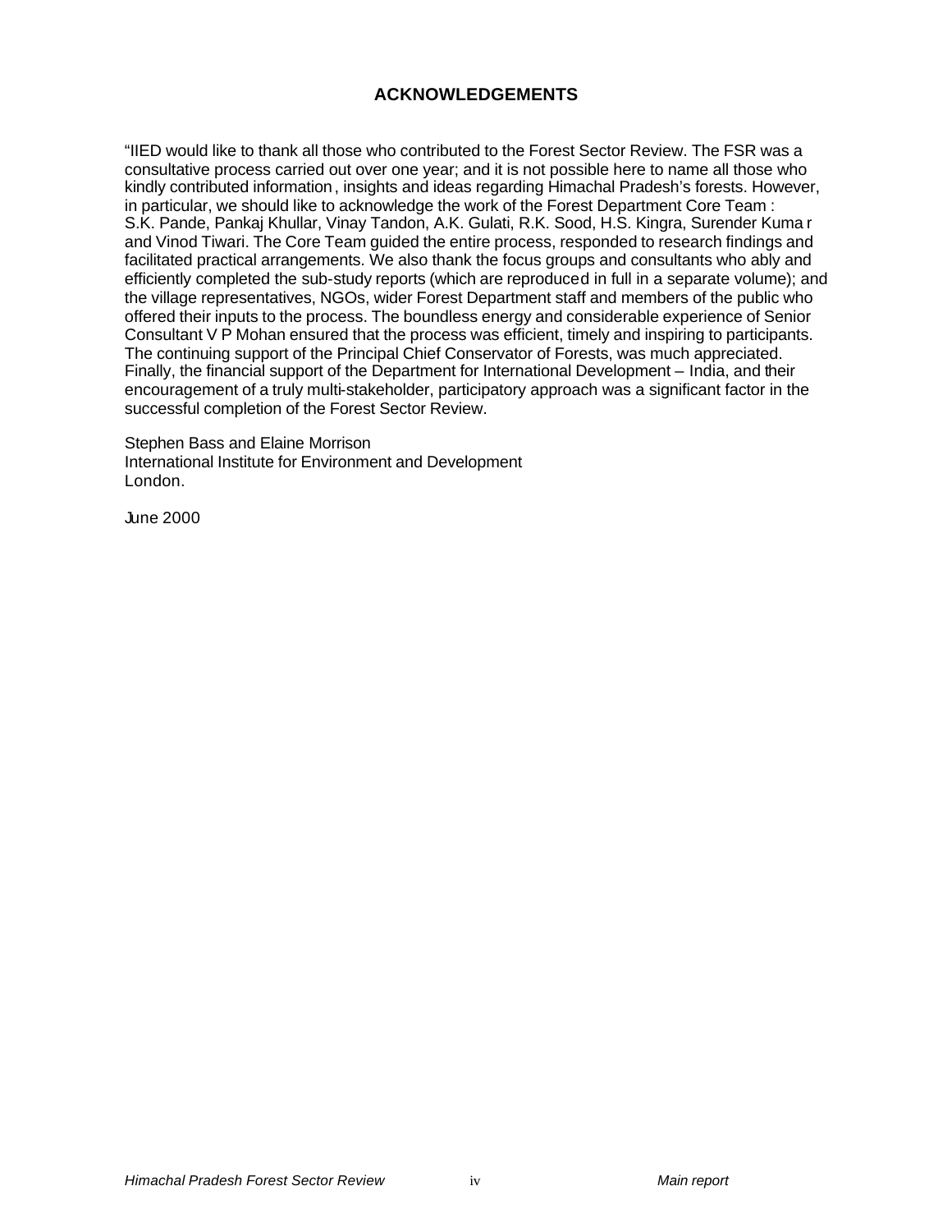# ACKNOWLEDGEMENTS

"IIED would like to thank all those who contributed to the Forest Sector Review. The FSR was a consultative process carried out over one year; and it is not possible here to name all those who kindly contributed information, insights and ideas regarding Himachal Pradesh's forests. However, in particular, we should like to acknowledge the work of the Forest Department Core Team : S.K. Pande, Pankaj Khullar, Vinay Tandon, A.K. Gulati, R.K. Sood, H.S. Kingra, Surender Kumar and Vinod Tiwari. The Core Team guided the entire process, responded to research findings and facilitated practical arrangements. We also thank the focus groups and consultants who ably and efficiently completed the sub-study reports (which are reproduced in full in a separate volume); and the village representatives, NGOs, wider Forest Department staff and members of the public who offered their inputs to the process. The boundless energy and considerable experience of Senior Consultant V P Mohan ensured that the process was efficient, timely and inspiring to participants. The continuing support of the Principal Chief Conservator of Forests, was much appreciated. Finally, the financial support of the Department for International Development – India, and their encouragement of a truly multi-stakeholder, participatory approach was a significant factor in the successful completion of the Forest Sector Review.

Stephen Bass and Elaine Morrison
International Institute for Environment and Development
London.

June 2000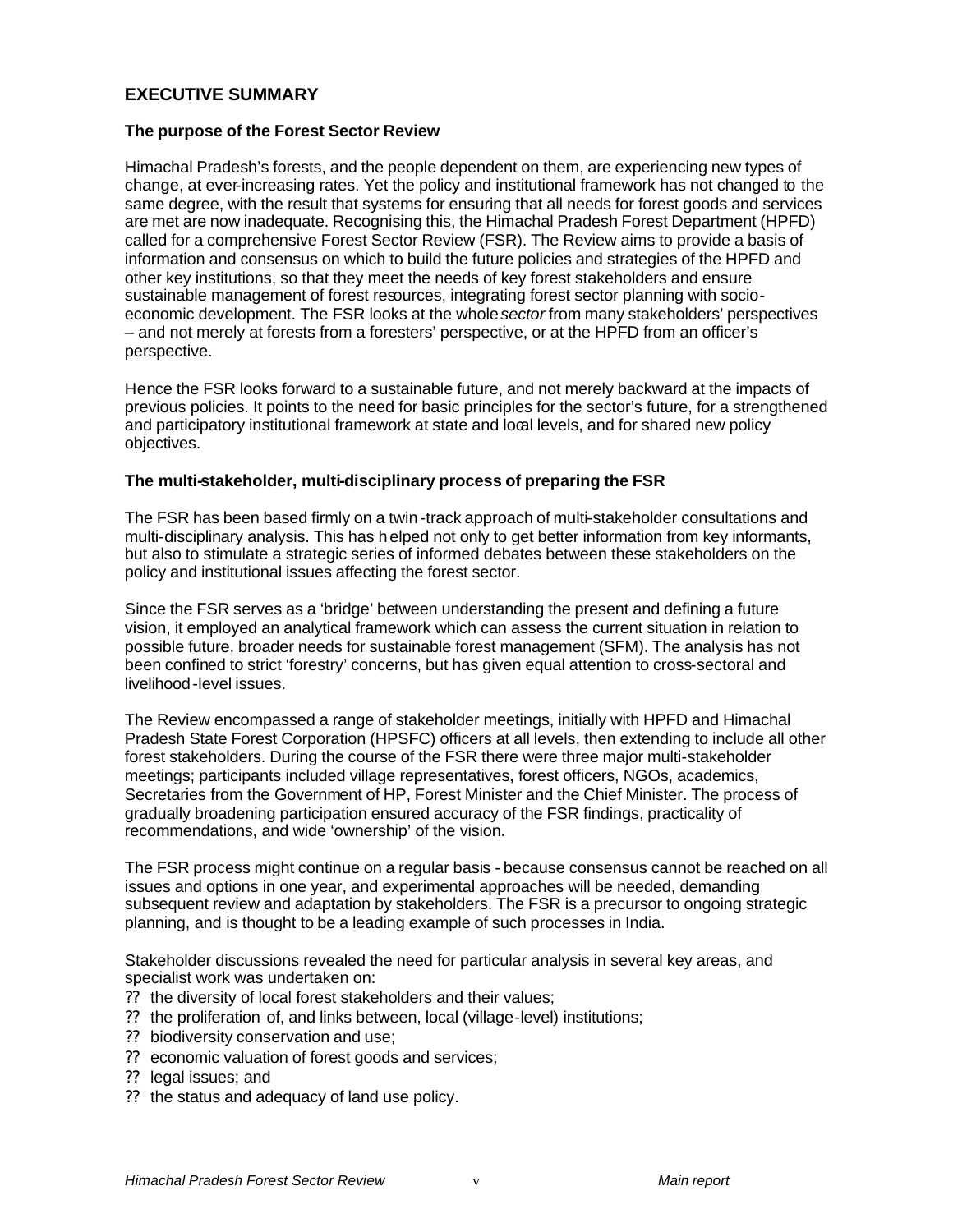## EXECUTIVE SUMMARY

### The purpose of the Forest Sector Review

Himachal Pradesh's forests, and the people dependent on them, are experiencing new types of change, at ever-increasing rates. Yet the policy and institutional framework has not changed to the same degree, with the result that systems for ensuring that all needs for forest goods and services are met are now inadequate. Recognising this, the Himachal Pradesh Forest Department (HPFD) called for a comprehensive Forest Sector Review (FSR). The Review aims to provide a basis of information and consensus on which to build the future policies and strategies of the HPFD and other key institutions, so that they meet the needs of key forest stakeholders and ensure sustainable management of forest resources, integrating forest sector planning with socio-economic development. The FSR looks at the whole *sector* from many stakeholders' perspectives – and not merely at forests from a foresters' perspective, or at the HPFD from an officer's perspective.

Hence the FSR looks forward to a sustainable future, and not merely backward at the impacts of previous policies. It points to the need for basic principles for the sector's future, for a strengthened and participatory institutional framework at state and local levels, and for shared new policy objectives.

### The multi-stakeholder, multi-disciplinary process of preparing the FSR

The FSR has been based firmly on a twin-track approach of multi-stakeholder consultations and multi-disciplinary analysis. This has helped not only to get better information from key informants, but also to stimulate a strategic series of informed debates between these stakeholders on the policy and institutional issues affecting the forest sector.

Since the FSR serves as a 'bridge' between understanding the present and defining a future vision, it employed an analytical framework which can assess the current situation in relation to possible future, broader needs for sustainable forest management (SFM). The analysis has not been confined to strict 'forestry' concerns, but has given equal attention to cross-sectoral and livelihood-level issues.

The Review encompassed a range of stakeholder meetings, initially with HPFD and Himachal Pradesh State Forest Corporation (HPSFC) officers at all levels, then extending to include all other forest stakeholders. During the course of the FSR there were three major multi-stakeholder meetings; participants included village representatives, forest officers, NGOs, academics, Secretaries from the Government of HP, Forest Minister and the Chief Minister. The process of gradually broadening participation ensured accuracy of the FSR findings, practicality of recommendations, and wide 'ownership' of the vision.

The FSR process might continue on a regular basis - because consensus cannot be reached on all issues and options in one year, and experimental approaches will be needed, demanding subsequent review and adaptation by stakeholders. The FSR is a precursor to ongoing strategic planning, and is thought to be a leading example of such processes in India.

Stakeholder discussions revealed the need for particular analysis in several key areas, and specialist work was undertaken on:

- the diversity of local forest stakeholders and their values;
- the proliferation of, and links between, local (village-level) institutions;
- biodiversity conservation and use;
- economic valuation of forest goods and services;
- legal issues; and
- the status and adequacy of land use policy.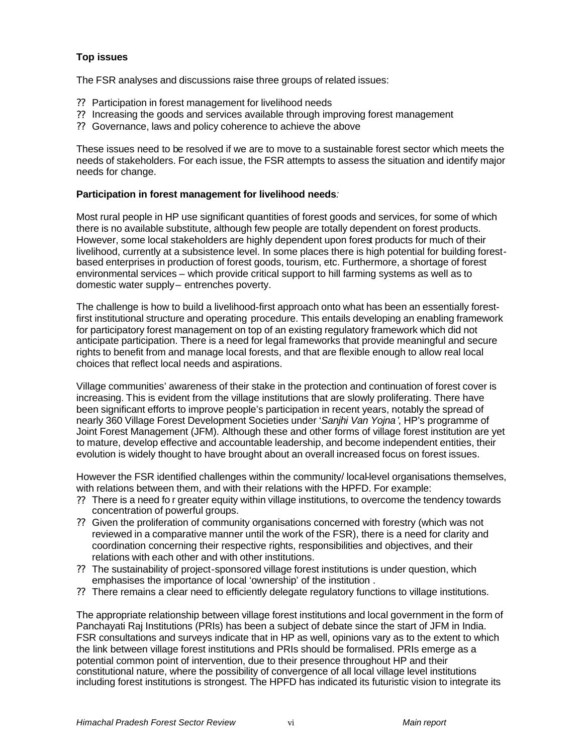**Top issues**

The FSR analyses and discussions raise three groups of related issues:

- Participation in forest management for livelihood needs
- Increasing the goods and services available through improving forest management
- Governance, laws and policy coherence to achieve the above

These issues need to be resolved if we are to move to a sustainable forest sector which meets the needs of stakeholders. For each issue, the FSR attempts to assess the situation and identify major needs for change.

**Participation in forest management for livelihood needs***:*

Most rural people in HP use significant quantities of forest goods and services, for some of which there is no available substitute, although few people are totally dependent on forest products. However, some local stakeholders are highly dependent upon forest products for much of their livelihood, currently at a subsistence level. In some places there is high potential for building forest-based enterprises in production of forest goods, tourism, etc. Furthermore, a shortage of forest environmental services – which provide critical support to hill farming systems as well as to domestic water supply – entrenches poverty.

The challenge is how to build a livelihood-first approach onto what has been an essentially forest-first institutional structure and operating procedure. This entails developing an enabling framework for participatory forest management on top of an existing regulatory framework which did not anticipate participation. There is a need for legal frameworks that provide meaningful and secure rights to benefit from and manage local forests, and that are flexible enough to allow real local choices that reflect local needs and aspirations.

Village communities' awareness of their stake in the protection and continuation of forest cover is increasing. This is evident from the village institutions that are slowly proliferating. There have been significant efforts to improve people's participation in recent years, notably the spread of nearly 360 Village Forest Development Societies under '*Sanjhi Van Yojna*', HP's programme of Joint Forest Management (JFM). Although these and other forms of village forest institution are yet to mature, develop effective and accountable leadership, and become independent entities, their evolution is widely thought to have brought about an overall increased focus on forest issues.

However the FSR identified challenges within the community/ local-level organisations themselves, with relations between them, and with their relations with the HPFD. For example:

- There is a need for greater equity within village institutions, to overcome the tendency towards concentration of powerful groups.
- Given the proliferation of community organisations concerned with forestry (which was not reviewed in a comparative manner until the work of the FSR), there is a need for clarity and coordination concerning their respective rights, responsibilities and objectives, and their relations with each other and with other institutions.
- The sustainability of project-sponsored village forest institutions is under question, which emphasises the importance of local 'ownership' of the institution .
- There remains a clear need to efficiently delegate regulatory functions to village institutions.

The appropriate relationship between village forest institutions and local government in the form of Panchayati Raj Institutions (PRIs) has been a subject of debate since the start of JFM in India. FSR consultations and surveys indicate that in HP as well, opinions vary as to the extent to which the link between village forest institutions and PRIs should be formalised. PRIs emerge as a potential common point of intervention, due to their presence throughout HP and their constitutional nature, where the possibility of convergence of all local village level institutions including forest institutions is strongest. The HPFD has indicated its futuristic vision to integrate its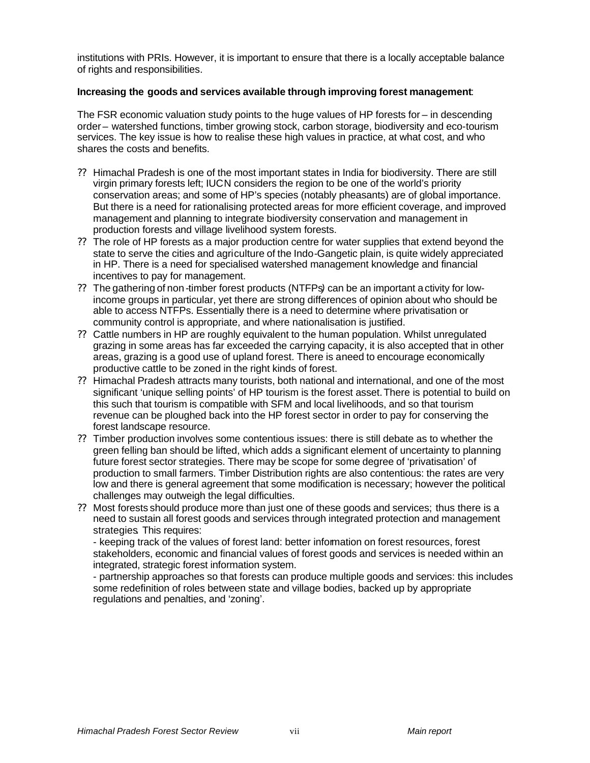institutions with PRIs. However, it is important to ensure that there is a locally acceptable balance of rights and responsibilities.

**Increasing the goods and services available through improving forest management**:

The FSR economic valuation study points to the huge values of HP forests for – in descending order – watershed functions, timber growing stock, carbon storage, biodiversity and eco-tourism services. The key issue is how to realise these high values in practice, at what cost, and who shares the costs and benefits.

- Himachal Pradesh is one of the most important states in India for biodiversity. There are still virgin primary forests left; IUCN considers the region to be one of the world's priority conservation areas; and some of HP's species (notably pheasants) are of global importance. But there is a need for rationalising protected areas for more efficient coverage, and improved management and planning to integrate biodiversity conservation and management in production forests and village livelihood system forests.
- The role of HP forests as a major production centre for water supplies that extend beyond the state to serve the cities and agriculture of the Indo-Gangetic plain, is quite widely appreciated in HP. There is a need for specialised watershed management knowledge and financial incentives to pay for management.
- The gathering of non-timber forest products (NTFPs) can be an important activity for low-income groups in particular, yet there are strong differences of opinion about who should be able to access NTFPs. Essentially there is a need to determine where privatisation or community control is appropriate, and where nationalisation is justified.
- Cattle numbers in HP are roughly equivalent to the human population. Whilst unregulated grazing in some areas has far exceeded the carrying capacity, it is also accepted that in other areas, grazing is a good use of upland forest. There is a need to encourage economically productive cattle to be zoned in the right kinds of forest.
- Himachal Pradesh attracts many tourists, both national and international, and one of the most significant 'unique selling points' of HP tourism is the forest asset. There is potential to build on this such that tourism is compatible with SFM and local livelihoods, and so that tourism revenue can be ploughed back into the HP forest sector in order to pay for conserving the forest landscape resource.
- Timber production involves some contentious issues: there is still debate as to whether the green felling ban should be lifted, which adds a significant element of uncertainty to planning future forest sector strategies. There may be scope for some degree of 'privatisation' of production to small farmers. Timber Distribution rights are also contentious: the rates are very low and there is general agreement that some modification is necessary; however the political challenges may outweigh the legal difficulties.
- Most forests should produce more than just one of these goods and services; thus there is a need to sustain all forest goods and services through integrated protection and management strategies. This requires:
  - keeping track of the values of forest land: better information on forest resources, forest stakeholders, economic and financial values of forest goods and services is needed within an integrated, strategic forest information system.
  - partnership approaches so that forests can produce multiple goods and services: this includes some redefinition of roles between state and village bodies, backed up by appropriate regulations and penalties, and 'zoning'.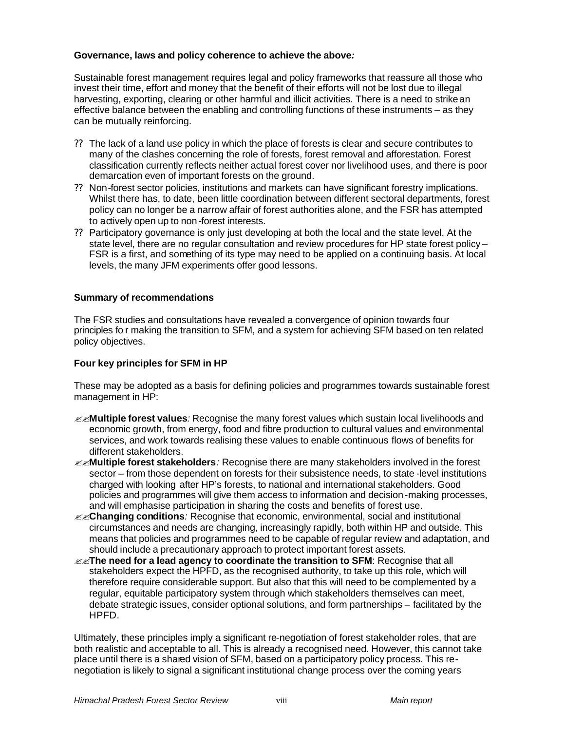**Governance, laws and policy coherence to achieve the above*:***

Sustainable forest management requires legal and policy frameworks that reassure all those who invest their time, effort and money that the benefit of their efforts will not be lost due to illegal harvesting, exporting, clearing or other harmful and illicit activities. There is a need to strike an effective balance between the enabling and controlling functions of these instruments – as they can be mutually reinforcing.

- The lack of a land use policy in which the place of forests is clear and secure contributes to many of the clashes concerning the role of forests, forest removal and afforestation. Forest classification currently reflects neither actual forest cover nor livelihood uses, and there is poor demarcation even of important forests on the ground.
- Non-forest sector policies, institutions and markets can have significant forestry implications. Whilst there has, to date, been little coordination between different sectoral departments, forest policy can no longer be a narrow affair of forest authorities alone, and the FSR has attempted to actively open up to non-forest interests.
- Participatory governance is only just developing at both the local and the state level. At the state level, there are no regular consultation and review procedures for HP state forest policy – FSR is a first, and something of its type may need to be applied on a continuing basis. At local levels, the many JFM experiments offer good lessons.

**Summary of recommendations**

The FSR studies and consultations have revealed a convergence of opinion towards four principles for making the transition to SFM, and a system for achieving SFM based on ten related policy objectives.

**Four key principles for SFM in HP**

These may be adopted as a basis for defining policies and programmes towards sustainable forest management in HP:

- **Multiple forest values***:* Recognise the many forest values which sustain local livelihoods and economic growth, from energy, food and fibre production to cultural values and environmental services, and work towards realising these values to enable continuous flows of benefits for different stakeholders.
- **Multiple forest stakeholders***:* Recognise there are many stakeholders involved in the forest sector – from those dependent on forests for their subsistence needs, to state-level institutions charged with looking after HP's forests, to national and international stakeholders. Good policies and programmes will give them access to information and decision-making processes, and will emphasise participation in sharing the costs and benefits of forest use.
- **Changing conditions***:* Recognise that economic, environmental, social and institutional circumstances and needs are changing, increasingly rapidly, both within HP and outside. This means that policies and programmes need to be capable of regular review and adaptation, and should include a precautionary approach to protect important forest assets.
- **The need for a lead agency to coordinate the transition to SFM**: Recognise that all stakeholders expect the HPFD, as the recognised authority, to take up this role, which will therefore require considerable support. But also that this will need to be complemented by a regular, equitable participatory system through which stakeholders themselves can meet, debate strategic issues, consider optional solutions, and form partnerships – facilitated by the HPFD.

Ultimately, these principles imply a significant re-negotiation of forest stakeholder roles, that are both realistic and acceptable to all. This is already a recognised need. However, this cannot take place until there is a shared vision of SFM, based on a participatory policy process. This re-negotiation is likely to signal a significant institutional change process over the coming years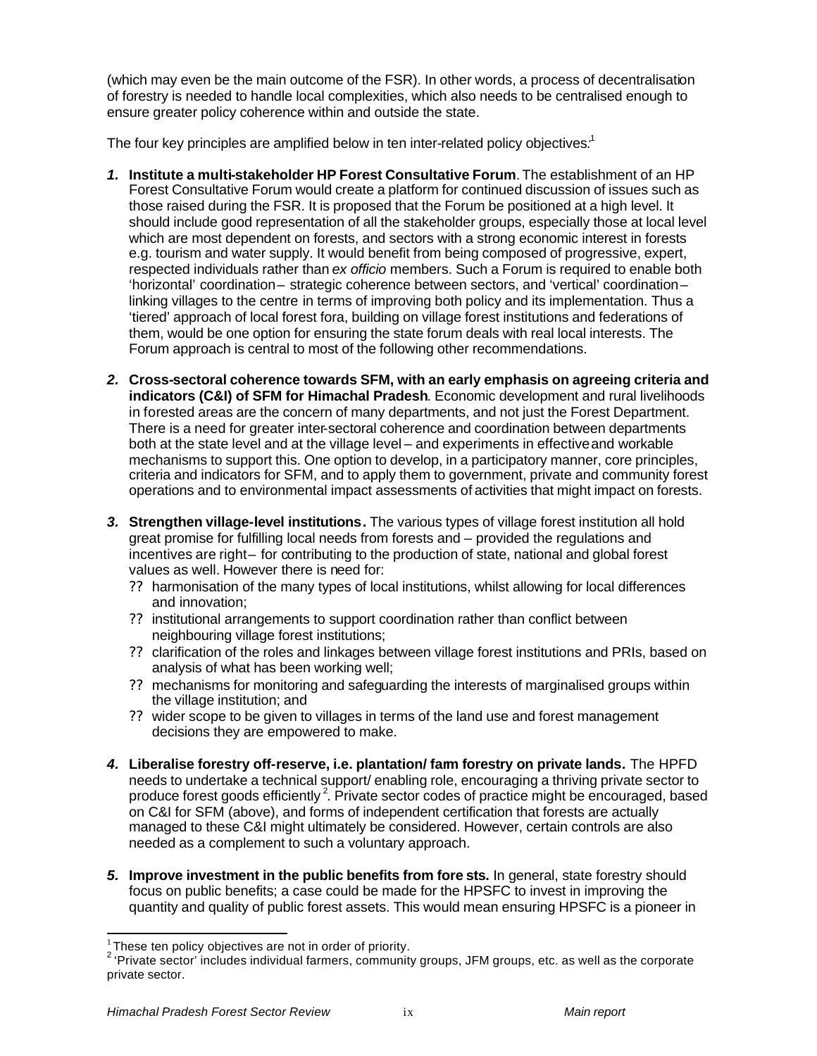(which may even be the main outcome of the FSR). In other words, a process of decentralisation of forestry is needed to handle local complexities, which also needs to be centralised enough to ensure greater policy coherence within and outside the state.

The four key principles are amplified below in ten inter-related policy objectives:[1]

1. **Institute a multi-stakeholder HP Forest Consultative Forum**. The establishment of an HP Forest Consultative Forum would create a platform for continued discussion of issues such as those raised during the FSR. It is proposed that the Forum be positioned at a high level. It should include good representation of all the stakeholder groups, especially those at local level which are most dependent on forests, and sectors with a strong economic interest in forests e.g. tourism and water supply. It would benefit from being composed of progressive, expert, respected individuals rather than *ex officio* members. Such a Forum is required to enable both 'horizontal' coordination – strategic coherence between sectors, and 'vertical' coordination – linking villages to the centre in terms of improving both policy and its implementation. Thus a 'tiered' approach of local forest fora, building on village forest institutions and federations of them, would be one option for ensuring the state forum deals with real local interests. The Forum approach is central to most of the following other recommendations.

2. **Cross-sectoral coherence towards SFM, with an early emphasis on agreeing criteria and indicators (C&I) of SFM for Himachal Pradesh**. Economic development and rural livelihoods in forested areas are the concern of many departments, and not just the Forest Department. There is a need for greater inter-sectoral coherence and coordination between departments both at the state level and at the village level – and experiments in effective and workable mechanisms to support this. One option to develop, in a participatory manner, core principles, criteria and indicators for SFM, and to apply them to government, private and community forest operations and to environmental impact assessments of activities that might impact on forests.

3. **Strengthen village-level institutions.** The various types of village forest institution all hold great promise for fulfilling local needs from forests and – provided the regulations and incentives are right – for contributing to the production of state, national and global forest values as well. However there is need for:
   - harmonisation of the many types of local institutions, whilst allowing for local differences and innovation;
   - institutional arrangements to support coordination rather than conflict between neighbouring village forest institutions;
   - clarification of the roles and linkages between village forest institutions and PRIs, based on analysis of what has been working well;
   - mechanisms for monitoring and safeguarding the interests of marginalised groups within the village institution; and
   - wider scope to be given to villages in terms of the land use and forest management decisions they are empowered to make.

4. **Liberalise forestry off-reserve, i.e. plantation/ farm forestry on private lands.** The HPFD needs to undertake a technical support/ enabling role, encouraging a thriving private sector to produce forest goods efficiently[2]. Private sector codes of practice might be encouraged, based on C&I for SFM (above), and forms of independent certification that forests are actually managed to these C&I might ultimately be considered. However, certain controls are also needed as a complement to such a voluntary approach.

5. **Improve investment in the public benefits from forests.** In general, state forestry should focus on public benefits; a case could be made for the HPSFC to invest in improving the quantity and quality of public forest assets. This would mean ensuring HPSFC is a pioneer in

[1] These ten policy objectives are not in order of priority.

[2] 'Private sector' includes individual farmers, community groups, JFM groups, etc. as well as the corporate private sector.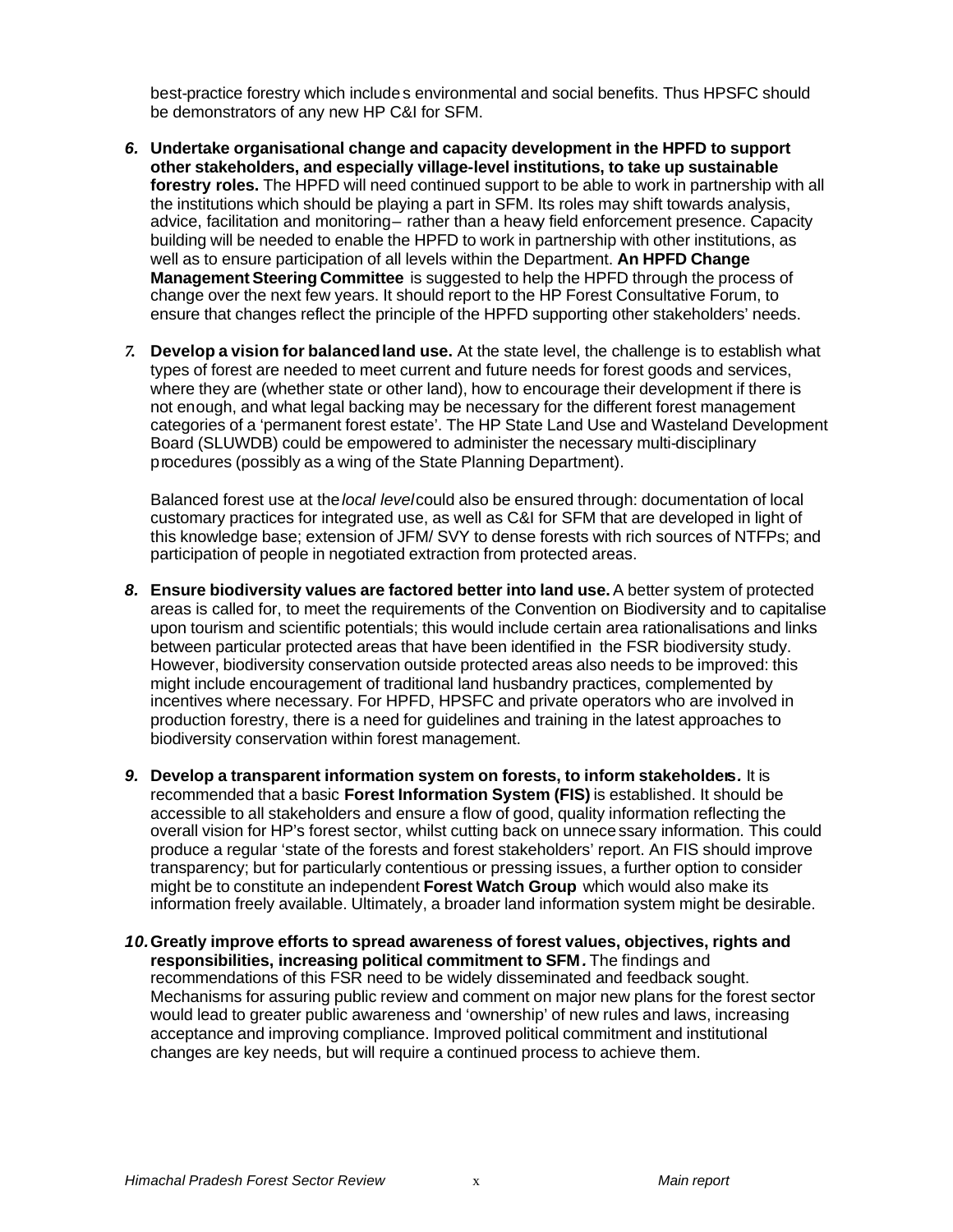best-practice forestry which includes environmental and social benefits. Thus HPSFC should be demonstrators of any new HP C&I for SFM.

6. **Undertake organisational change and capacity development in the HPFD to support other stakeholders, and especially village-level institutions, to take up sustainable forestry roles.** The HPFD will need continued support to be able to work in partnership with all the institutions which should be playing a part in SFM. Its roles may shift towards analysis, advice, facilitation and monitoring – rather than a heavy field enforcement presence. Capacity building will be needed to enable the HPFD to work in partnership with other institutions, as well as to ensure participation of all levels within the Department. **An HPFD Change Management Steering Committee** is suggested to help the HPFD through the process of change over the next few years. It should report to the HP Forest Consultative Forum, to ensure that changes reflect the principle of the HPFD supporting other stakeholders' needs.

7. **Develop a vision for balanced land use.** At the state level, the challenge is to establish what types of forest are needed to meet current and future needs for forest goods and services, where they are (whether state or other land), how to encourage their development if there is not enough, and what legal backing may be necessary for the different forest management categories of a 'permanent forest estate'. The HP State Land Use and Wasteland Development Board (SLUWDB) could be empowered to administer the necessary multi-disciplinary procedures (possibly as a wing of the State Planning Department).

   Balanced forest use at the *local level* could also be ensured through: documentation of local customary practices for integrated use, as well as C&I for SFM that are developed in light of this knowledge base; extension of JFM/ SVY to dense forests with rich sources of NTFPs; and participation of people in negotiated extraction from protected areas.

8. **Ensure biodiversity values are factored better into land use.** A better system of protected areas is called for, to meet the requirements of the Convention on Biodiversity and to capitalise upon tourism and scientific potentials; this would include certain area rationalisations and links between particular protected areas that have been identified in the FSR biodiversity study. However, biodiversity conservation outside protected areas also needs to be improved: this might include encouragement of traditional land husbandry practices, complemented by incentives where necessary. For HPFD, HPSFC and private operators who are involved in production forestry, there is a need for guidelines and training in the latest approaches to biodiversity conservation within forest management.

9. **Develop a transparent information system on forests, to inform stakeholders.** It is recommended that a basic **Forest Information System (FIS)** is established. It should be accessible to all stakeholders and ensure a flow of good, quality information reflecting the overall vision for HP's forest sector, whilst cutting back on unnecessary information. This could produce a regular 'state of the forests and forest stakeholders' report. An FIS should improve transparency; but for particularly contentious or pressing issues, a further option to consider might be to constitute an independent **Forest Watch Group** which would also make its information freely available. Ultimately, a broader land information system might be desirable.

10. **Greatly improve efforts to spread awareness of forest values, objectives, rights and responsibilities, increasing political commitment to SFM.** The findings and recommendations of this FSR need to be widely disseminated and feedback sought. Mechanisms for assuring public review and comment on major new plans for the forest sector would lead to greater public awareness and 'ownership' of new rules and laws, increasing acceptance and improving compliance. Improved political commitment and institutional changes are key needs, but will require a continued process to achieve them.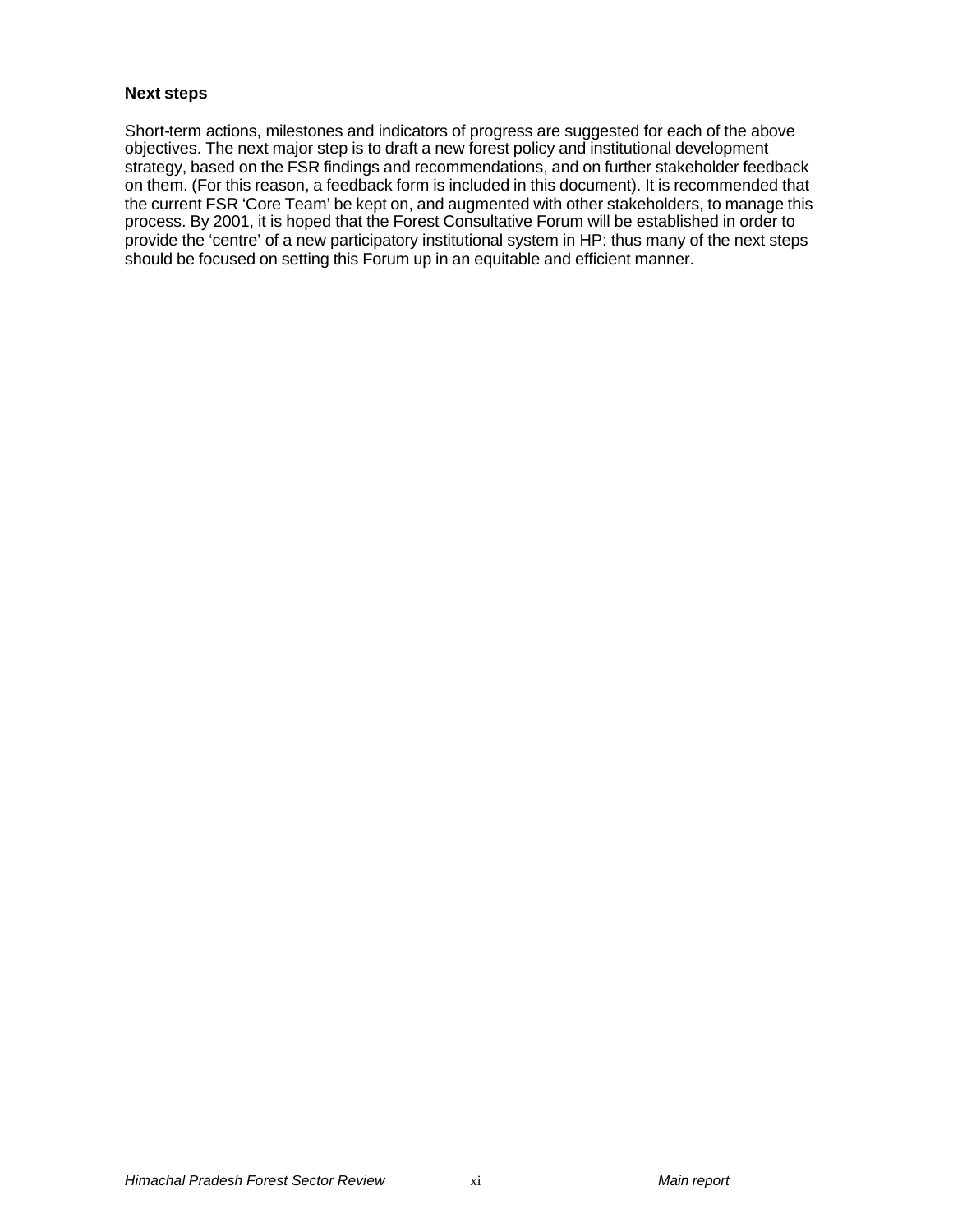**Next steps**

Short-term actions, milestones and indicators of progress are suggested for each of the above objectives. The next major step is to draft a new forest policy and institutional development strategy, based on the FSR findings and recommendations, and on further stakeholder feedback on them. (For this reason, a feedback form is included in this document). It is recommended that the current FSR 'Core Team' be kept on, and augmented with other stakeholders, to manage this process. By 2001, it is hoped that the Forest Consultative Forum will be established in order to provide the 'centre' of a new participatory institutional system in HP: thus many of the next steps should be focused on setting this Forum up in an equitable and efficient manner.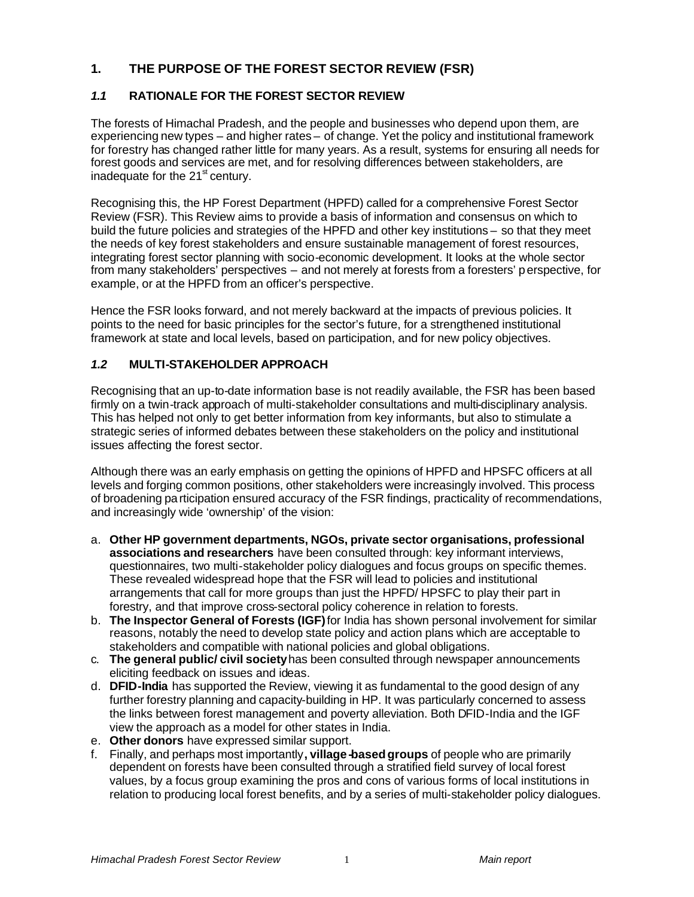# 1. THE PURPOSE OF THE FOREST SECTOR REVIEW (FSR)

## *1.1* RATIONALE FOR THE FOREST SECTOR REVIEW

The forests of Himachal Pradesh, and the people and businesses who depend upon them, are experiencing new types – and higher rates – of change. Yet the policy and institutional framework for forestry has changed rather little for many years. As a result, systems for ensuring all needs for forest goods and services are met, and for resolving differences between stakeholders, are inadequate for the 21st century.

Recognising this, the HP Forest Department (HPFD) called for a comprehensive Forest Sector Review (FSR). This Review aims to provide a basis of information and consensus on which to build the future policies and strategies of the HPFD and other key institutions – so that they meet the needs of key forest stakeholders and ensure sustainable management of forest resources, integrating forest sector planning with socio-economic development. It looks at the whole sector from many stakeholders' perspectives – and not merely at forests from a foresters' perspective, for example, or at the HPFD from an officer's perspective.

Hence the FSR looks forward, and not merely backward at the impacts of previous policies. It points to the need for basic principles for the sector's future, for a strengthened institutional framework at state and local levels, based on participation, and for new policy objectives.

## *1.2* MULTI-STAKEHOLDER APPROACH

Recognising that an up-to-date information base is not readily available, the FSR has been based firmly on a twin-track approach of multi-stakeholder consultations and multi-disciplinary analysis. This has helped not only to get better information from key informants, but also to stimulate a strategic series of informed debates between these stakeholders on the policy and institutional issues affecting the forest sector.

Although there was an early emphasis on getting the opinions of HPFD and HPSFC officers at all levels and forging common positions, other stakeholders were increasingly involved. This process of broadening participation ensured accuracy of the FSR findings, practicality of recommendations, and increasingly wide 'ownership' of the vision:

a. **Other HP government departments, NGOs, private sector organisations, professional associations and researchers** have been consulted through: key informant interviews, questionnaires, two multi-stakeholder policy dialogues and focus groups on specific themes. These revealed widespread hope that the FSR will lead to policies and institutional arrangements that call for more groups than just the HPFD/ HPSFC to play their part in forestry, and that improve cross-sectoral policy coherence in relation to forests.
b. **The Inspector General of Forests (IGF)** for India has shown personal involvement for similar reasons, notably the need to develop state policy and action plans which are acceptable to stakeholders and compatible with national policies and global obligations.
c. **The general public/ civil society** has been consulted through newspaper announcements eliciting feedback on issues and ideas.
d. **DFID-India** has supported the Review, viewing it as fundamental to the good design of any further forestry planning and capacity-building in HP. It was particularly concerned to assess the links between forest management and poverty alleviation. Both DFID-India and the IGF view the approach as a model for other states in India.
e. **Other donors** have expressed similar support.
f. Finally, and perhaps most importantly**, village-based groups** of people who are primarily dependent on forests have been consulted through a stratified field survey of local forest values, by a focus group examining the pros and cons of various forms of local institutions in relation to producing local forest benefits, and by a series of multi-stakeholder policy dialogues.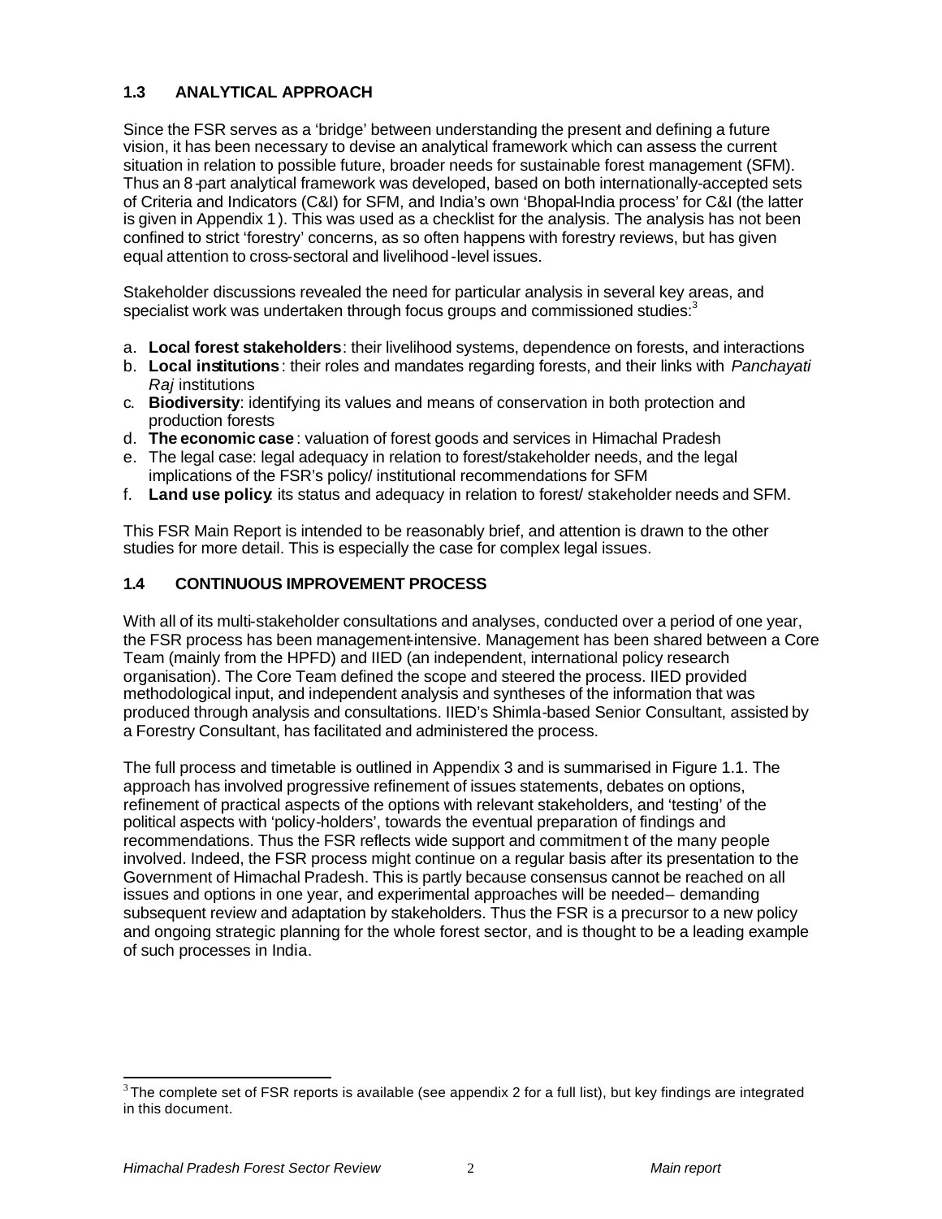## 1.3 ANALYTICAL APPROACH

Since the FSR serves as a 'bridge' between understanding the present and defining a future vision, it has been necessary to devise an analytical framework which can assess the current situation in relation to possible future, broader needs for sustainable forest management (SFM). Thus an 8-part analytical framework was developed, based on both internationally-accepted sets of Criteria and Indicators (C&I) for SFM, and India's own 'Bhopal-India process' for C&I (the latter is given in Appendix 1). This was used as a checklist for the analysis. The analysis has not been confined to strict 'forestry' concerns, as so often happens with forestry reviews, but has given equal attention to cross-sectoral and livelihood-level issues.

Stakeholder discussions revealed the need for particular analysis in several key areas, and specialist work was undertaken through focus groups and commissioned studies:[3]

a. **Local forest stakeholders**: their livelihood systems, dependence on forests, and interactions
b. **Local institutions**: their roles and mandates regarding forests, and their links with *Panchayati Raj* institutions
c. **Biodiversity**: identifying its values and means of conservation in both protection and production forests
d. **The economic case**: valuation of forest goods and services in Himachal Pradesh
e. The legal case: legal adequacy in relation to forest/stakeholder needs, and the legal implications of the FSR's policy/ institutional recommendations for SFM
f. **Land use policy**: its status and adequacy in relation to forest/ stakeholder needs and SFM.

This FSR Main Report is intended to be reasonably brief, and attention is drawn to the other studies for more detail. This is especially the case for complex legal issues.

## 1.4 CONTINUOUS IMPROVEMENT PROCESS

With all of its multi-stakeholder consultations and analyses, conducted over a period of one year, the FSR process has been management-intensive. Management has been shared between a Core Team (mainly from the HPFD) and IIED (an independent, international policy research organisation). The Core Team defined the scope and steered the process. IIED provided methodological input, and independent analysis and syntheses of the information that was produced through analysis and consultations. IIED's Shimla-based Senior Consultant, assisted by a Forestry Consultant, has facilitated and administered the process.

The full process and timetable is outlined in Appendix 3 and is summarised in Figure 1.1. The approach has involved progressive refinement of issues statements, debates on options, refinement of practical aspects of the options with relevant stakeholders, and 'testing' of the political aspects with 'policy-holders', towards the eventual preparation of findings and recommendations. Thus the FSR reflects wide support and commitment of the many people involved. Indeed, the FSR process might continue on a regular basis after its presentation to the Government of Himachal Pradesh. This is partly because consensus cannot be reached on all issues and options in one year, and experimental approaches will be needed – demanding subsequent review and adaptation by stakeholders. Thus the FSR is a precursor to a new policy and ongoing strategic planning for the whole forest sector, and is thought to be a leading example of such processes in India.

[3] The complete set of FSR reports is available (see appendix 2 for a full list), but key findings are integrated in this document.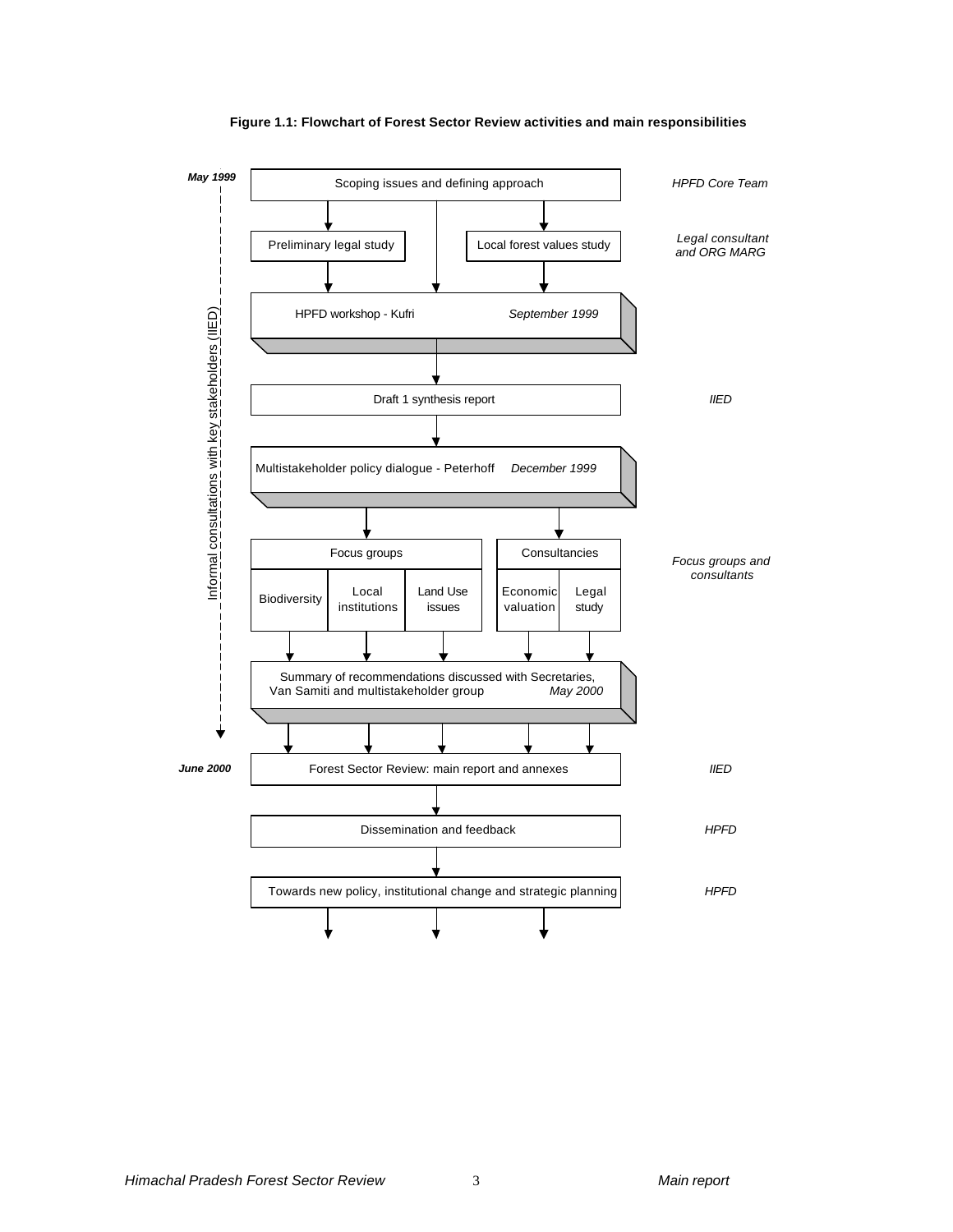**Figure 1.1: Flowchart of Forest Sector Review activities and main responsibilities**

*May 1999*

Scoping issues and defining approach — *HPFD Core Team*

Preliminary legal study | Local forest values study — *Legal consultant and ORG MARG*

HPFD workshop - Kufri *September 1999*

Draft 1 synthesis report — *IIED*

Multistakeholder policy dialogue - Peterhoff *December 1999*

Focus groups: Biodiversity | Local institutions | Land Use issues
Consultancies: Economic valuation | Legal study — *Focus groups and consultants*

Summary of recommendations discussed with Secretaries, Van Samiti and multistakeholder group *May 2000*

*June 2000* Forest Sector Review: main report and annexes — *IIED*

Dissemination and feedback — *HPFD*

Towards new policy, institutional change and strategic planning — *HPFD*

Informal consultations with key stakeholders (IIED)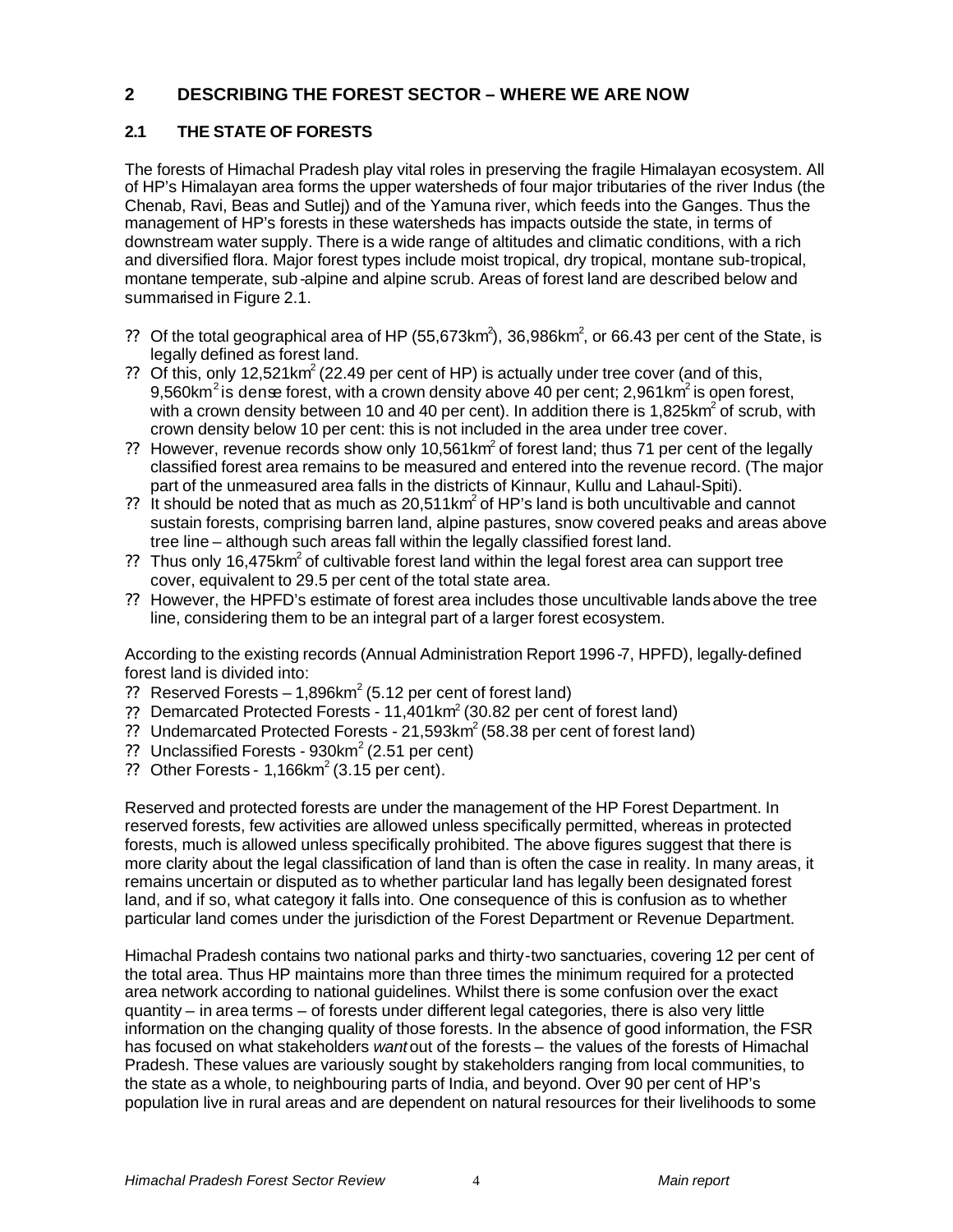## 2 DESCRIBING THE FOREST SECTOR – WHERE WE ARE NOW

### 2.1 THE STATE OF FORESTS

The forests of Himachal Pradesh play vital roles in preserving the fragile Himalayan ecosystem. All of HP's Himalayan area forms the upper watersheds of four major tributaries of the river Indus (the Chenab, Ravi, Beas and Sutlej) and of the Yamuna river, which feeds into the Ganges. Thus the management of HP's forests in these watersheds has impacts outside the state, in terms of downstream water supply. There is a wide range of altitudes and climatic conditions, with a rich and diversified flora. Major forest types include moist tropical, dry tropical, montane sub-tropical, montane temperate, sub-alpine and alpine scrub. Areas of forest land are described below and summarised in Figure 2.1.

- Of the total geographical area of HP (55,673km$^2$), 36,986km$^2$, or 66.43 per cent of the State, is legally defined as forest land.
- Of this, only 12,521km$^2$ (22.49 per cent of HP) is actually under tree cover (and of this, 9,560km$^2$ is dense forest, with a crown density above 40 per cent; 2,961km$^2$ is open forest, with a crown density between 10 and 40 per cent). In addition there is 1,825km$^2$ of scrub, with crown density below 10 per cent: this is not included in the area under tree cover.
- However, revenue records show only 10,561km$^2$ of forest land; thus 71 per cent of the legally classified forest area remains to be measured and entered into the revenue record. (The major part of the unmeasured area falls in the districts of Kinnaur, Kullu and Lahaul-Spiti).
- It should be noted that as much as 20,511km$^2$ of HP's land is both uncultivable and cannot sustain forests, comprising barren land, alpine pastures, snow covered peaks and areas above tree line – although such areas fall within the legally classified forest land.
- Thus only 16,475km$^2$ of cultivable forest land within the legal forest area can support tree cover, equivalent to 29.5 per cent of the total state area.
- However, the HPFD's estimate of forest area includes those uncultivable lands above the tree line, considering them to be an integral part of a larger forest ecosystem.

According to the existing records (Annual Administration Report 1996-7, HPFD), legally-defined forest land is divided into:

- Reserved Forests – 1,896km$^2$ (5.12 per cent of forest land)
- Demarcated Protected Forests - 11,401km$^2$ (30.82 per cent of forest land)
- Undemarcated Protected Forests - 21,593km$^2$ (58.38 per cent of forest land)
- Unclassified Forests - 930km$^2$ (2.51 per cent)
- Other Forests - 1,166km$^2$ (3.15 per cent).

Reserved and protected forests are under the management of the HP Forest Department. In reserved forests, few activities are allowed unless specifically permitted, whereas in protected forests, much is allowed unless specifically prohibited. The above figures suggest that there is more clarity about the legal classification of land than is often the case in reality. In many areas, it remains uncertain or disputed as to whether particular land has legally been designated forest land, and if so, what category it falls into. One consequence of this is confusion as to whether particular land comes under the jurisdiction of the Forest Department or Revenue Department.

Himachal Pradesh contains two national parks and thirty-two sanctuaries, covering 12 per cent of the total area. Thus HP maintains more than three times the minimum required for a protected area network according to national guidelines. Whilst there is some confusion over the exact quantity – in area terms – of forests under different legal categories, there is also very little information on the changing quality of those forests. In the absence of good information, the FSR has focused on what stakeholders *want* out of the forests – the values of the forests of Himachal Pradesh. These values are variously sought by stakeholders ranging from local communities, to the state as a whole, to neighbouring parts of India, and beyond. Over 90 per cent of HP's population live in rural areas and are dependent on natural resources for their livelihoods to some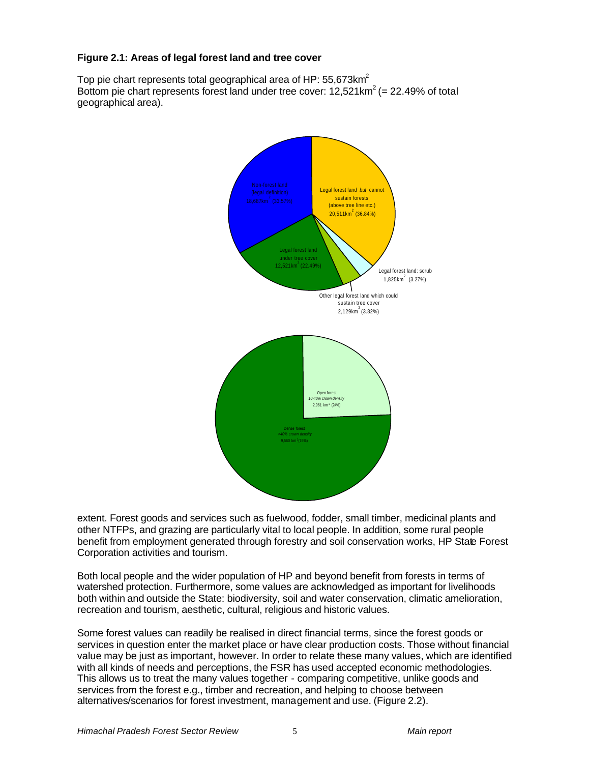**Figure 2.1: Areas of legal forest land and tree cover**

Top pie chart represents total geographical area of HP: 55,673km$^2$
Bottom pie chart represents forest land under tree cover: 12,521km$^2$ (= 22.49% of total geographical area).

Non-forest land (legal definition) 18,687km$^2$ (33.57%)

Legal forest land *but* cannot sustain forests (above tree line etc.) 20,511km$^2$ (36.84%)

Legal forest land under tree cover 12,521km$^2$ (22.49%)

Legal forest land: scrub 1,825km$^2$ (3.27%)

Other legal forest land which could sustain tree cover 2,129km$^2$ (3.82%)

Open forest *10-40% crown density* 2,961 km$^2$ (24%)

Dense forest *>40% crown density* 9,560 km$^2$ (76%)

extent. Forest goods and services such as fuelwood, fodder, small timber, medicinal plants and other NTFPs, and grazing are particularly vital to local people. In addition, some rural people benefit from employment generated through forestry and soil conservation works, HP State Forest Corporation activities and tourism.

Both local people and the wider population of HP and beyond benefit from forests in terms of watershed protection. Furthermore, some values are acknowledged as important for livelihoods both within and outside the State: biodiversity, soil and water conservation, climatic amelioration, recreation and tourism, aesthetic, cultural, religious and historic values.

Some forest values can readily be realised in direct financial terms, since the forest goods or services in question enter the market place or have clear production costs. Those without financial value may be just as important, however. In order to relate these many values, which are identified with all kinds of needs and perceptions, the FSR has used accepted economic methodologies. This allows us to treat the many values together - comparing competitive, unlike goods and services from the forest e.g., timber and recreation, and helping to choose between alternatives/scenarios for forest investment, management and use. (Figure 2.2).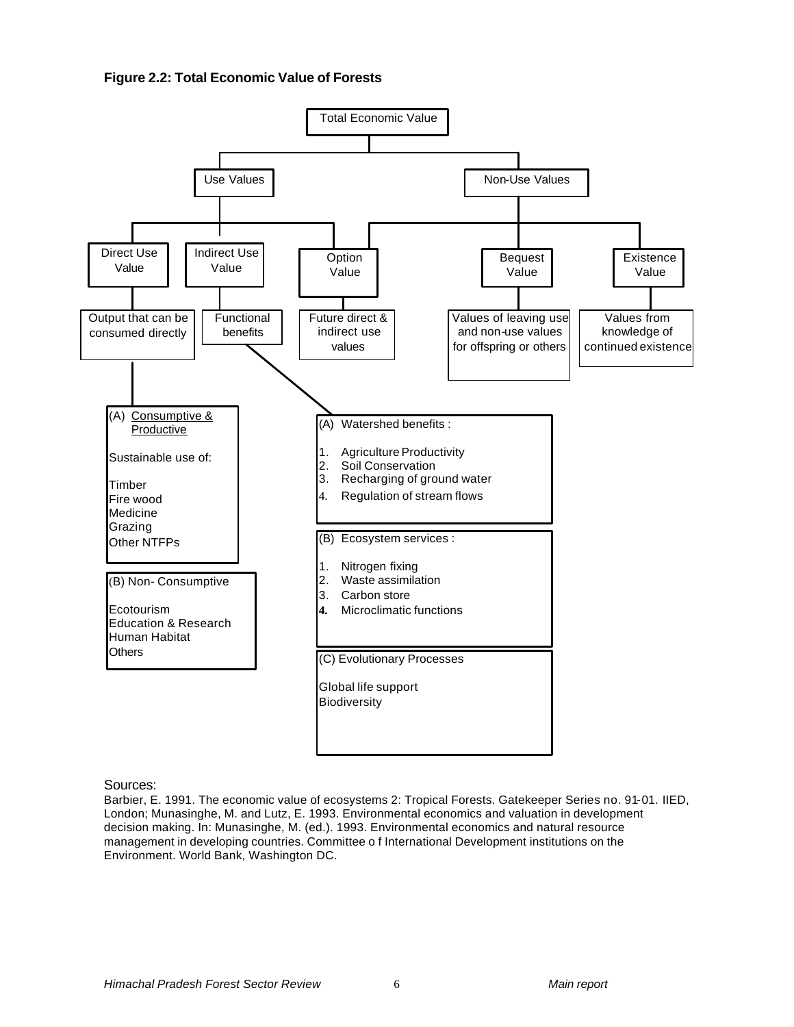**Figure 2.2: Total Economic Value of Forests**

- Total Economic Value
  - Use Values
    - Direct Use Value
      - Output that can be consumed directly
        - (A) Consumptive & Productive
          - Sustainable use of:
            - Timber
            - Fire wood
            - Medicine
            - Grazing
            - Other NTFPs
        - (B) Non- Consumptive
          - Ecotourism
          - Education & Research
          - Human Habitat
          - Others
    - Indirect Use Value
      - Functional benefits
        - (A) Watershed benefits :
          1. Agriculture Productivity
          2. Soil Conservation
          3. Recharging of ground water
          4. Regulation of stream flows
        - (B) Ecosystem services :
          1. Nitrogen fixing
          2. Waste assimilation
          3. Carbon store
          4. Microclimatic functions
        - (C) Evolutionary Processes
          - Global life support
          - Biodiversity
    - Option Value
      - Future direct & indirect use values
  - Non-Use Values
    - Option Value
      - Future direct & indirect use values
    - Bequest Value
      - Values of leaving use and non-use values for offspring or others
    - Existence Value
      - Values from knowledge of continued existence

Sources:
Barbier, E. 1991. The economic value of ecosystems 2: Tropical Forests. Gatekeeper Series no. 91-01. IIED, London; Munasinghe, M. and Lutz, E. 1993. Environmental economics and valuation in development decision making. In: Munasinghe, M. (ed.). 1993. Environmental economics and natural resource management in developing countries. Committee o f International Development institutions on the Environment. World Bank, Washington DC.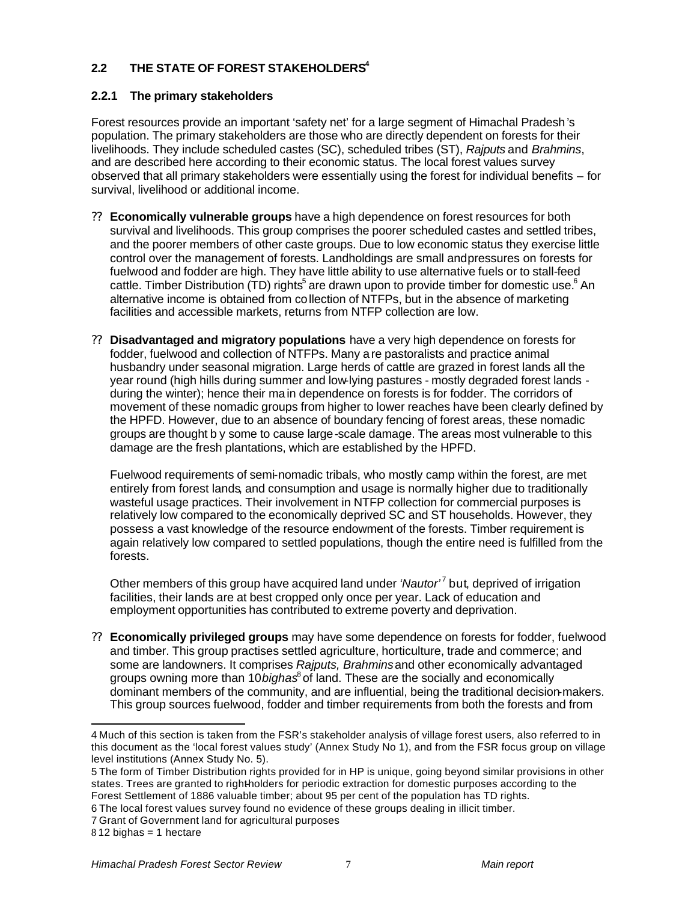## 2.2 THE STATE OF FOREST STAKEHOLDERS[4]

### 2.2.1 The primary stakeholders

Forest resources provide an important 'safety net' for a large segment of Himachal Pradesh's population. The primary stakeholders are those who are directly dependent on forests for their livelihoods. They include scheduled castes (SC), scheduled tribes (ST), *Rajputs* and *Brahmins*, and are described here according to their economic status. The local forest values survey observed that all primary stakeholders were essentially using the forest for individual benefits – for survival, livelihood or additional income.

- **Economically vulnerable groups** have a high dependence on forest resources for both survival and livelihoods. This group comprises the poorer scheduled castes and settled tribes, and the poorer members of other caste groups. Due to low economic status they exercise little control over the management of forests. Landholdings are small and pressures on forests for fuelwood and fodder are high. They have little ability to use alternative fuels or to stall-feed cattle. Timber Distribution (TD) rights[5] are drawn upon to provide timber for domestic use.[6] An alternative income is obtained from collection of NTFPs, but in the absence of marketing facilities and accessible markets, returns from NTFP collection are low.

- **Disadvantaged and migratory populations** have a very high dependence on forests for fodder, fuelwood and collection of NTFPs. Many are pastoralists and practice animal husbandry under seasonal migration. Large herds of cattle are grazed in forest lands all the year round (high hills during summer and low-lying pastures - mostly degraded forest lands - during the winter); hence their main dependence on forests is for fodder. The corridors of movement of these nomadic groups from higher to lower reaches have been clearly defined by the HPFD. However, due to an absence of boundary fencing of forest areas, these nomadic groups are thought by some to cause large-scale damage. The areas most vulnerable to this damage are the fresh plantations, which are established by the HPFD.

  Fuelwood requirements of semi-nomadic tribals, who mostly camp within the forest, are met entirely from forest lands, and consumption and usage is normally higher due to traditionally wasteful usage practices. Their involvement in NTFP collection for commercial purposes is relatively low compared to the economically deprived SC and ST households. However, they possess a vast knowledge of the resource endowment of the forests. Timber requirement is again relatively low compared to settled populations, though the entire need is fulfilled from the forests.

  Other members of this group have acquired land under *'Nautor'*[7] but, deprived of irrigation facilities, their lands are at best cropped only once per year. Lack of education and employment opportunities has contributed to extreme poverty and deprivation.

- **Economically privileged groups** may have some dependence on forests for fodder, fuelwood and timber. This group practises settled agriculture, horticulture, trade and commerce; and some are landowners. It comprises *Rajputs, Brahmins* and other economically advantaged groups owning more than 10 *bighas*[8] of land. These are the socially and economically dominant members of the community, and are influential, being the traditional decision-makers. This group sources fuelwood, fodder and timber requirements from both the forests and from

---

4 Much of this section is taken from the FSR's stakeholder analysis of village forest users, also referred to in this document as the 'local forest values study' (Annex Study No 1), and from the FSR focus group on village level institutions (Annex Study No. 5).

5 The form of Timber Distribution rights provided for in HP is unique, going beyond similar provisions in other states. Trees are granted to right-holders for periodic extraction for domestic purposes according to the Forest Settlement of 1886 valuable timber; about 95 per cent of the population has TD rights.

6 The local forest values survey found no evidence of these groups dealing in illicit timber.

7 Grant of Government land for agricultural purposes

8 12 bighas = 1 hectare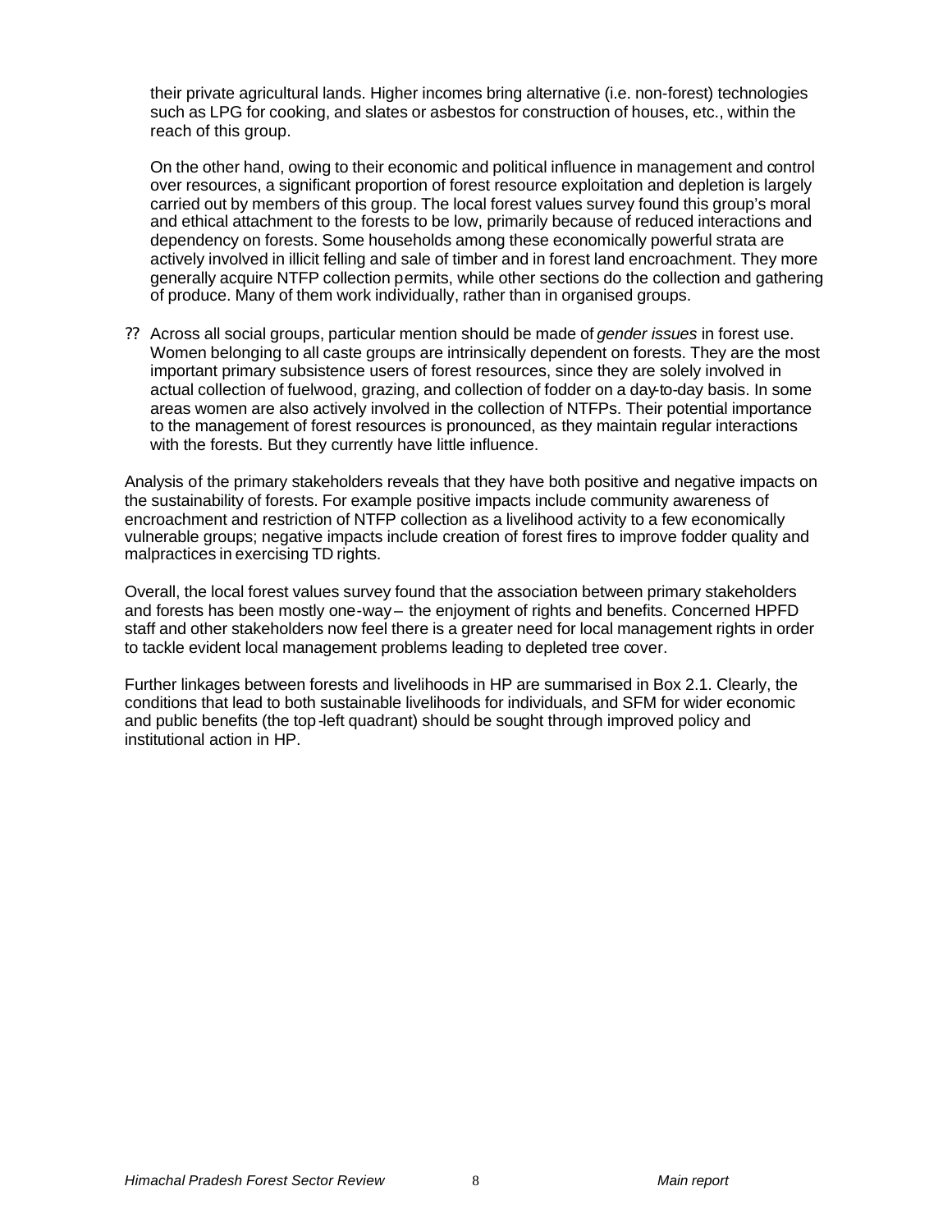their private agricultural lands. Higher incomes bring alternative (i.e. non-forest) technologies such as LPG for cooking, and slates or asbestos for construction of houses, etc., within the reach of this group.

On the other hand, owing to their economic and political influence in management and control over resources, a significant proportion of forest resource exploitation and depletion is largely carried out by members of this group. The local forest values survey found this group's moral and ethical attachment to the forests to be low, primarily because of reduced interactions and dependency on forests. Some households among these economically powerful strata are actively involved in illicit felling and sale of timber and in forest land encroachment. They more generally acquire NTFP collection permits, while other sections do the collection and gathering of produce. Many of them work individually, rather than in organised groups.

- Across all social groups, particular mention should be made of *gender issues* in forest use. Women belonging to all caste groups are intrinsically dependent on forests. They are the most important primary subsistence users of forest resources, since they are solely involved in actual collection of fuelwood, grazing, and collection of fodder on a day-to-day basis. In some areas women are also actively involved in the collection of NTFPs. Their potential importance to the management of forest resources is pronounced, as they maintain regular interactions with the forests. But they currently have little influence.

Analysis of the primary stakeholders reveals that they have both positive and negative impacts on the sustainability of forests. For example positive impacts include community awareness of encroachment and restriction of NTFP collection as a livelihood activity to a few economically vulnerable groups; negative impacts include creation of forest fires to improve fodder quality and malpractices in exercising TD rights.

Overall, the local forest values survey found that the association between primary stakeholders and forests has been mostly one-way – the enjoyment of rights and benefits. Concerned HPFD staff and other stakeholders now feel there is a greater need for local management rights in order to tackle evident local management problems leading to depleted tree cover.

Further linkages between forests and livelihoods in HP are summarised in Box 2.1. Clearly, the conditions that lead to both sustainable livelihoods for individuals, and SFM for wider economic and public benefits (the top-left quadrant) should be sought through improved policy and institutional action in HP.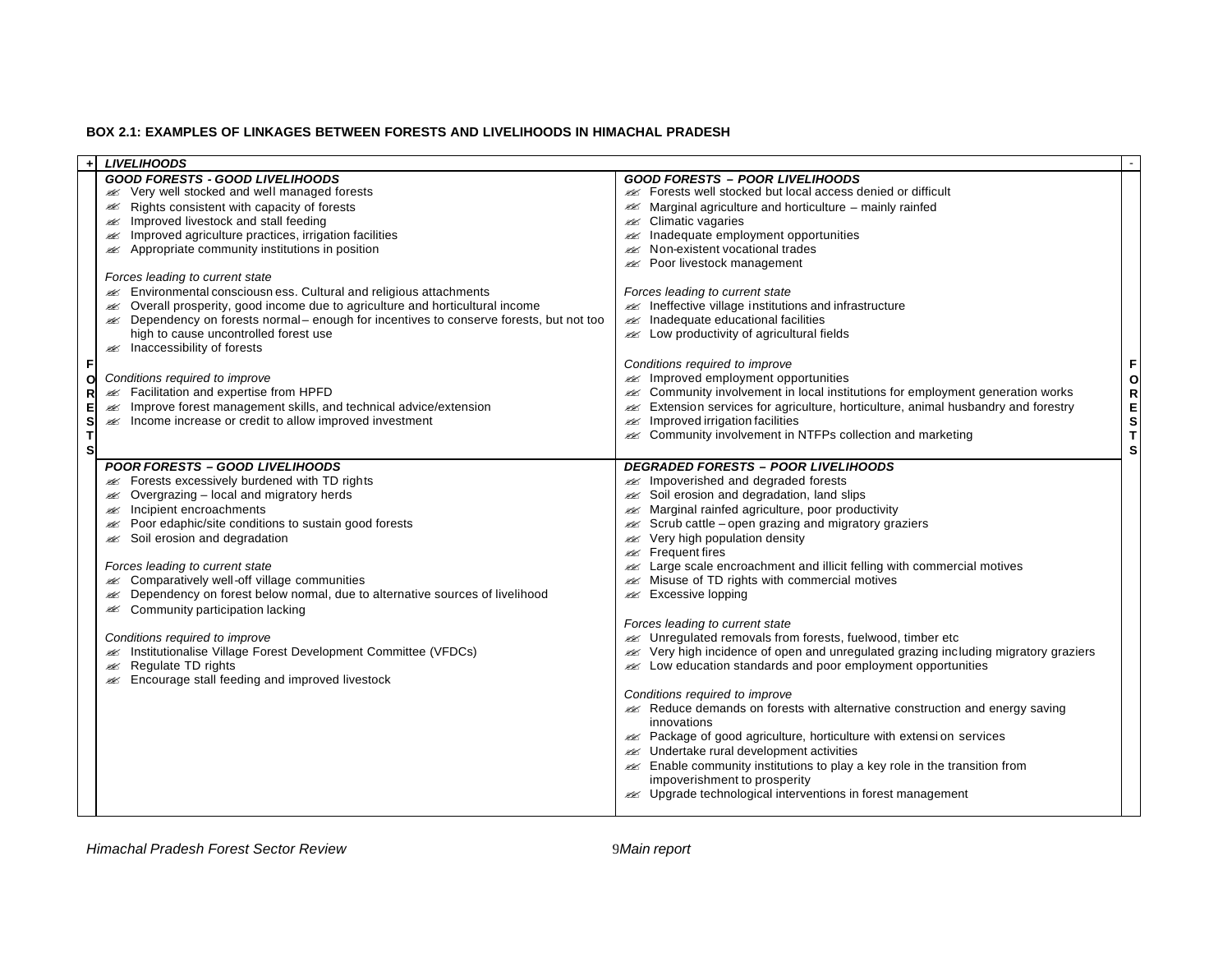**BOX 2.1: EXAMPLES OF LINKAGES BETWEEN FORESTS AND LIVELIHOODS IN HIMACHAL PRADESH**

| + LIVELIHOODS | - |
|---|---|
| ***GOOD FORESTS - GOOD LIVELIHOODS***<br>- Very well stocked and well managed forests<br>- Rights consistent with capacity of forests<br>- Improved livestock and stall feeding<br>- Improved agriculture practices, irrigation facilities<br>- Appropriate community institutions in position<br><br>*Forces leading to current state*<br>- Environmental consciousness. Cultural and religious attachments<br>- Overall prosperity, good income due to agriculture and horticultural income<br>- Dependency on forests normal – enough for incentives to conserve forests, but not too high to cause uncontrolled forest use<br>- Inaccessibility of forests<br><br>*Conditions required to improve*<br>- Facilitation and expertise from HPFD<br>- Improve forest management skills, and technical advice/extension<br>- Income increase or credit to allow improved investment | ***GOOD FORESTS – POOR LIVELIHOODS***<br>- Forests well stocked but local access denied or difficult<br>- Marginal agriculture and horticulture – mainly rainfed<br>- Climatic vagaries<br>- Inadequate employment opportunities<br>- Non-existent vocational trades<br>- Poor livestock management<br><br>*Forces leading to current state*<br>- Ineffective village institutions and infrastructure<br>- Inadequate educational facilities<br>- Low productivity of agricultural fields<br><br>*Conditions required to improve*<br>- Improved employment opportunities<br>- Community involvement in local institutions for employment generation works<br>- Extension services for agriculture, horticulture, animal husbandry and forestry<br>- Improved irrigation facilities<br>- Community involvement in NTFPs collection and marketing |
| ***POOR FORESTS – GOOD LIVELIHOODS***<br>- Forests excessively burdened with TD rights<br>- Overgrazing – local and migratory herds<br>- Incipient encroachments<br>- Poor edaphic/site conditions to sustain good forests<br>- Soil erosion and degradation<br><br>*Forces leading to current state*<br>- Comparatively well-off village communities<br>- Dependency on forest below normal, due to alternative sources of livelihood<br>- Community participation lacking<br><br>*Conditions required to improve*<br>- Institutionalise Village Forest Development Committee (VFDCs)<br>- Regulate TD rights<br>- Encourage stall feeding and improved livestock | ***DEGRADED FORESTS – POOR LIVELIHOODS***<br>- Impoverished and degraded forests<br>- Soil erosion and degradation, land slips<br>- Marginal rainfed agriculture, poor productivity<br>- Scrub cattle – open grazing and migratory graziers<br>- Very high population density<br>- Frequent fires<br>- Large scale encroachment and illicit felling with commercial motives<br>- Misuse of TD rights with commercial motives<br>- Excessive lopping<br><br>*Forces leading to current state*<br>- Unregulated removals from forests, fuelwood, timber etc<br>- Very high incidence of open and unregulated grazing including migratory graziers<br>- Low education standards and poor employment opportunities<br><br>*Conditions required to improve*<br>- Reduce demands on forests with alternative construction and energy saving innovations<br>- Package of good agriculture, horticulture with extension services<br>- Undertake rural development activities<br>- Enable community institutions to play a key role in the transition from impoverishment to prosperity<br>- Upgrade technological interventions in forest management |

(Vertical axis label: + FORESTS –)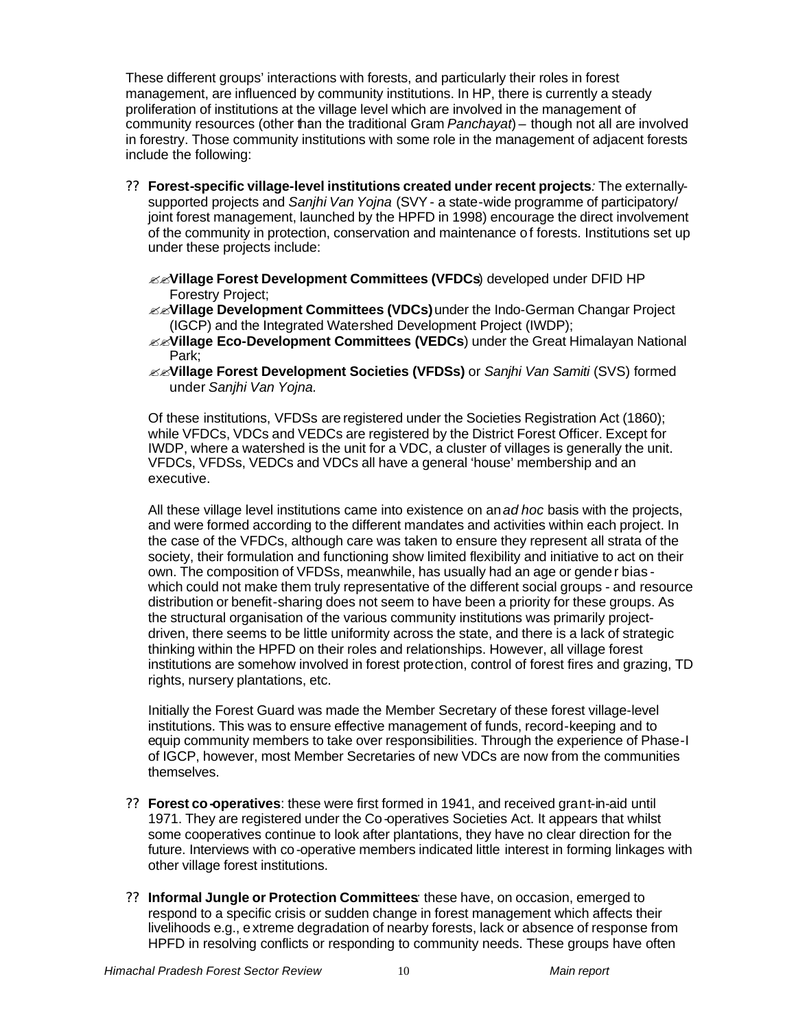These different groups' interactions with forests, and particularly their roles in forest management, are influenced by community institutions. In HP, there is currently a steady proliferation of institutions at the village level which are involved in the management of community resources (other than the traditional Gram *Panchayat*) – though not all are involved in forestry. Those community institutions with some role in the management of adjacent forests include the following:

- **Forest-specific village-level institutions created under recent projects**: The externally-supported projects and *Sanjhi Van Yojna* (SVY - a state-wide programme of participatory/ joint forest management, launched by the HPFD in 1998) encourage the direct involvement of the community in protection, conservation and maintenance of forests. Institutions set up under these projects include:

  - **Village Forest Development Committees (VFDCs**) developed under DFID HP Forestry Project;
  - **Village Development Committees (VDCs)** under the Indo-German Changar Project (IGCP) and the Integrated Watershed Development Project (IWDP);
  - **Village Eco-Development Committees (VEDCs**) under the Great Himalayan National Park;
  - **Village Forest Development Societies (VFDSs)** or *Sanjhi Van Samiti* (SVS) formed under *Sanjhi Van Yojna.*

  Of these institutions, VFDSs are registered under the Societies Registration Act (1860); while VFDCs, VDCs and VEDCs are registered by the District Forest Officer. Except for IWDP, where a watershed is the unit for a VDC, a cluster of villages is generally the unit. VFDCs, VFDSs, VEDCs and VDCs all have a general 'house' membership and an executive.

  All these village level institutions came into existence on an *ad hoc* basis with the projects, and were formed according to the different mandates and activities within each project. In the case of the VFDCs, although care was taken to ensure they represent all strata of the society, their formulation and functioning show limited flexibility and initiative to act on their own. The composition of VFDSs, meanwhile, has usually had an age or gender bias - which could not make them truly representative of the different social groups - and resource distribution or benefit-sharing does not seem to have been a priority for these groups. As the structural organisation of the various community institutions was primarily project-driven, there seems to be little uniformity across the state, and there is a lack of strategic thinking within the HPFD on their roles and relationships. However, all village forest institutions are somehow involved in forest protection, control of forest fires and grazing, TD rights, nursery plantations, etc.

  Initially the Forest Guard was made the Member Secretary of these forest village-level institutions. This was to ensure effective management of funds, record-keeping and to equip community members to take over responsibilities. Through the experience of Phase-I of IGCP, however, most Member Secretaries of new VDCs are now from the communities themselves.

- **Forest co-operatives**: these were first formed in 1941, and received grant-in-aid until 1971. They are registered under the Co-operatives Societies Act. It appears that whilst some cooperatives continue to look after plantations, they have no clear direction for the future. Interviews with co-operative members indicated little interest in forming linkages with other village forest institutions.

- **Informal Jungle or Protection Committees**: these have, on occasion, emerged to respond to a specific crisis or sudden change in forest management which affects their livelihoods e.g., extreme degradation of nearby forests, lack or absence of response from HPFD in resolving conflicts or responding to community needs. These groups have often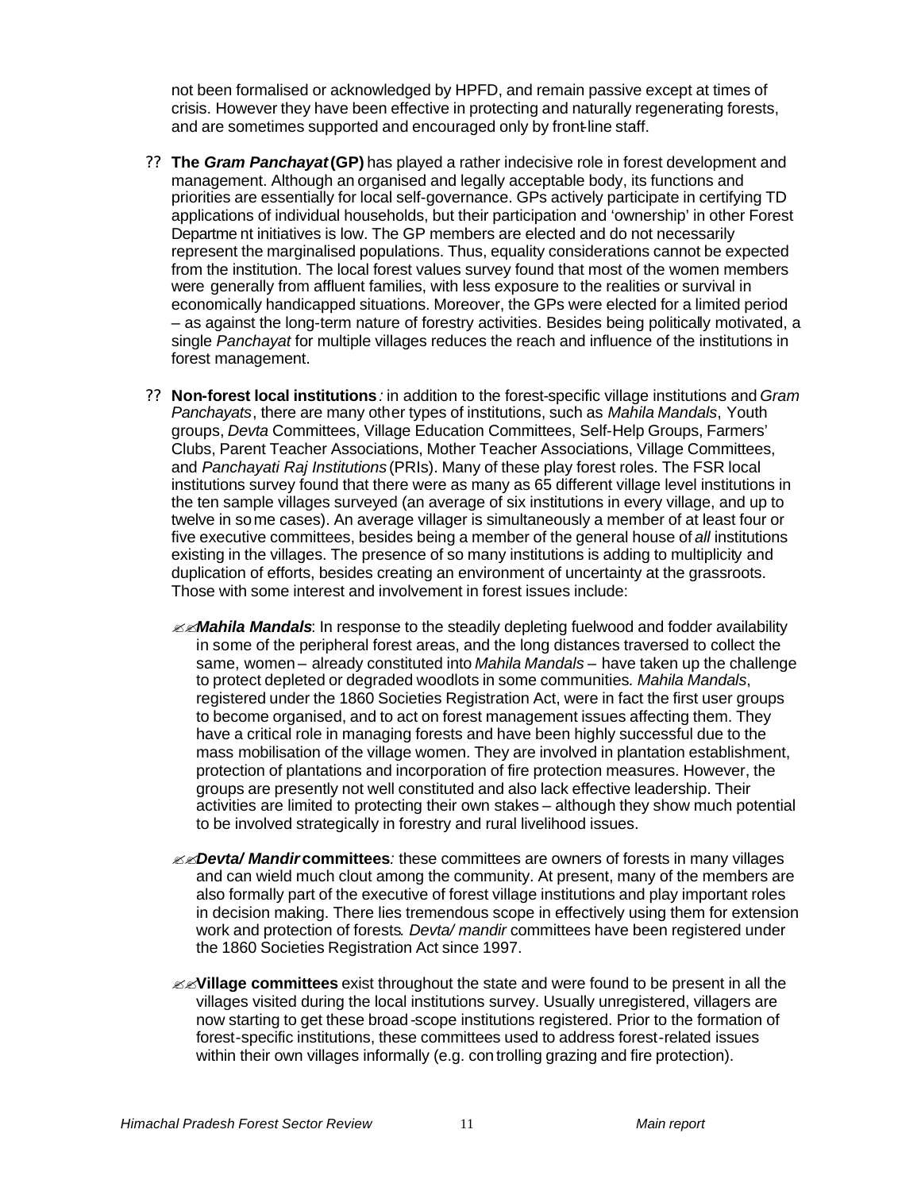not been formalised or acknowledged by HPFD, and remain passive except at times of crisis. However they have been effective in protecting and naturally regenerating forests, and are sometimes supported and encouraged only by front-line staff.

- **The *Gram Panchayat* (GP)** has played a rather indecisive role in forest development and management. Although an organised and legally acceptable body, its functions and priorities are essentially for local self-governance. GPs actively participate in certifying TD applications of individual households, but their participation and 'ownership' in other Forest Department initiatives is low. The GP members are elected and do not necessarily represent the marginalised populations. Thus, equality considerations cannot be expected from the institution. The local forest values survey found that most of the women members were generally from affluent families, with less exposure to the realities or survival in economically handicapped situations. Moreover, the GPs were elected for a limited period – as against the long-term nature of forestry activities. Besides being politically motivated, a single *Panchayat* for multiple villages reduces the reach and influence of the institutions in forest management.

- **Non-forest local institutions**: in addition to the forest-specific village institutions and *Gram Panchayats*, there are many other types of institutions, such as *Mahila Mandals*, Youth groups, *Devta* Committees, Village Education Committees, Self-Help Groups, Farmers' Clubs, Parent Teacher Associations, Mother Teacher Associations, Village Committees, and *Panchayati Raj Institutions* (PRIs). Many of these play forest roles. The FSR local institutions survey found that there were as many as 65 different village level institutions in the ten sample villages surveyed (an average of six institutions in every village, and up to twelve in some cases). An average villager is simultaneously a member of at least four or five executive committees, besides being a member of the general house of *all* institutions existing in the villages. The presence of so many institutions is adding to multiplicity and duplication of efforts, besides creating an environment of uncertainty at the grassroots. Those with some interest and involvement in forest issues include:

  - ***Mahila Mandals***: In response to the steadily depleting fuelwood and fodder availability in some of the peripheral forest areas, and the long distances traversed to collect the same, women – already constituted into *Mahila Mandals* – have taken up the challenge to protect depleted or degraded woodlots in some communities. *Mahila Mandals*, registered under the 1860 Societies Registration Act, were in fact the first user groups to become organised, and to act on forest management issues affecting them. They have a critical role in managing forests and have been highly successful due to the mass mobilisation of the village women. They are involved in plantation establishment, protection of plantations and incorporation of fire protection measures. However, the groups are presently not well constituted and also lack effective leadership. Their activities are limited to protecting their own stakes – although they show much potential to be involved strategically in forestry and rural livelihood issues.

  - ***Devta/ Mandir* committees**: these committees are owners of forests in many villages and can wield much clout among the community. At present, many of the members are also formally part of the executive of forest village institutions and play important roles in decision making. There lies tremendous scope in effectively using them for extension work and protection of forests. *Devta/ mandir* committees have been registered under the 1860 Societies Registration Act since 1997.

  - **Village committees** exist throughout the state and were found to be present in all the villages visited during the local institutions survey. Usually unregistered, villagers are now starting to get these broad-scope institutions registered. Prior to the formation of forest-specific institutions, these committees used to address forest-related issues within their own villages informally (e.g. controlling grazing and fire protection).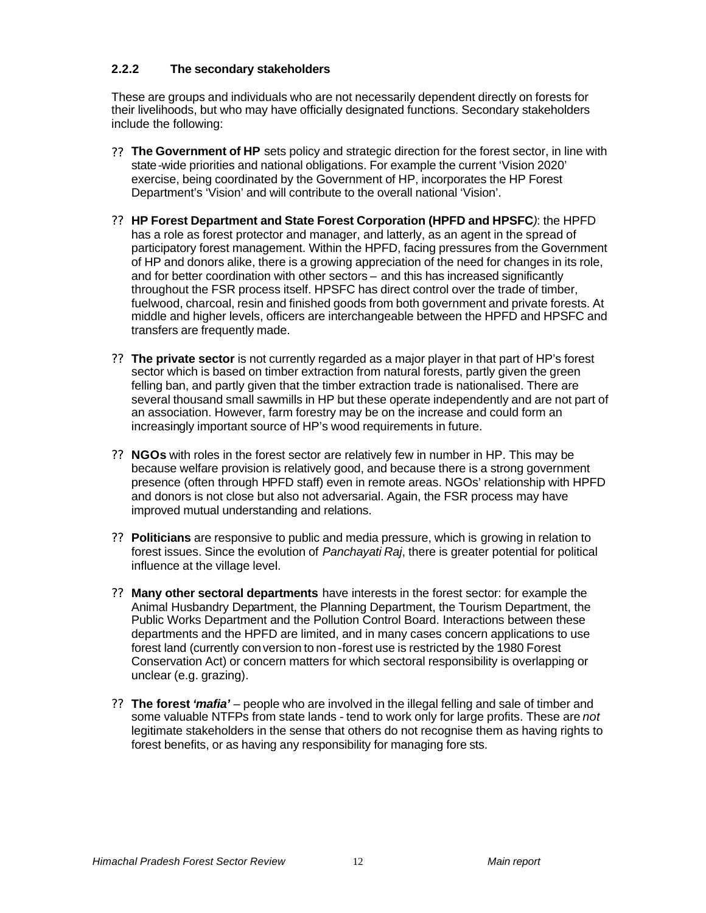### 2.2.2 The secondary stakeholders

These are groups and individuals who are not necessarily dependent directly on forests for their livelihoods, but who may have officially designated functions. Secondary stakeholders include the following:

- **The Government of HP** sets policy and strategic direction for the forest sector, in line with state-wide priorities and national obligations. For example the current 'Vision 2020' exercise, being coordinated by the Government of HP, incorporates the HP Forest Department's 'Vision' and will contribute to the overall national 'Vision'.

- **HP Forest Department and State Forest Corporation (HPFD and HPSFC*)***: the HPFD has a role as forest protector and manager, and latterly, as an agent in the spread of participatory forest management. Within the HPFD, facing pressures from the Government of HP and donors alike, there is a growing appreciation of the need for changes in its role, and for better coordination with other sectors – and this has increased significantly throughout the FSR process itself. HPSFC has direct control over the trade of timber, fuelwood, charcoal, resin and finished goods from both government and private forests. At middle and higher levels, officers are interchangeable between the HPFD and HPSFC and transfers are frequently made.

- **The private sector** is not currently regarded as a major player in that part of HP's forest sector which is based on timber extraction from natural forests, partly given the green felling ban, and partly given that the timber extraction trade is nationalised. There are several thousand small sawmills in HP but these operate independently and are not part of an association. However, farm forestry may be on the increase and could form an increasingly important source of HP's wood requirements in future.

- **NGOs** with roles in the forest sector are relatively few in number in HP. This may be because welfare provision is relatively good, and because there is a strong government presence (often through HPFD staff) even in remote areas. NGOs' relationship with HPFD and donors is not close but also not adversarial. Again, the FSR process may have improved mutual understanding and relations.

- **Politicians** are responsive to public and media pressure, which is growing in relation to forest issues. Since the evolution of *Panchayati Raj*, there is greater potential for political influence at the village level.

- **Many other sectoral departments** have interests in the forest sector: for example the Animal Husbandry Department, the Planning Department, the Tourism Department, the Public Works Department and the Pollution Control Board. Interactions between these departments and the HPFD are limited, and in many cases concern applications to use forest land (currently conversion to non-forest use is restricted by the 1980 Forest Conservation Act) or concern matters for which sectoral responsibility is overlapping or unclear (e.g. grazing).

- **The forest *'mafia'*** – people who are involved in the illegal felling and sale of timber and some valuable NTFPs from state lands - tend to work only for large profits. These are *not* legitimate stakeholders in the sense that others do not recognise them as having rights to forest benefits, or as having any responsibility for managing forests.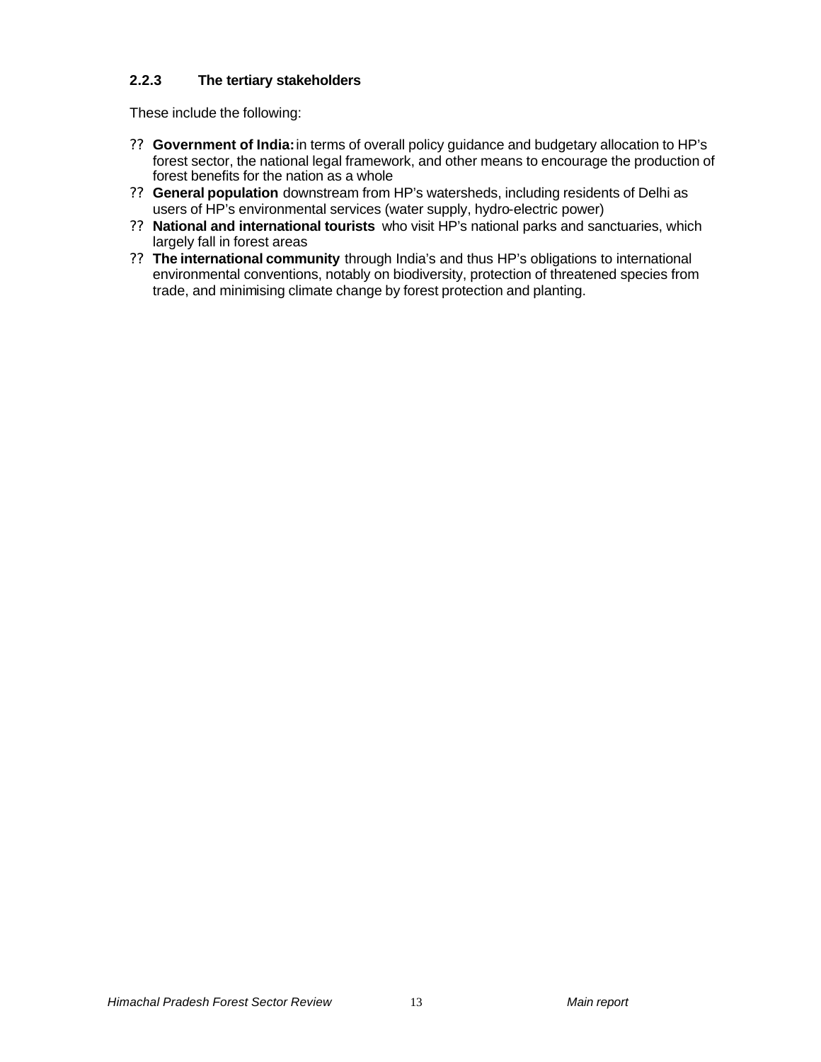#### 2.2.3 The tertiary stakeholders

These include the following:

- **Government of India:** in terms of overall policy guidance and budgetary allocation to HP's forest sector, the national legal framework, and other means to encourage the production of forest benefits for the nation as a whole
- **General population** downstream from HP's watersheds, including residents of Delhi as users of HP's environmental services (water supply, hydro-electric power)
- **National and international tourists** who visit HP's national parks and sanctuaries, which largely fall in forest areas
- **The international community** through India's and thus HP's obligations to international environmental conventions, notably on biodiversity, protection of threatened species from trade, and minimising climate change by forest protection and planting.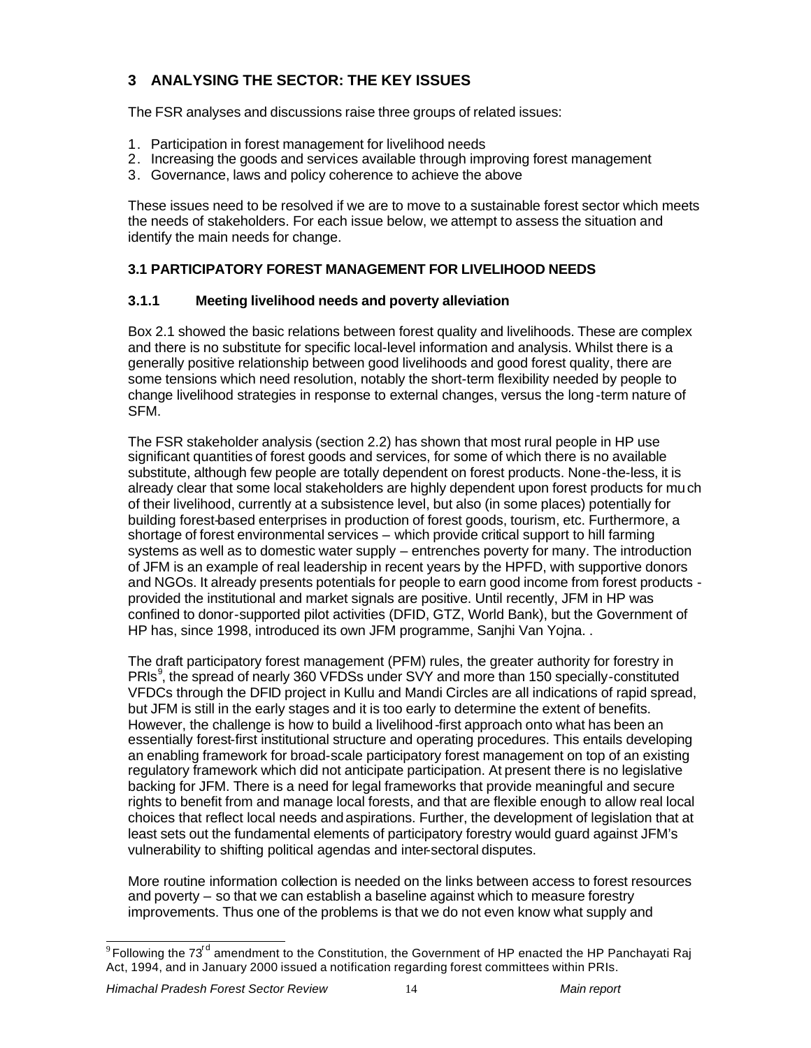## 3 ANALYSING THE SECTOR: THE KEY ISSUES

The FSR analyses and discussions raise three groups of related issues:

1. Participation in forest management for livelihood needs
2. Increasing the goods and services available through improving forest management
3. Governance, laws and policy coherence to achieve the above

These issues need to be resolved if we are to move to a sustainable forest sector which meets the needs of stakeholders. For each issue below, we attempt to assess the situation and identify the main needs for change.

### 3.1 PARTICIPATORY FOREST MANAGEMENT FOR LIVELIHOOD NEEDS

#### 3.1.1 Meeting livelihood needs and poverty alleviation

Box 2.1 showed the basic relations between forest quality and livelihoods. These are complex and there is no substitute for specific local-level information and analysis. Whilst there is a generally positive relationship between good livelihoods and good forest quality, there are some tensions which need resolution, notably the short-term flexibility needed by people to change livelihood strategies in response to external changes, versus the long-term nature of SFM.

The FSR stakeholder analysis (section 2.2) has shown that most rural people in HP use significant quantities of forest goods and services, for some of which there is no available substitute, although few people are totally dependent on forest products. None-the-less, it is already clear that some local stakeholders are highly dependent upon forest products for much of their livelihood, currently at a subsistence level, but also (in some places) potentially for building forest-based enterprises in production of forest goods, tourism, etc. Furthermore, a shortage of forest environmental services – which provide critical support to hill farming systems as well as to domestic water supply – entrenches poverty for many. The introduction of JFM is an example of real leadership in recent years by the HPFD, with supportive donors and NGOs. It already presents potentials for people to earn good income from forest products - provided the institutional and market signals are positive. Until recently, JFM in HP was confined to donor-supported pilot activities (DFID, GTZ, World Bank), but the Government of HP has, since 1998, introduced its own JFM programme, Sanjhi Van Yojna. .

The draft participatory forest management (PFM) rules, the greater authority for forestry in PRIs[9], the spread of nearly 360 VFDSs under SVY and more than 150 specially-constituted VFDCs through the DFID project in Kullu and Mandi Circles are all indications of rapid spread, but JFM is still in the early stages and it is too early to determine the extent of benefits. However, the challenge is how to build a livelihood-first approach onto what has been an essentially forest-first institutional structure and operating procedures. This entails developing an enabling framework for broad-scale participatory forest management on top of an existing regulatory framework which did not anticipate participation. At present there is no legislative backing for JFM. There is a need for legal frameworks that provide meaningful and secure rights to benefit from and manage local forests, and that are flexible enough to allow real local choices that reflect local needs and aspirations. Further, the development of legislation that at least sets out the fundamental elements of participatory forestry would guard against JFM's vulnerability to shifting political agendas and inter-sectoral disputes.

More routine information collection is needed on the links between access to forest resources and poverty – so that we can establish a baseline against which to measure forestry improvements. Thus one of the problems is that we do not even know what supply and

---

[9] Following the 73rd amendment to the Constitution, the Government of HP enacted the HP Panchayati Raj Act, 1994, and in January 2000 issued a notification regarding forest committees within PRIs.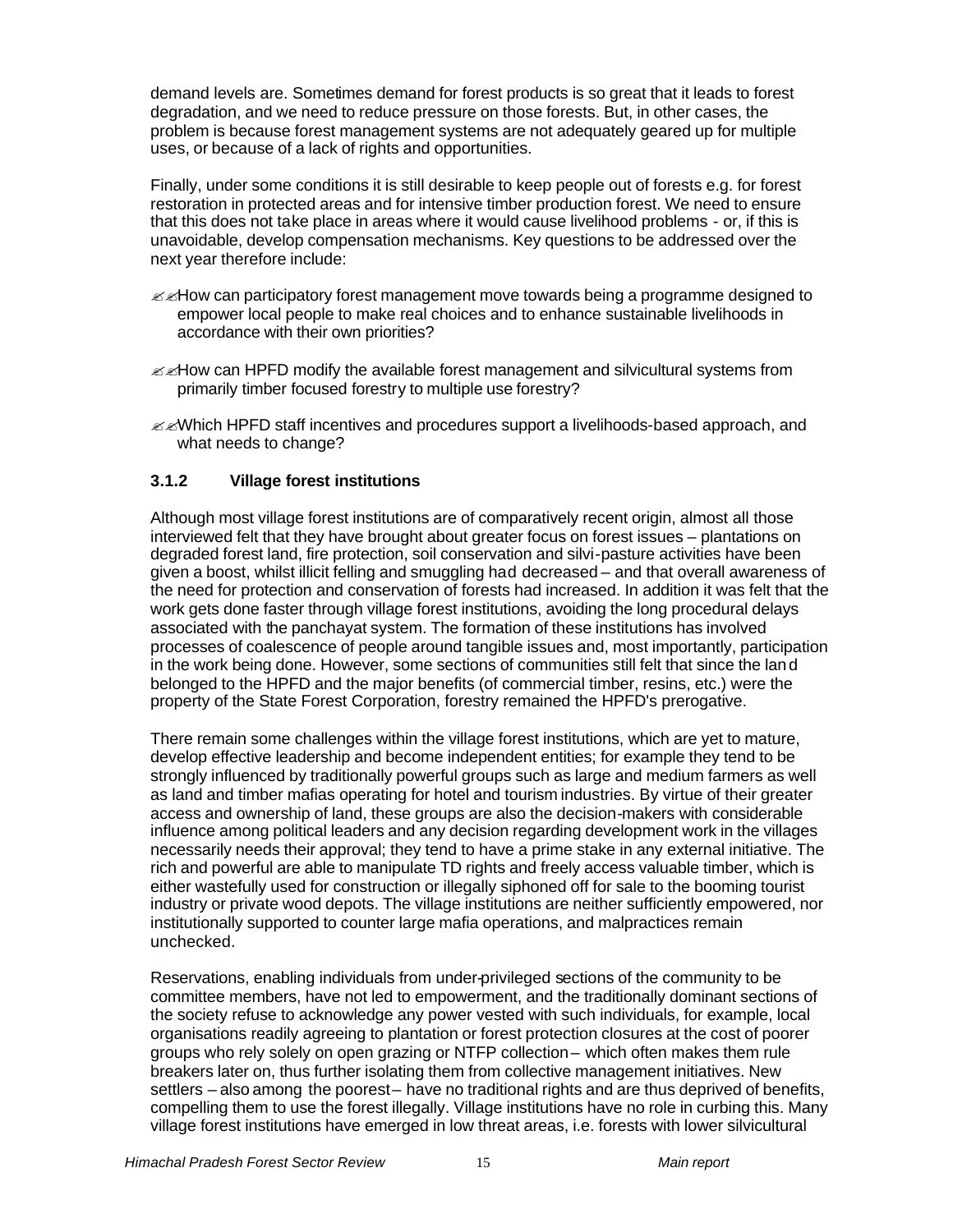demand levels are. Sometimes demand for forest products is so great that it leads to forest degradation, and we need to reduce pressure on those forests. But, in other cases, the problem is because forest management systems are not adequately geared up for multiple uses, or because of a lack of rights and opportunities.

Finally, under some conditions it is still desirable to keep people out of forests e.g. for forest restoration in protected areas and for intensive timber production forest. We need to ensure that this does not take place in areas where it would cause livelihood problems - or, if this is unavoidable, develop compensation mechanisms. Key questions to be addressed over the next year therefore include:

- How can participatory forest management move towards being a programme designed to empower local people to make real choices and to enhance sustainable livelihoods in accordance with their own priorities?
- How can HPFD modify the available forest management and silvicultural systems from primarily timber focused forestry to multiple use forestry?
- Which HPFD staff incentives and procedures support a livelihoods-based approach, and what needs to change?

### 3.1.2 Village forest institutions

Although most village forest institutions are of comparatively recent origin, almost all those interviewed felt that they have brought about greater focus on forest issues – plantations on degraded forest land, fire protection, soil conservation and silvi-pasture activities have been given a boost, whilst illicit felling and smuggling had decreased – and that overall awareness of the need for protection and conservation of forests had increased. In addition it was felt that the work gets done faster through village forest institutions, avoiding the long procedural delays associated with the panchayat system. The formation of these institutions has involved processes of coalescence of people around tangible issues and, most importantly, participation in the work being done. However, some sections of communities still felt that since the land belonged to the HPFD and the major benefits (of commercial timber, resins, etc.) were the property of the State Forest Corporation, forestry remained the HPFD's prerogative.

There remain some challenges within the village forest institutions, which are yet to mature, develop effective leadership and become independent entities; for example they tend to be strongly influenced by traditionally powerful groups such as large and medium farmers as well as land and timber mafias operating for hotel and tourism industries. By virtue of their greater access and ownership of land, these groups are also the decision-makers with considerable influence among political leaders and any decision regarding development work in the villages necessarily needs their approval; they tend to have a prime stake in any external initiative. The rich and powerful are able to manipulate TD rights and freely access valuable timber, which is either wastefully used for construction or illegally siphoned off for sale to the booming tourist industry or private wood depots. The village institutions are neither sufficiently empowered, nor institutionally supported to counter large mafia operations, and malpractices remain unchecked.

Reservations, enabling individuals from under-privileged sections of the community to be committee members, have not led to empowerment, and the traditionally dominant sections of the society refuse to acknowledge any power vested with such individuals, for example, local organisations readily agreeing to plantation or forest protection closures at the cost of poorer groups who rely solely on open grazing or NTFP collection – which often makes them rule breakers later on, thus further isolating them from collective management initiatives. New settlers – also among the poorest – have no traditional rights and are thus deprived of benefits, compelling them to use the forest illegally. Village institutions have no role in curbing this. Many village forest institutions have emerged in low threat areas, i.e. forests with lower silvicultural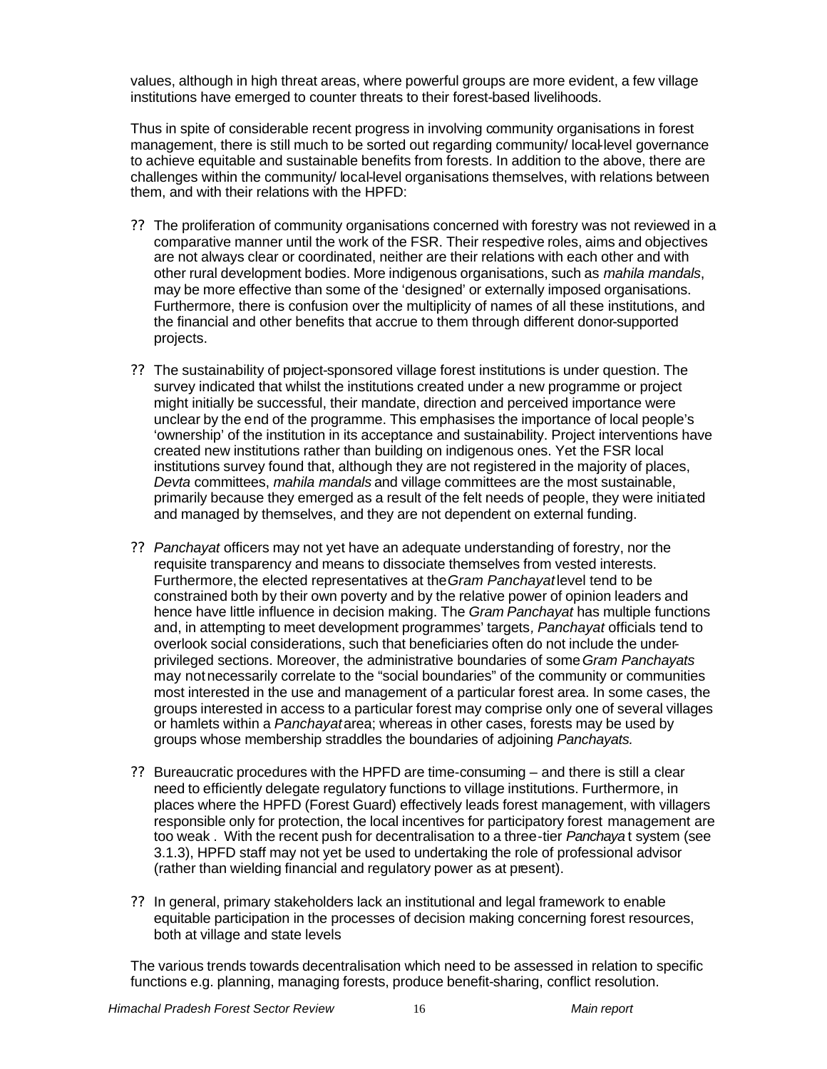values, although in high threat areas, where powerful groups are more evident, a few village institutions have emerged to counter threats to their forest-based livelihoods.

Thus in spite of considerable recent progress in involving community organisations in forest management, there is still much to be sorted out regarding community/ local-level governance to achieve equitable and sustainable benefits from forests. In addition to the above, there are challenges within the community/ local-level organisations themselves, with relations between them, and with their relations with the HPFD:

- The proliferation of community organisations concerned with forestry was not reviewed in a comparative manner until the work of the FSR. Their respective roles, aims and objectives are not always clear or coordinated, neither are their relations with each other and with other rural development bodies. More indigenous organisations, such as *mahila mandals*, may be more effective than some of the 'designed' or externally imposed organisations. Furthermore, there is confusion over the multiplicity of names of all these institutions, and the financial and other benefits that accrue to them through different donor-supported projects.

- The sustainability of project-sponsored village forest institutions is under question. The survey indicated that whilst the institutions created under a new programme or project might initially be successful, their mandate, direction and perceived importance were unclear by the end of the programme. This emphasises the importance of local people's 'ownership' of the institution in its acceptance and sustainability. Project interventions have created new institutions rather than building on indigenous ones. Yet the FSR local institutions survey found that, although they are not registered in the majority of places, *Devta* committees, *mahila mandals* and village committees are the most sustainable, primarily because they emerged as a result of the felt needs of people, they were initiated and managed by themselves, and they are not dependent on external funding.

- *Panchayat* officers may not yet have an adequate understanding of forestry, nor the requisite transparency and means to dissociate themselves from vested interests. Furthermore, the elected representatives at the *Gram Panchayat* level tend to be constrained both by their own poverty and by the relative power of opinion leaders and hence have little influence in decision making. The *Gram Panchayat* has multiple functions and, in attempting to meet development programmes' targets, *Panchayat* officials tend to overlook social considerations, such that beneficiaries often do not include the under-privileged sections. Moreover, the administrative boundaries of some *Gram Panchayats* may not necessarily correlate to the "social boundaries" of the community or communities most interested in the use and management of a particular forest area. In some cases, the groups interested in access to a particular forest may comprise only one of several villages or hamlets within a *Panchayat* area; whereas in other cases, forests may be used by groups whose membership straddles the boundaries of adjoining *Panchayats.*

- Bureaucratic procedures with the HPFD are time-consuming – and there is still a clear need to efficiently delegate regulatory functions to village institutions. Furthermore, in places where the HPFD (Forest Guard) effectively leads forest management, with villagers responsible only for protection, the local incentives for participatory forest management are too weak . With the recent push for decentralisation to a three-tier *Panchayat* system (see 3.1.3), HPFD staff may not yet be used to undertaking the role of professional advisor (rather than wielding financial and regulatory power as at present).

- In general, primary stakeholders lack an institutional and legal framework to enable equitable participation in the processes of decision making concerning forest resources, both at village and state levels

The various trends towards decentralisation which need to be assessed in relation to specific functions e.g. planning, managing forests, produce benefit-sharing, conflict resolution.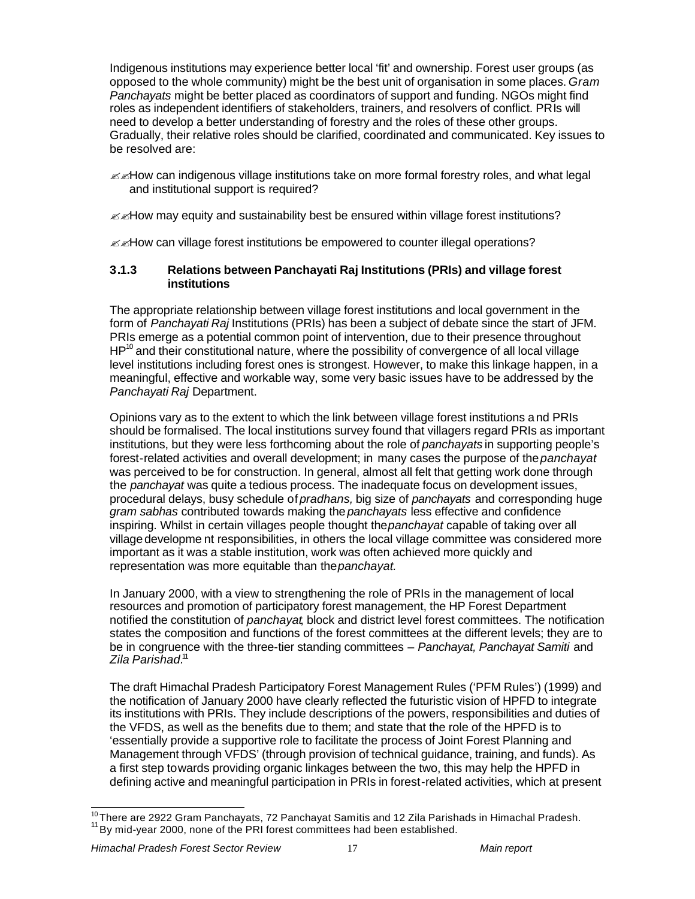Indigenous institutions may experience better local 'fit' and ownership. Forest user groups (as opposed to the whole community) might be the best unit of organisation in some places. *Gram Panchayats* might be better placed as coordinators of support and funding. NGOs might find roles as independent identifiers of stakeholders, trainers, and resolvers of conflict. PRIs will need to develop a better understanding of forestry and the roles of these other groups. Gradually, their relative roles should be clarified, coordinated and communicated. Key issues to be resolved are:

- How can indigenous village institutions take on more formal forestry roles, and what legal and institutional support is required?
- How may equity and sustainability best be ensured within village forest institutions?
- How can village forest institutions be empowered to counter illegal operations?

### 3.1.3 Relations between Panchayati Raj Institutions (PRIs) and village forest institutions

The appropriate relationship between village forest institutions and local government in the form of *Panchayati Raj* Institutions (PRIs) has been a subject of debate since the start of JFM. PRIs emerge as a potential common point of intervention, due to their presence throughout HP[10] and their constitutional nature, where the possibility of convergence of all local village level institutions including forest ones is strongest. However, to make this linkage happen, in a meaningful, effective and workable way, some very basic issues have to be addressed by the *Panchayati Raj* Department.

Opinions vary as to the extent to which the link between village forest institutions and PRIs should be formalised. The local institutions survey found that villagers regard PRIs as important institutions, but they were less forthcoming about the role of *panchayats* in supporting people's forest-related activities and overall development; in many cases the purpose of the *panchayat* was perceived to be for construction. In general, almost all felt that getting work done through the *panchayat* was quite a tedious process. The inadequate focus on development issues, procedural delays, busy schedule of *pradhans,* big size of *panchayats* and corresponding huge *gram sabhas* contributed towards making the *panchayats* less effective and confidence inspiring. Whilst in certain villages people thought the *panchayat* capable of taking over all village development responsibilities, in others the local village committee was considered more important as it was a stable institution, work was often achieved more quickly and representation was more equitable than the *panchayat.*

In January 2000, with a view to strengthening the role of PRIs in the management of local resources and promotion of participatory forest management, the HP Forest Department notified the constitution of *panchayat*, block and district level forest committees. The notification states the composition and functions of the forest committees at the different levels; they are to be in congruence with the three-tier standing committees – *Panchayat, Panchayat Samiti* and *Zila Parishad*.[11]

The draft Himachal Pradesh Participatory Forest Management Rules ('PFM Rules') (1999) and the notification of January 2000 have clearly reflected the futuristic vision of HPFD to integrate its institutions with PRIs. They include descriptions of the powers, responsibilities and duties of the VFDS, as well as the benefits due to them; and state that the role of the HPFD is to 'essentially provide a supportive role to facilitate the process of Joint Forest Planning and Management through VFDS' (through provision of technical guidance, training, and funds). As a first step towards providing organic linkages between the two, this may help the HPFD in defining active and meaningful participation in PRIs in forest-related activities, which at present

[10] There are 2922 Gram Panchayats, 72 Panchayat Samitis and 12 Zila Parishads in Himachal Pradesh.
[11] By mid-year 2000, none of the PRI forest committees had been established.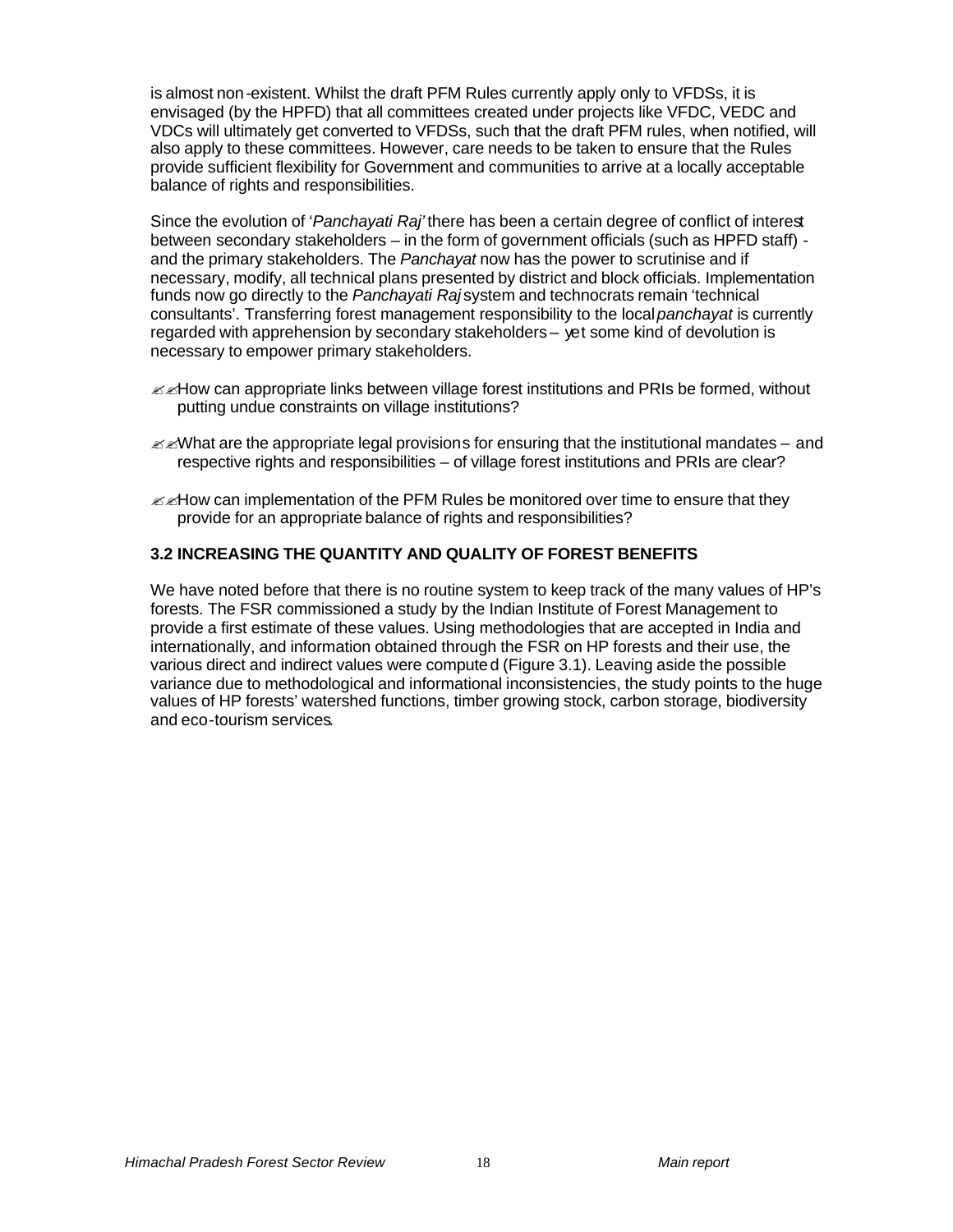is almost non-existent. Whilst the draft PFM Rules currently apply only to VFDSs, it is envisaged (by the HPFD) that all committees created under projects like VFDC, VEDC and VDCs will ultimately get converted to VFDSs, such that the draft PFM rules, when notified, will also apply to these committees. However, care needs to be taken to ensure that the Rules provide sufficient flexibility for Government and communities to arrive at a locally acceptable balance of rights and responsibilities.

Since the evolution of '*Panchayati Raj*' there has been a certain degree of conflict of interest between secondary stakeholders – in the form of government officials (such as HPFD staff) - and the primary stakeholders. The *Panchayat* now has the power to scrutinise and if necessary, modify, all technical plans presented by district and block officials. Implementation funds now go directly to the *Panchayati Raj* system and technocrats remain 'technical consultants'. Transferring forest management responsibility to the local *panchayat* is currently regarded with apprehension by secondary stakeholders – yet some kind of devolution is necessary to empower primary stakeholders.

- How can appropriate links between village forest institutions and PRIs be formed, without putting undue constraints on village institutions?
- What are the appropriate legal provisions for ensuring that the institutional mandates – and respective rights and responsibilities – of village forest institutions and PRIs are clear?
- How can implementation of the PFM Rules be monitored over time to ensure that they provide for an appropriate balance of rights and responsibilities?

### 3.2 INCREASING THE QUANTITY AND QUALITY OF FOREST BENEFITS

We have noted before that there is no routine system to keep track of the many values of HP's forests. The FSR commissioned a study by the Indian Institute of Forest Management to provide a first estimate of these values. Using methodologies that are accepted in India and internationally, and information obtained through the FSR on HP forests and their use, the various direct and indirect values were computed (Figure 3.1). Leaving aside the possible variance due to methodological and informational inconsistencies, the study points to the huge values of HP forests' watershed functions, timber growing stock, carbon storage, biodiversity and eco-tourism services.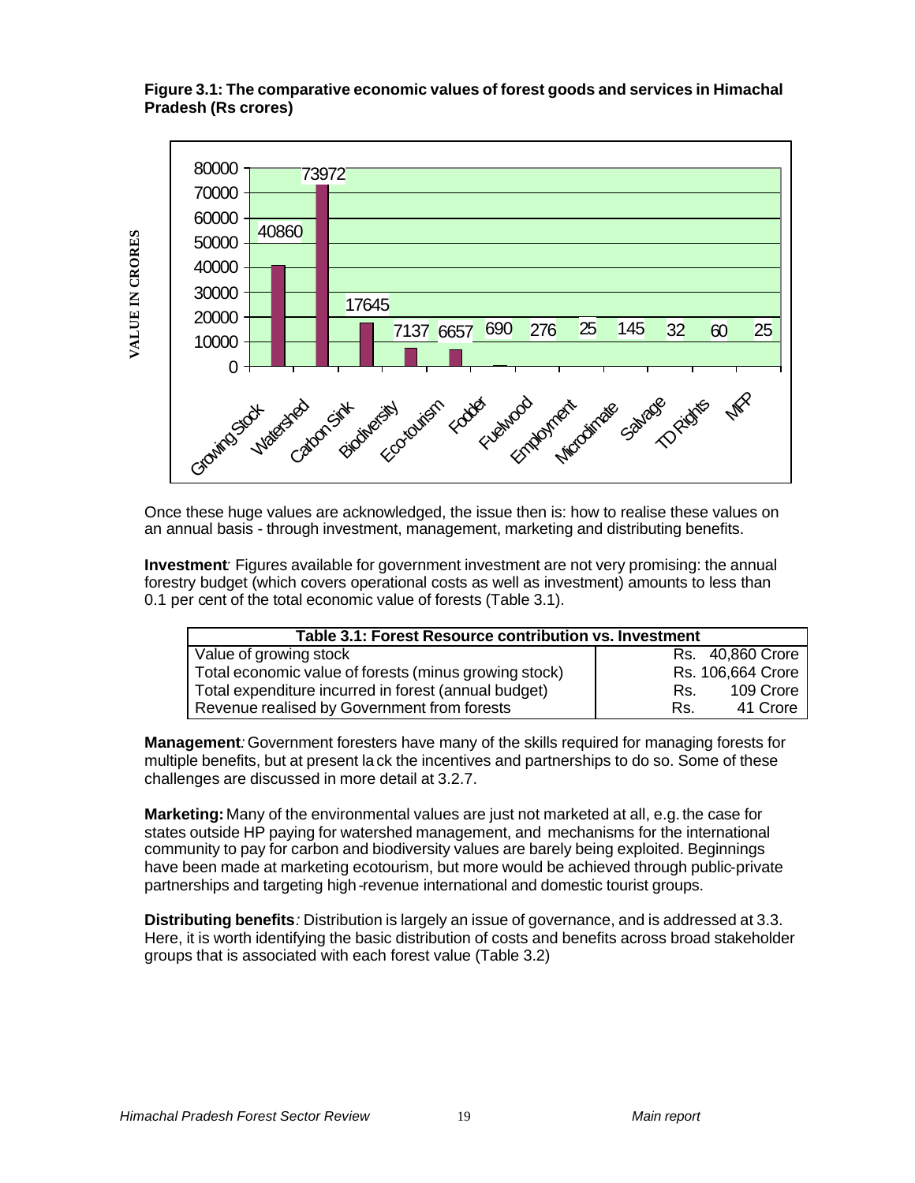**Figure 3.1: The comparative economic values of forest goods and services in Himachal Pradesh (Rs crores)**

| Category | Value in crores |
|---|---|
| Growing Stock | 40860 |
| Watershed | 73972 |
| Carbon Sink | 17645 |
| Biodiversity | 7137 |
| Eco-tourism | 6657 |
| Fodder | 690 |
| Fuelwood | 276 |
| Employment | 25 |
| Microclimate | 145 |
| Salvage | 32 |
| TD Rights | 60 |
| MFP | 25 |

Once these huge values are acknowledged, the issue then is: how to realise these values on an annual basis - through investment, management, marketing and distributing benefits.

**Investment**: Figures available for government investment are not very promising: the annual forestry budget (which covers operational costs as well as investment) amounts to less than 0.1 per cent of the total economic value of forests (Table 3.1).

| Table 3.1: Forest Resource contribution vs. Investment | |
|---|---|
| Value of growing stock | Rs. 40,860 Crore |
| Total economic value of forests (minus growing stock) | Rs. 106,664 Crore |
| Total expenditure incurred in forest (annual budget) | Rs. 109 Crore |
| Revenue realised by Government from forests | Rs. 41 Crore |

**Management**: Government foresters have many of the skills required for managing forests for multiple benefits, but at present lack the incentives and partnerships to do so. Some of these challenges are discussed in more detail at 3.2.7.

**Marketing:** Many of the environmental values are just not marketed at all, e.g. the case for states outside HP paying for watershed management, and mechanisms for the international community to pay for carbon and biodiversity values are barely being exploited. Beginnings have been made at marketing ecotourism, but more would be achieved through public-private partnerships and targeting high-revenue international and domestic tourist groups.

**Distributing benefits**: Distribution is largely an issue of governance, and is addressed at 3.3. Here, it is worth identifying the basic distribution of costs and benefits across broad stakeholder groups that is associated with each forest value (Table 3.2)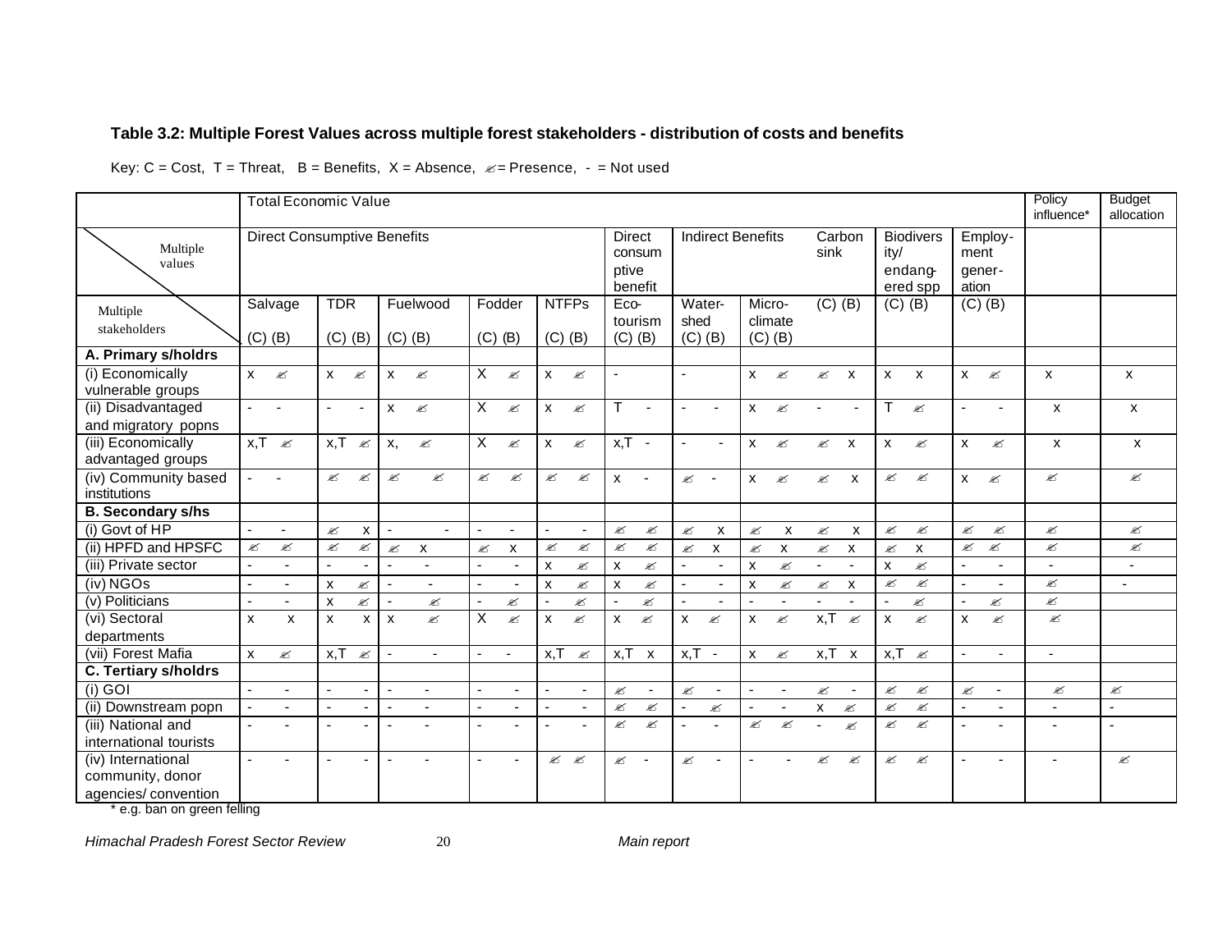**Table 3.2: Multiple Forest Values across multiple forest stakeholders - distribution of costs and benefits**

Key: C = Cost, T = Threat, B = Benefits, X = Absence, ✍ = Presence, - = Not used

| | Total Economic Value | | | | | | | | | | | | | | | | | | | | | | Policy influence* | Budget allocation |
|---|---|---|---|---|---|---|---|---|---|---|---|---|---|---|---|---|---|---|---|---|---|---|---|---|
| Multiple values | Direct Consumptive Benefits | | | | | | | | | | Direct consumptive benefit | | Indirect Benefits | | | | Carbon sink | | Biodiversity/ endangered spp | | Employment generation | | | |
| Multiple stakeholders | Salvage | | TDR | | Fuelwood | | Fodder | | NTFPs | | Eco-tourism | | Watershed | | Micro-climate | | | | | | | | | |
| | (C) | (B) | (C) | (B) | (C) | (B) | (C) | (B) | (C) | (B) | (C) | (B) | (C) | (B) | (C) | (B) | (C) | (B) | (C) | (B) | (C) | (B) | | |
| **A. Primary s/holdrs** | | | | | | | | | | | | | | | | | | | | | | | | |
| (i) Economically vulnerable groups | x | ✍ | x | ✍ | x | ✍ | X | ✍ | x | ✍ | - | | - | | x | ✍ | ✍ | x | x | x | x | ✍ | x | x |
| (ii) Disadvantaged and migratory popns | - | - | - | - | x | ✍ | X | ✍ | x | ✍ | T | - | - | - | x | ✍ | - | - | T | ✍ | - | - | x | x |
| (iii) Economically advantaged groups | x,T | ✍ | x,T | ✍ | x, | ✍ | X | ✍ | x | ✍ | x,T | - | - | - | x | ✍ | ✍ | x | x | ✍ | x | ✍ | x | x |
| (iv) Community based institutions | - | - | ✍ | ✍ | ✍ | ✍ | ✍ | ✍ | ✍ | ✍ | x | - | ✍ | - | x | ✍ | ✍ | x | ✍ | ✍ | x | ✍ | ✍ | ✍ |
| **B. Secondary s/hs** | | | | | | | | | | | | | | | | | | | | | | | | |
| (i) Govt of HP | - | - | ✍ | x | - | - | - | - | - | - | ✍ | ✍ | ✍ | x | ✍ | x | ✍ | x | ✍ | ✍ | ✍ | ✍ | ✍ | ✍ |
| (ii) HPFD and HPSFC | ✍ | ✍ | ✍ | ✍ | ✍ | x | ✍ | x | ✍ | ✍ | ✍ | ✍ | ✍ | x | ✍ | x | ✍ | x | ✍ | x | ✍ | ✍ | ✍ | ✍ |
| (iii) Private sector | - | - | - | - | - | - | - | - | x | ✍ | x | ✍ | - | - | x | ✍ | - | - | x | ✍ | - | - | - | - |
| (iv) NGOs | - | - | x | ✍ | - | - | - | - | x | ✍ | x | ✍ | - | - | x | ✍ | ✍ | x | ✍ | ✍ | - | - | ✍ | - |
| (v) Politicians | - | - | x | ✍ | - | ✍ | - | ✍ | - | ✍ | - | ✍ | - | - | - | - | - | - | - | ✍ | - | ✍ | ✍ | |
| (vi) Sectoral departments | x | x | x | x | x | ✍ | X | ✍ | x | ✍ | x | ✍ | x | ✍ | x | ✍ | x,T | ✍ | x | ✍ | x | ✍ | ✍ | |
| (vii) Forest Mafia | x | ✍ | x,T | ✍ | - | - | - | - | x,T | ✍ | x,T | x | x,T | - | x | ✍ | x,T | x | x,T | ✍ | - | - | - | |
| **C. Tertiary s/holdrs** | | | | | | | | | | | | | | | | | | | | | | | | |
| (i) GOI | - | - | - | - | - | - | - | - | - | - | ✍ | - | ✍ | - | - | - | ✍ | - | ✍ | ✍ | ✍ | - | ✍ | ✍ |
| (ii) Downstream popn | - | - | - | - | - | - | - | - | - | - | ✍ | ✍ | - | ✍ | - | - | x | ✍ | ✍ | ✍ | - | - | - | - |
| (iii) National and international tourists | - | - | - | - | - | - | - | - | - | - | ✍ | ✍ | - | - | ✍ | ✍ | - | ✍ | ✍ | ✍ | - | - | - | - |
| (iv) International community, donor agencies/ convention | - | - | - | - | - | - | - | - | ✍ | ✍ | ✍ | - | ✍ | - | - | - | ✍ | ✍ | ✍ | ✍ | - | - | - | ✍ |

\* e.g. ban on green felling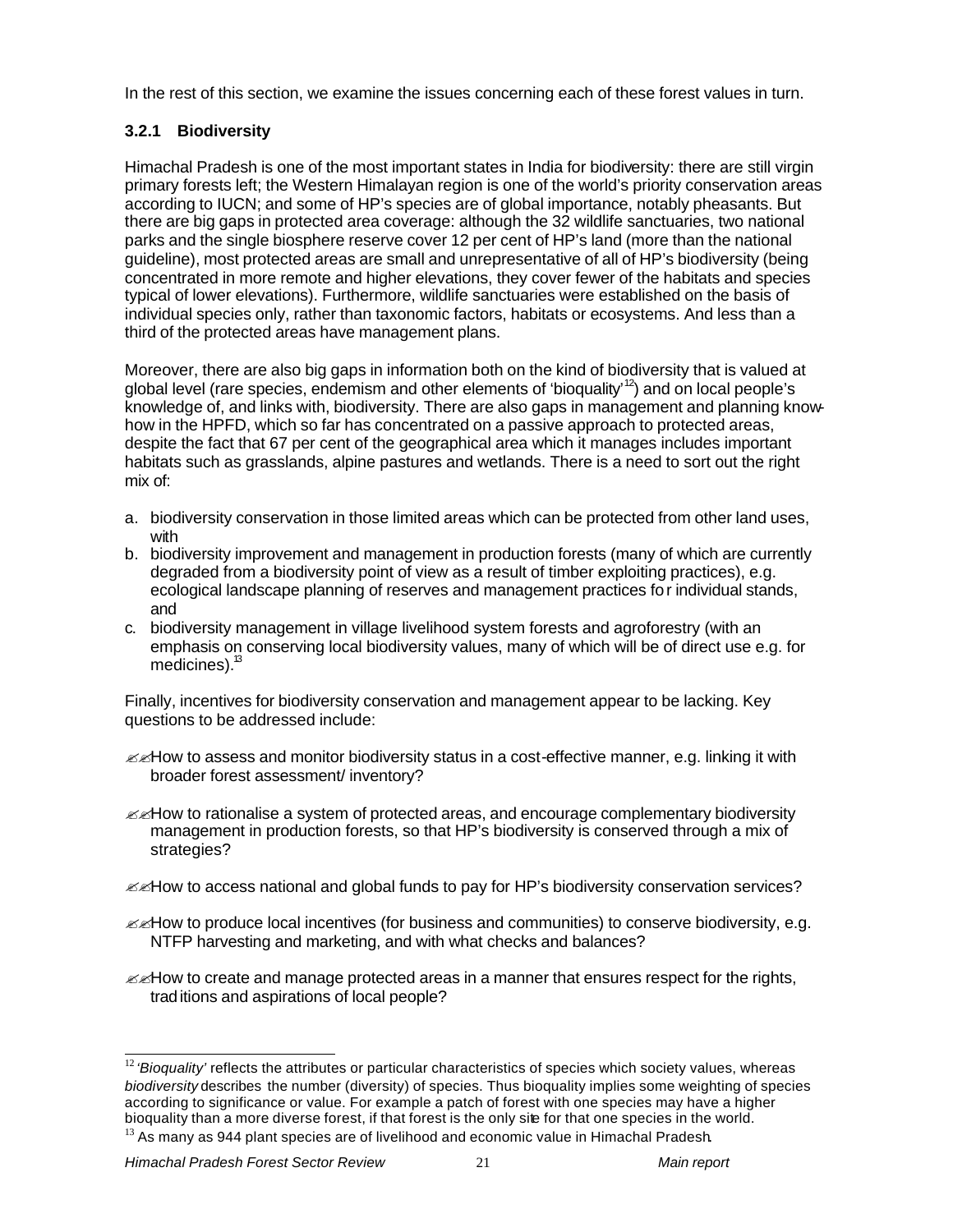In the rest of this section, we examine the issues concerning each of these forest values in turn.

### 3.2.1 Biodiversity

Himachal Pradesh is one of the most important states in India for biodiversity: there are still virgin primary forests left; the Western Himalayan region is one of the world's priority conservation areas according to IUCN; and some of HP's species are of global importance, notably pheasants. But there are big gaps in protected area coverage: although the 32 wildlife sanctuaries, two national parks and the single biosphere reserve cover 12 per cent of HP's land (more than the national guideline), most protected areas are small and unrepresentative of all of HP's biodiversity (being concentrated in more remote and higher elevations, they cover fewer of the habitats and species typical of lower elevations). Furthermore, wildlife sanctuaries were established on the basis of individual species only, rather than taxonomic factors, habitats or ecosystems. And less than a third of the protected areas have management plans.

Moreover, there are also big gaps in information both on the kind of biodiversity that is valued at global level (rare species, endemism and other elements of 'bioquality'[12]) and on local people's knowledge of, and links with, biodiversity. There are also gaps in management and planning know-how in the HPFD, which so far has concentrated on a passive approach to protected areas, despite the fact that 67 per cent of the geographical area which it manages includes important habitats such as grasslands, alpine pastures and wetlands. There is a need to sort out the right mix of:

a. biodiversity conservation in those limited areas which can be protected from other land uses, with
b. biodiversity improvement and management in production forests (many of which are currently degraded from a biodiversity point of view as a result of timber exploiting practices), e.g. ecological landscape planning of reserves and management practices for individual stands, and
c. biodiversity management in village livelihood system forests and agroforestry (with an emphasis on conserving local biodiversity values, many of which will be of direct use e.g. for medicines).[13]

Finally, incentives for biodiversity conservation and management appear to be lacking. Key questions to be addressed include:

- How to assess and monitor biodiversity status in a cost-effective manner, e.g. linking it with broader forest assessment/ inventory?
- How to rationalise a system of protected areas, and encourage complementary biodiversity management in production forests, so that HP's biodiversity is conserved through a mix of strategies?
- How to access national and global funds to pay for HP's biodiversity conservation services?
- How to produce local incentives (for business and communities) to conserve biodiversity, e.g. NTFP harvesting and marketing, and with what checks and balances?
- How to create and manage protected areas in a manner that ensures respect for the rights, traditions and aspirations of local people?

---

[12] '*Bioquality*' reflects the attributes or particular characteristics of species which society values, whereas *biodiversity* describes the number (diversity) of species. Thus bioquality implies some weighting of species according to significance or value. For example a patch of forest with one species may have a higher bioquality than a more diverse forest, if that forest is the only site for that one species in the world.

[13] As many as 944 plant species are of livelihood and economic value in Himachal Pradesh.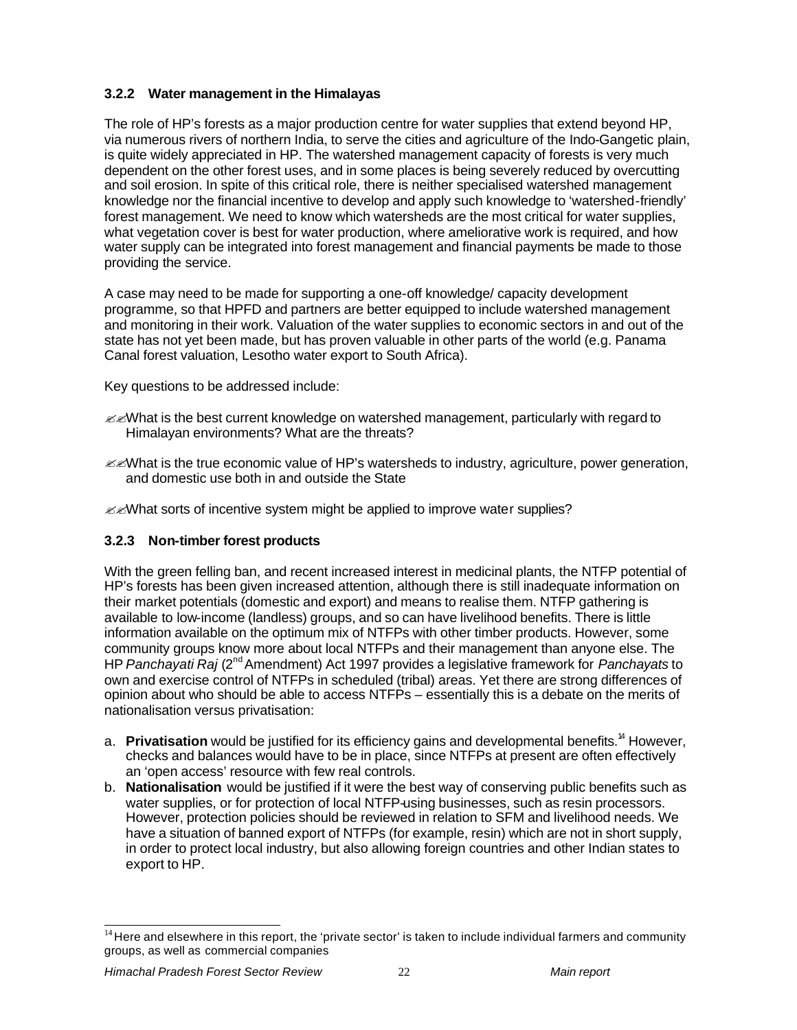### 3.2.2 Water management in the Himalayas

The role of HP's forests as a major production centre for water supplies that extend beyond HP, via numerous rivers of northern India, to serve the cities and agriculture of the Indo-Gangetic plain, is quite widely appreciated in HP. The watershed management capacity of forests is very much dependent on the other forest uses, and in some places is being severely reduced by overcutting and soil erosion. In spite of this critical role, there is neither specialised watershed management knowledge nor the financial incentive to develop and apply such knowledge to 'watershed-friendly' forest management. We need to know which watersheds are the most critical for water supplies, what vegetation cover is best for water production, where ameliorative work is required, and how water supply can be integrated into forest management and financial payments be made to those providing the service.

A case may need to be made for supporting a one-off knowledge/ capacity development programme, so that HPFD and partners are better equipped to include watershed management and monitoring in their work. Valuation of the water supplies to economic sectors in and out of the state has not yet been made, but has proven valuable in other parts of the world (e.g. Panama Canal forest valuation, Lesotho water export to South Africa).

Key questions to be addressed include:

- What is the best current knowledge on watershed management, particularly with regard to Himalayan environments? What are the threats?
- What is the true economic value of HP's watersheds to industry, agriculture, power generation, and domestic use both in and outside the State
- What sorts of incentive system might be applied to improve water supplies?

### 3.2.3 Non-timber forest products

With the green felling ban, and recent increased interest in medicinal plants, the NTFP potential of HP's forests has been given increased attention, although there is still inadequate information on their market potentials (domestic and export) and means to realise them. NTFP gathering is available to low-income (landless) groups, and so can have livelihood benefits. There is little information available on the optimum mix of NTFPs with other timber products. However, some community groups know more about local NTFPs and their management than anyone else. The HP *Panchayati Raj* (2nd Amendment) Act 1997 provides a legislative framework for *Panchayats* to own and exercise control of NTFPs in scheduled (tribal) areas. Yet there are strong differences of opinion about who should be able to access NTFPs – essentially this is a debate on the merits of nationalisation versus privatisation:

a. **Privatisation** would be justified for its efficiency gains and developmental benefits.[14] However, checks and balances would have to be in place, since NTFPs at present are often effectively an 'open access' resource with few real controls.
b. **Nationalisation** would be justified if it were the best way of conserving public benefits such as water supplies, or for protection of local NTFP-using businesses, such as resin processors. However, protection policies should be reviewed in relation to SFM and livelihood needs. We have a situation of banned export of NTFPs (for example, resin) which are not in short supply, in order to protect local industry, but also allowing foreign countries and other Indian states to export to HP.

[14] Here and elsewhere in this report, the 'private sector' is taken to include individual farmers and community groups, as well as commercial companies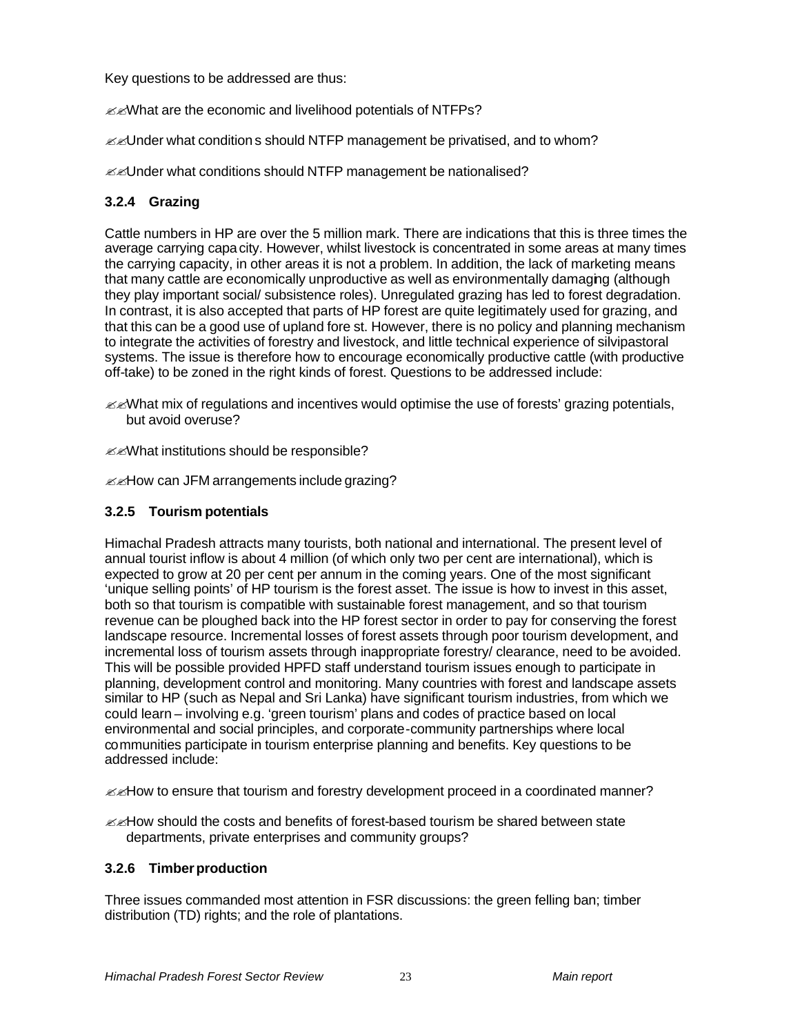Key questions to be addressed are thus:

- What are the economic and livelihood potentials of NTFPs?
- Under what conditions should NTFP management be privatised, and to whom?
- Under what conditions should NTFP management be nationalised?

### 3.2.4 Grazing

Cattle numbers in HP are over the 5 million mark. There are indications that this is three times the average carrying capacity. However, whilst livestock is concentrated in some areas at many times the carrying capacity, in other areas it is not a problem. In addition, the lack of marketing means that many cattle are economically unproductive as well as environmentally damaging (although they play important social/ subsistence roles). Unregulated grazing has led to forest degradation. In contrast, it is also accepted that parts of HP forest are quite legitimately used for grazing, and that this can be a good use of upland forest. However, there is no policy and planning mechanism to integrate the activities of forestry and livestock, and little technical experience of silvipastoral systems. The issue is therefore how to encourage economically productive cattle (with productive off-take) to be zoned in the right kinds of forest. Questions to be addressed include:

- What mix of regulations and incentives would optimise the use of forests' grazing potentials, but avoid overuse?
- What institutions should be responsible?
- How can JFM arrangements include grazing?

### 3.2.5 Tourism potentials

Himachal Pradesh attracts many tourists, both national and international. The present level of annual tourist inflow is about 4 million (of which only two per cent are international), which is expected to grow at 20 per cent per annum in the coming years. One of the most significant 'unique selling points' of HP tourism is the forest asset. The issue is how to invest in this asset, both so that tourism is compatible with sustainable forest management, and so that tourism revenue can be ploughed back into the HP forest sector in order to pay for conserving the forest landscape resource. Incremental losses of forest assets through poor tourism development, and incremental loss of tourism assets through inappropriate forestry/ clearance, need to be avoided. This will be possible provided HPFD staff understand tourism issues enough to participate in planning, development control and monitoring. Many countries with forest and landscape assets similar to HP (such as Nepal and Sri Lanka) have significant tourism industries, from which we could learn – involving e.g. 'green tourism' plans and codes of practice based on local environmental and social principles, and corporate-community partnerships where local communities participate in tourism enterprise planning and benefits. Key questions to be addressed include:

- How to ensure that tourism and forestry development proceed in a coordinated manner?
- How should the costs and benefits of forest-based tourism be shared between state departments, private enterprises and community groups?

### 3.2.6 Timber production

Three issues commanded most attention in FSR discussions: the green felling ban; timber distribution (TD) rights; and the role of plantations.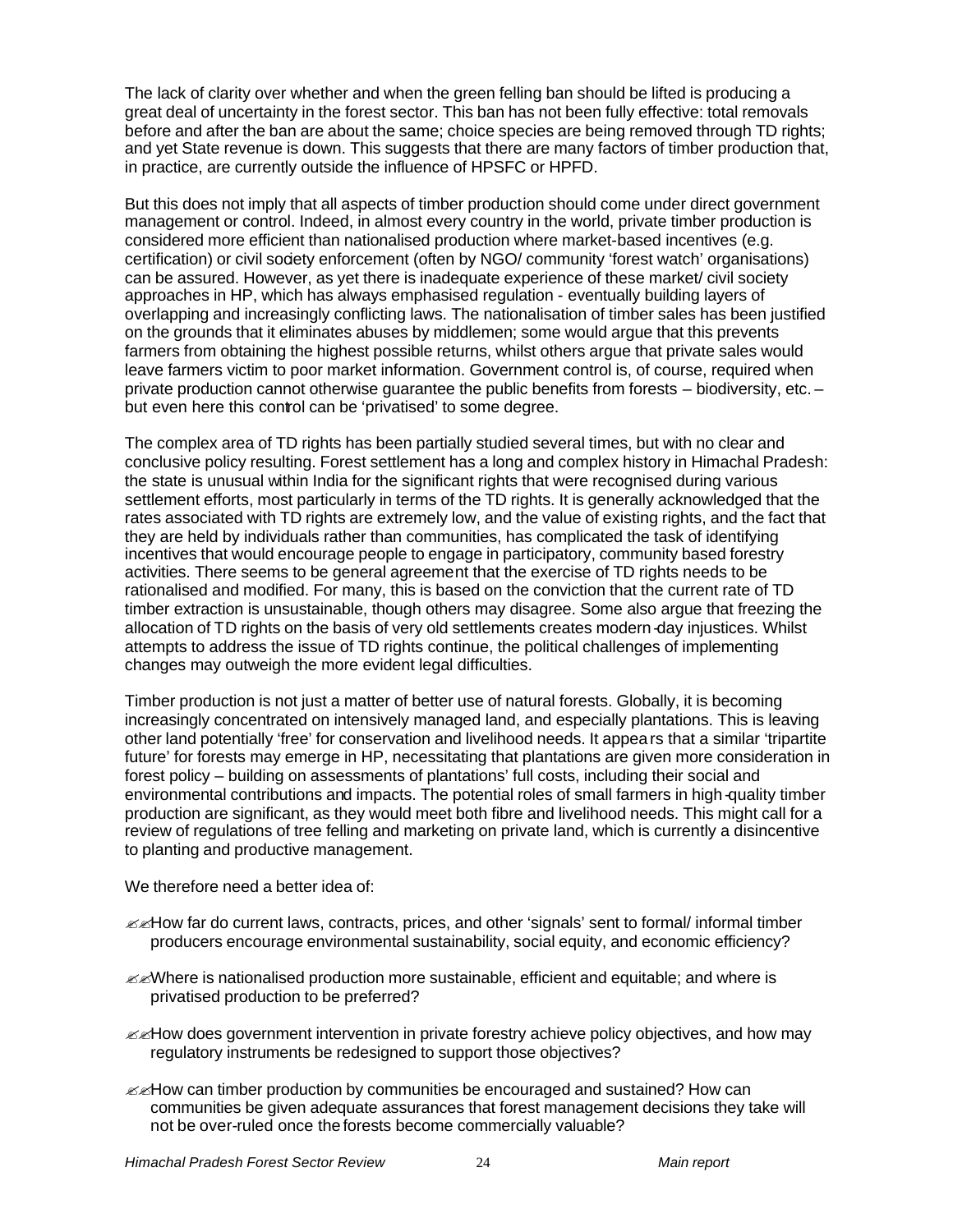The lack of clarity over whether and when the green felling ban should be lifted is producing a great deal of uncertainty in the forest sector. This ban has not been fully effective: total removals before and after the ban are about the same; choice species are being removed through TD rights; and yet State revenue is down. This suggests that there are many factors of timber production that, in practice, are currently outside the influence of HPSFC or HPFD.

But this does not imply that all aspects of timber production should come under direct government management or control. Indeed, in almost every country in the world, private timber production is considered more efficient than nationalised production where market-based incentives (e.g. certification) or civil society enforcement (often by NGO/ community 'forest watch' organisations) can be assured. However, as yet there is inadequate experience of these market/ civil society approaches in HP, which has always emphasised regulation - eventually building layers of overlapping and increasingly conflicting laws. The nationalisation of timber sales has been justified on the grounds that it eliminates abuses by middlemen; some would argue that this prevents farmers from obtaining the highest possible returns, whilst others argue that private sales would leave farmers victim to poor market information. Government control is, of course, required when private production cannot otherwise guarantee the public benefits from forests – biodiversity, etc. – but even here this control can be 'privatised' to some degree.

The complex area of TD rights has been partially studied several times, but with no clear and conclusive policy resulting. Forest settlement has a long and complex history in Himachal Pradesh: the state is unusual within India for the significant rights that were recognised during various settlement efforts, most particularly in terms of the TD rights. It is generally acknowledged that the rates associated with TD rights are extremely low, and the value of existing rights, and the fact that they are held by individuals rather than communities, has complicated the task of identifying incentives that would encourage people to engage in participatory, community based forestry activities. There seems to be general agreement that the exercise of TD rights needs to be rationalised and modified. For many, this is based on the conviction that the current rate of TD timber extraction is unsustainable, though others may disagree. Some also argue that freezing the allocation of TD rights on the basis of very old settlements creates modern-day injustices. Whilst attempts to address the issue of TD rights continue, the political challenges of implementing changes may outweigh the more evident legal difficulties.

Timber production is not just a matter of better use of natural forests. Globally, it is becoming increasingly concentrated on intensively managed land, and especially plantations. This is leaving other land potentially 'free' for conservation and livelihood needs. It appears that a similar 'tripartite future' for forests may emerge in HP, necessitating that plantations are given more consideration in forest policy – building on assessments of plantations' full costs, including their social and environmental contributions and impacts. The potential roles of small farmers in high-quality timber production are significant, as they would meet both fibre and livelihood needs. This might call for a review of regulations of tree felling and marketing on private land, which is currently a disincentive to planting and productive management.

We therefore need a better idea of:

- How far do current laws, contracts, prices, and other 'signals' sent to formal/ informal timber producers encourage environmental sustainability, social equity, and economic efficiency?
- Where is nationalised production more sustainable, efficient and equitable; and where is privatised production to be preferred?
- How does government intervention in private forestry achieve policy objectives, and how may regulatory instruments be redesigned to support those objectives?
- How can timber production by communities be encouraged and sustained? How can communities be given adequate assurances that forest management decisions they take will not be over-ruled once the forests become commercially valuable?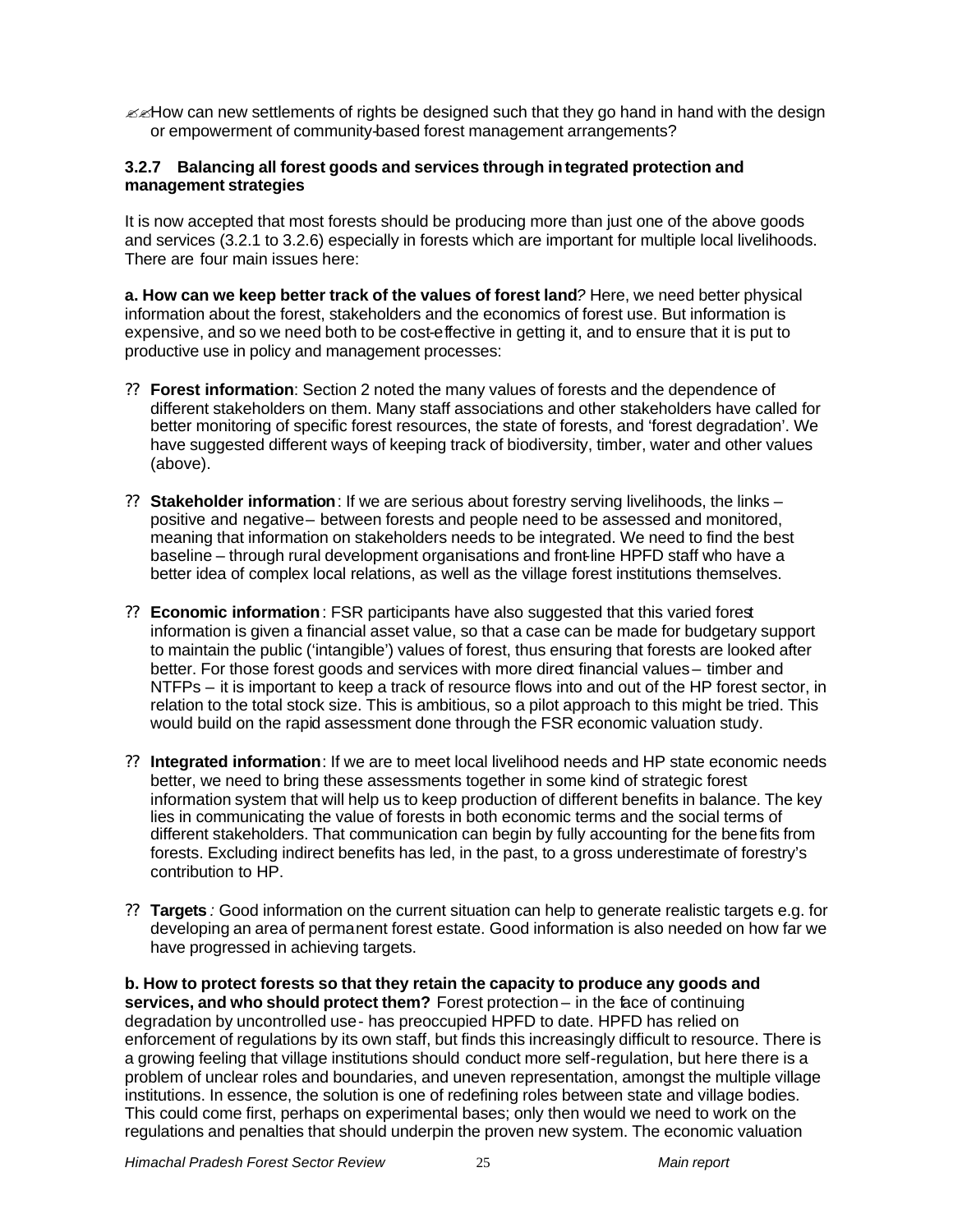- How can new settlements of rights be designed such that they go hand in hand with the design or empowerment of community-based forest management arrangements?

### 3.2.7 Balancing all forest goods and services through integrated protection and management strategies

It is now accepted that most forests should be producing more than just one of the above goods and services (3.2.1 to 3.2.6) especially in forests which are important for multiple local livelihoods. There are four main issues here:

**a. How can we keep better track of the values of forest land?** Here, we need better physical information about the forest, stakeholders and the economics of forest use. But information is expensive, and so we need both to be cost-effective in getting it, and to ensure that it is put to productive use in policy and management processes:

- **Forest information**: Section 2 noted the many values of forests and the dependence of different stakeholders on them. Many staff associations and other stakeholders have called for better monitoring of specific forest resources, the state of forests, and 'forest degradation'. We have suggested different ways of keeping track of biodiversity, timber, water and other values (above).
- **Stakeholder information**: If we are serious about forestry serving livelihoods, the links – positive and negative – between forests and people need to be assessed and monitored, meaning that information on stakeholders needs to be integrated. We need to find the best baseline – through rural development organisations and front-line HPFD staff who have a better idea of complex local relations, as well as the village forest institutions themselves.
- **Economic information**: FSR participants have also suggested that this varied forest information is given a financial asset value, so that a case can be made for budgetary support to maintain the public ('intangible') values of forest, thus ensuring that forests are looked after better. For those forest goods and services with more direct financial values – timber and NTFPs – it is important to keep a track of resource flows into and out of the HP forest sector, in relation to the total stock size. This is ambitious, so a pilot approach to this might be tried. This would build on the rapid assessment done through the FSR economic valuation study.
- **Integrated information**: If we are to meet local livelihood needs and HP state economic needs better, we need to bring these assessments together in some kind of strategic forest information system that will help us to keep production of different benefits in balance. The key lies in communicating the value of forests in both economic terms and the social terms of different stakeholders. That communication can begin by fully accounting for the benefits from forests. Excluding indirect benefits has led, in the past, to a gross underestimate of forestry's contribution to HP.
- **Targets**: Good information on the current situation can help to generate realistic targets e.g. for developing an area of permanent forest estate. Good information is also needed on how far we have progressed in achieving targets.

**b. How to protect forests so that they retain the capacity to produce any goods and services, and who should protect them?** Forest protection – in the face of continuing degradation by uncontrolled use - has preoccupied HPFD to date. HPFD has relied on enforcement of regulations by its own staff, but finds this increasingly difficult to resource. There is a growing feeling that village institutions should conduct more self-regulation, but here there is a problem of unclear roles and boundaries, and uneven representation, amongst the multiple village institutions. In essence, the solution is one of redefining roles between state and village bodies. This could come first, perhaps on experimental bases; only then would we need to work on the regulations and penalties that should underpin the proven new system. The economic valuation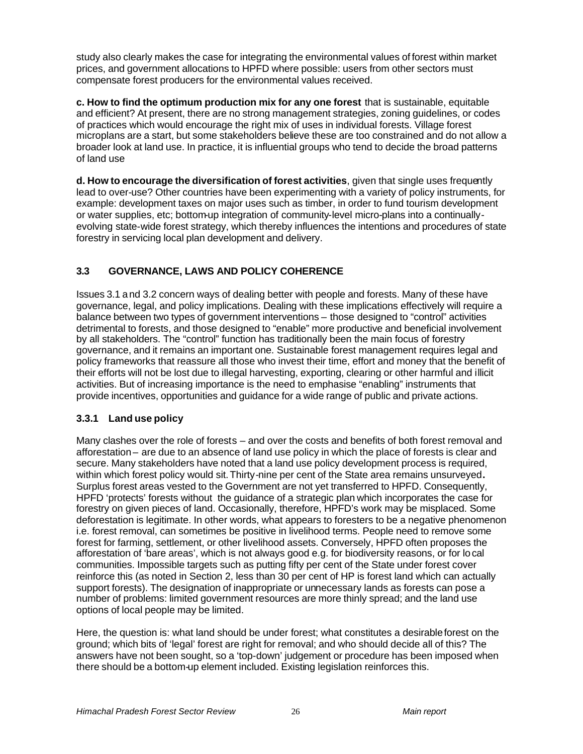study also clearly makes the case for integrating the environmental values of forest within market prices, and government allocations to HPFD where possible: users from other sectors must compensate forest producers for the environmental values received.

**c. How to find the optimum production mix for any one forest** that is sustainable, equitable and efficient? At present, there are no strong management strategies, zoning guidelines, or codes of practices which would encourage the right mix of uses in individual forests. Village forest microplans are a start, but some stakeholders believe these are too constrained and do not allow a broader look at land use. In practice, it is influential groups who tend to decide the broad patterns of land use

**d. How to encourage the diversification of forest activities**, given that single uses frequently lead to over-use? Other countries have been experimenting with a variety of policy instruments, for example: development taxes on major uses such as timber, in order to fund tourism development or water supplies, etc; bottom-up integration of community-level micro-plans into a continually-evolving state-wide forest strategy, which thereby influences the intentions and procedures of state forestry in servicing local plan development and delivery.

## 3.3 GOVERNANCE, LAWS AND POLICY COHERENCE

Issues 3.1 and 3.2 concern ways of dealing better with people and forests. Many of these have governance, legal, and policy implications. Dealing with these implications effectively will require a balance between two types of government interventions – those designed to "control" activities detrimental to forests, and those designed to "enable" more productive and beneficial involvement by all stakeholders. The "control" function has traditionally been the main focus of forestry governance, and it remains an important one. Sustainable forest management requires legal and policy frameworks that reassure all those who invest their time, effort and money that the benefit of their efforts will not be lost due to illegal harvesting, exporting, clearing or other harmful and illicit activities. But of increasing importance is the need to emphasise "enabling" instruments that provide incentives, opportunities and guidance for a wide range of public and private actions.

### 3.3.1 Land use policy

Many clashes over the role of forests – and over the costs and benefits of both forest removal and afforestation – are due to an absence of land use policy in which the place of forests is clear and secure. Many stakeholders have noted that a land use policy development process is required, within which forest policy would sit. Thirty-nine per cent of the State area remains unsurveyed**.** Surplus forest areas vested to the Government are not yet transferred to HPFD. Consequently, HPFD 'protects' forests without the guidance of a strategic plan which incorporates the case for forestry on given pieces of land. Occasionally, therefore, HPFD's work may be misplaced. Some deforestation is legitimate. In other words, what appears to foresters to be a negative phenomenon i.e. forest removal, can sometimes be positive in livelihood terms. People need to remove some forest for farming, settlement, or other livelihood assets. Conversely, HPFD often proposes the afforestation of 'bare areas', which is not always good e.g. for biodiversity reasons, or for local communities. Impossible targets such as putting fifty per cent of the State under forest cover reinforce this (as noted in Section 2, less than 30 per cent of HP is forest land which can actually support forests). The designation of inappropriate or unnecessary lands as forests can pose a number of problems: limited government resources are more thinly spread; and the land use options of local people may be limited.

Here, the question is: what land should be under forest; what constitutes a desirable forest on the ground; which bits of 'legal' forest are right for removal; and who should decide all of this? The answers have not been sought, so a 'top-down' judgement or procedure has been imposed when there should be a bottom-up element included. Existing legislation reinforces this.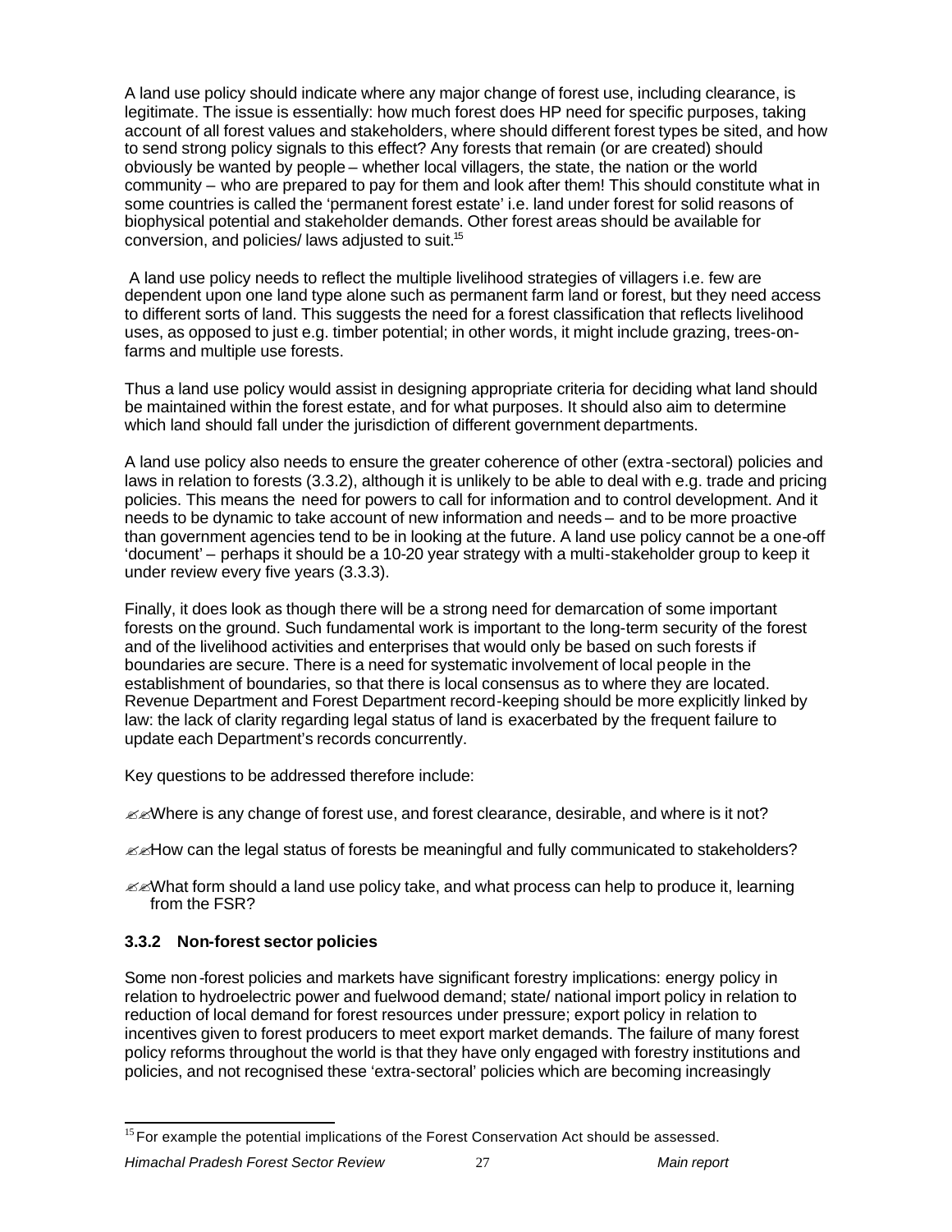A land use policy should indicate where any major change of forest use, including clearance, is legitimate. The issue is essentially: how much forest does HP need for specific purposes, taking account of all forest values and stakeholders, where should different forest types be sited, and how to send strong policy signals to this effect? Any forests that remain (or are created) should obviously be wanted by people – whether local villagers, the state, the nation or the world community – who are prepared to pay for them and look after them! This should constitute what in some countries is called the 'permanent forest estate' i.e. land under forest for solid reasons of biophysical potential and stakeholder demands. Other forest areas should be available for conversion, and policies/ laws adjusted to suit.[15]

A land use policy needs to reflect the multiple livelihood strategies of villagers i.e. few are dependent upon one land type alone such as permanent farm land or forest, but they need access to different sorts of land. This suggests the need for a forest classification that reflects livelihood uses, as opposed to just e.g. timber potential; in other words, it might include grazing, trees-on-farms and multiple use forests.

Thus a land use policy would assist in designing appropriate criteria for deciding what land should be maintained within the forest estate, and for what purposes. It should also aim to determine which land should fall under the jurisdiction of different government departments.

A land use policy also needs to ensure the greater coherence of other (extra-sectoral) policies and laws in relation to forests (3.3.2), although it is unlikely to be able to deal with e.g. trade and pricing policies. This means the need for powers to call for information and to control development. And it needs to be dynamic to take account of new information and needs – and to be more proactive than government agencies tend to be in looking at the future. A land use policy cannot be a one-off 'document' – perhaps it should be a 10-20 year strategy with a multi-stakeholder group to keep it under review every five years (3.3.3).

Finally, it does look as though there will be a strong need for demarcation of some important forests on the ground. Such fundamental work is important to the long-term security of the forest and of the livelihood activities and enterprises that would only be based on such forests if boundaries are secure. There is a need for systematic involvement of local people in the establishment of boundaries, so that there is local consensus as to where they are located. Revenue Department and Forest Department record-keeping should be more explicitly linked by law: the lack of clarity regarding legal status of land is exacerbated by the frequent failure to update each Department's records concurrently.

Key questions to be addressed therefore include:

- Where is any change of forest use, and forest clearance, desirable, and where is it not?
- How can the legal status of forests be meaningful and fully communicated to stakeholders?
- What form should a land use policy take, and what process can help to produce it, learning from the FSR?

### 3.3.2 Non-forest sector policies

Some non-forest policies and markets have significant forestry implications: energy policy in relation to hydroelectric power and fuelwood demand; state/ national import policy in relation to reduction of local demand for forest resources under pressure; export policy in relation to incentives given to forest producers to meet export market demands. The failure of many forest policy reforms throughout the world is that they have only engaged with forestry institutions and policies, and not recognised these 'extra-sectoral' policies which are becoming increasingly

[15] For example the potential implications of the Forest Conservation Act should be assessed.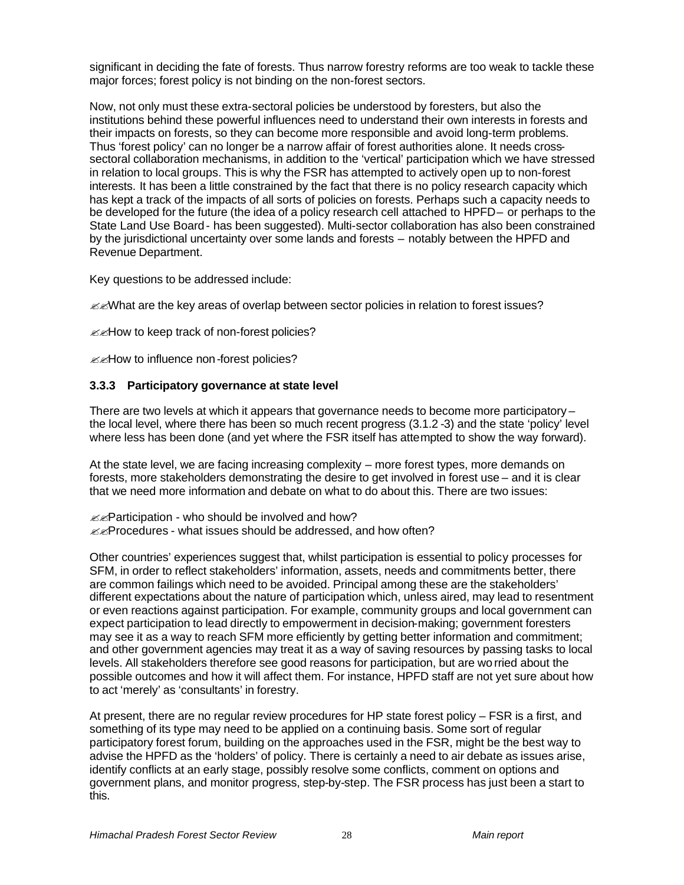significant in deciding the fate of forests. Thus narrow forestry reforms are too weak to tackle these major forces; forest policy is not binding on the non-forest sectors.

Now, not only must these extra-sectoral policies be understood by foresters, but also the institutions behind these powerful influences need to understand their own interests in forests and their impacts on forests, so they can become more responsible and avoid long-term problems. Thus 'forest policy' can no longer be a narrow affair of forest authorities alone. It needs cross-sectoral collaboration mechanisms, in addition to the 'vertical' participation which we have stressed in relation to local groups. This is why the FSR has attempted to actively open up to non-forest interests. It has been a little constrained by the fact that there is no policy research capacity which has kept a track of the impacts of all sorts of policies on forests. Perhaps such a capacity needs to be developed for the future (the idea of a policy research cell attached to HPFD – or perhaps to the State Land Use Board - has been suggested). Multi-sector collaboration has also been constrained by the jurisdictional uncertainty over some lands and forests – notably between the HPFD and Revenue Department.

Key questions to be addressed include:

- What are the key areas of overlap between sector policies in relation to forest issues?
- How to keep track of non-forest policies?
- How to influence non-forest policies?

### 3.3.3 Participatory governance at state level

There are two levels at which it appears that governance needs to become more participatory – the local level, where there has been so much recent progress (3.1.2-3) and the state 'policy' level where less has been done (and yet where the FSR itself has attempted to show the way forward).

At the state level, we are facing increasing complexity – more forest types, more demands on forests, more stakeholders demonstrating the desire to get involved in forest use – and it is clear that we need more information and debate on what to do about this. There are two issues:

- Participation - who should be involved and how?
- Procedures - what issues should be addressed, and how often?

Other countries' experiences suggest that, whilst participation is essential to policy processes for SFM, in order to reflect stakeholders' information, assets, needs and commitments better, there are common failings which need to be avoided. Principal among these are the stakeholders' different expectations about the nature of participation which, unless aired, may lead to resentment or even reactions against participation. For example, community groups and local government can expect participation to lead directly to empowerment in decision-making; government foresters may see it as a way to reach SFM more efficiently by getting better information and commitment; and other government agencies may treat it as a way of saving resources by passing tasks to local levels. All stakeholders therefore see good reasons for participation, but are worried about the possible outcomes and how it will affect them. For instance, HPFD staff are not yet sure about how to act 'merely' as 'consultants' in forestry.

At present, there are no regular review procedures for HP state forest policy – FSR is a first, and something of its type may need to be applied on a continuing basis. Some sort of regular participatory forest forum, building on the approaches used in the FSR, might be the best way to advise the HPFD as the 'holders' of policy. There is certainly a need to air debate as issues arise, identify conflicts at an early stage, possibly resolve some conflicts, comment on options and government plans, and monitor progress, step-by-step. The FSR process has just been a start to this.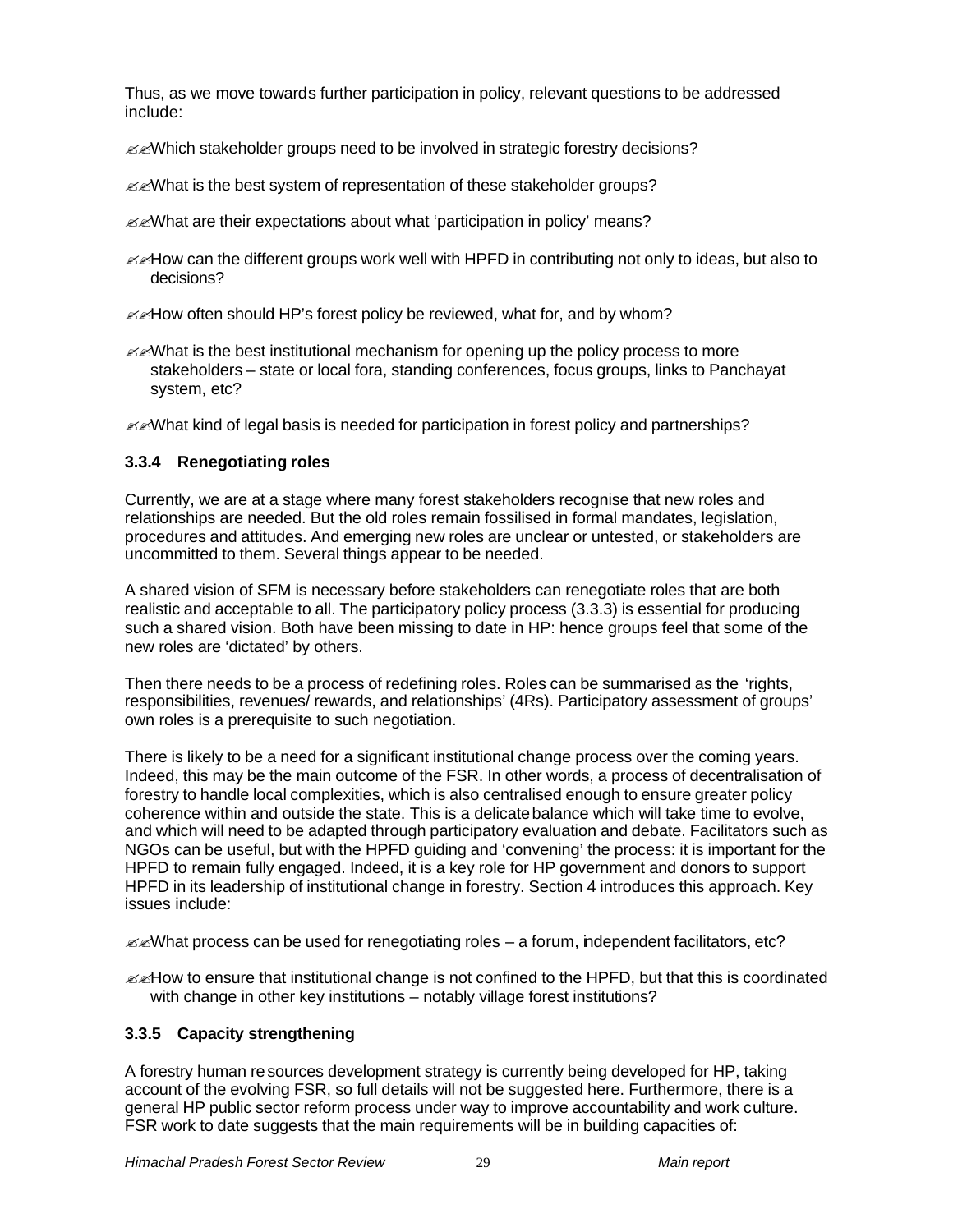Thus, as we move towards further participation in policy, relevant questions to be addressed include:

- Which stakeholder groups need to be involved in strategic forestry decisions?
- What is the best system of representation of these stakeholder groups?
- What are their expectations about what 'participation in policy' means?
- How can the different groups work well with HPFD in contributing not only to ideas, but also to decisions?
- How often should HP's forest policy be reviewed, what for, and by whom?
- What is the best institutional mechanism for opening up the policy process to more stakeholders – state or local fora, standing conferences, focus groups, links to Panchayat system, etc?
- What kind of legal basis is needed for participation in forest policy and partnerships?

### 3.3.4 Renegotiating roles

Currently, we are at a stage where many forest stakeholders recognise that new roles and relationships are needed. But the old roles remain fossilised in formal mandates, legislation, procedures and attitudes. And emerging new roles are unclear or untested, or stakeholders are uncommitted to them. Several things appear to be needed.

A shared vision of SFM is necessary before stakeholders can renegotiate roles that are both realistic and acceptable to all. The participatory policy process (3.3.3) is essential for producing such a shared vision. Both have been missing to date in HP: hence groups feel that some of the new roles are 'dictated' by others.

Then there needs to be a process of redefining roles. Roles can be summarised as the 'rights, responsibilities, revenues/ rewards, and relationships' (4Rs). Participatory assessment of groups' own roles is a prerequisite to such negotiation.

There is likely to be a need for a significant institutional change process over the coming years. Indeed, this may be the main outcome of the FSR. In other words, a process of decentralisation of forestry to handle local complexities, which is also centralised enough to ensure greater policy coherence within and outside the state. This is a delicate balance which will take time to evolve, and which will need to be adapted through participatory evaluation and debate. Facilitators such as NGOs can be useful, but with the HPFD guiding and 'convening' the process: it is important for the HPFD to remain fully engaged. Indeed, it is a key role for HP government and donors to support HPFD in its leadership of institutional change in forestry. Section 4 introduces this approach. Key issues include:

- What process can be used for renegotiating roles – a forum, independent facilitators, etc?
- How to ensure that institutional change is not confined to the HPFD, but that this is coordinated with change in other key institutions – notably village forest institutions?

### 3.3.5 Capacity strengthening

A forestry human resources development strategy is currently being developed for HP, taking account of the evolving FSR, so full details will not be suggested here. Furthermore, there is a general HP public sector reform process under way to improve accountability and work culture. FSR work to date suggests that the main requirements will be in building capacities of: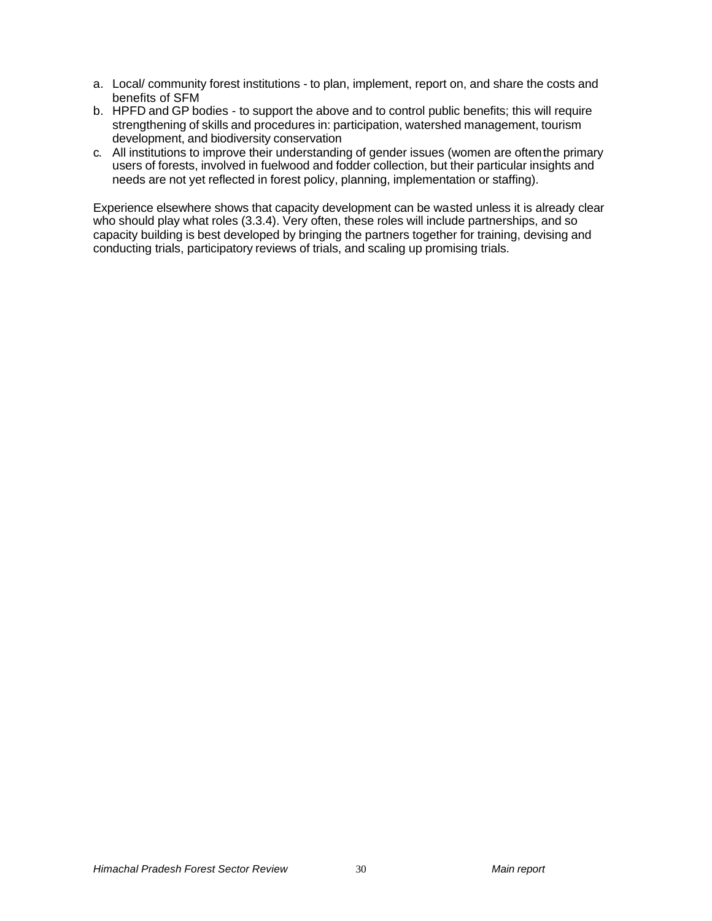a. Local/ community forest institutions - to plan, implement, report on, and share the costs and benefits of SFM
b. HPFD and GP bodies - to support the above and to control public benefits; this will require strengthening of skills and procedures in: participation, watershed management, tourism development, and biodiversity conservation
c. All institutions to improve their understanding of gender issues (women are often the primary users of forests, involved in fuelwood and fodder collection, but their particular insights and needs are not yet reflected in forest policy, planning, implementation or staffing).

Experience elsewhere shows that capacity development can be wasted unless it is already clear who should play what roles (3.3.4). Very often, these roles will include partnerships, and so capacity building is best developed by bringing the partners together for training, devising and conducting trials, participatory reviews of trials, and scaling up promising trials.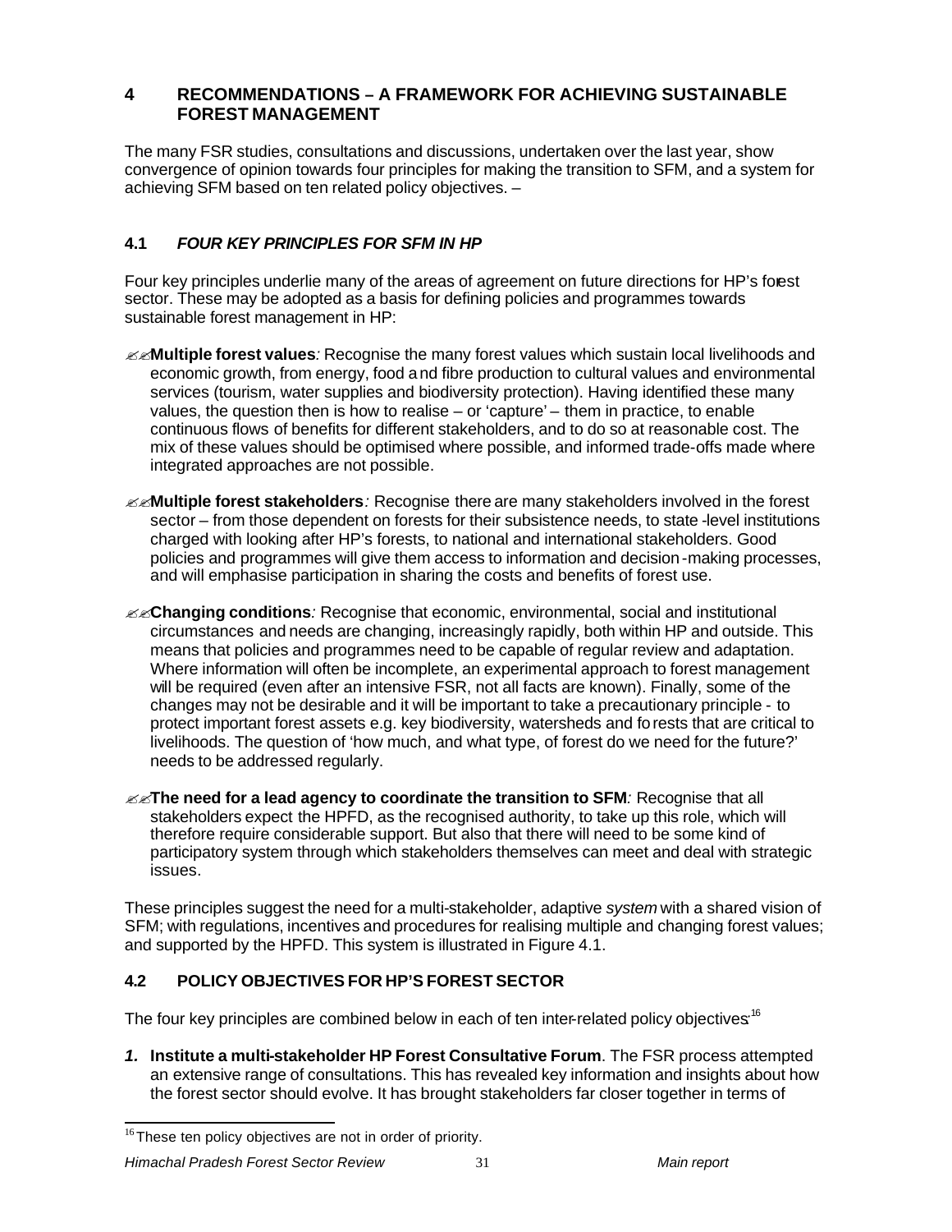# 4 RECOMMENDATIONS – A FRAMEWORK FOR ACHIEVING SUSTAINABLE FOREST MANAGEMENT

The many FSR studies, consultations and discussions, undertaken over the last year, show convergence of opinion towards four principles for making the transition to SFM, and a system for achieving SFM based on ten related policy objectives. –

## 4.1 *FOUR KEY PRINCIPLES FOR SFM IN HP*

Four key principles underlie many of the areas of agreement on future directions for HP's forest sector. These may be adopted as a basis for defining policies and programmes towards sustainable forest management in HP:

- **Multiple forest values***:* Recognise the many forest values which sustain local livelihoods and economic growth, from energy, food and fibre production to cultural values and environmental services (tourism, water supplies and biodiversity protection). Having identified these many values, the question then is how to realise – or 'capture' – them in practice, to enable continuous flows of benefits for different stakeholders, and to do so at reasonable cost. The mix of these values should be optimised where possible, and informed trade-offs made where integrated approaches are not possible.
- **Multiple forest stakeholders***:* Recognise there are many stakeholders involved in the forest sector – from those dependent on forests for their subsistence needs, to state-level institutions charged with looking after HP's forests, to national and international stakeholders. Good policies and programmes will give them access to information and decision-making processes, and will emphasise participation in sharing the costs and benefits of forest use.
- **Changing conditions***:* Recognise that economic, environmental, social and institutional circumstances and needs are changing, increasingly rapidly, both within HP and outside. This means that policies and programmes need to be capable of regular review and adaptation. Where information will often be incomplete, an experimental approach to forest management will be required (even after an intensive FSR, not all facts are known). Finally, some of the changes may not be desirable and it will be important to take a precautionary principle - to protect important forest assets e.g. key biodiversity, watersheds and forests that are critical to livelihoods. The question of 'how much, and what type, of forest do we need for the future?' needs to be addressed regularly.
- **The need for a lead agency to coordinate the transition to SFM***:* Recognise that all stakeholders expect the HPFD, as the recognised authority, to take up this role, which will therefore require considerable support. But also that there will need to be some kind of participatory system through which stakeholders themselves can meet and deal with strategic issues.

These principles suggest the need for a multi-stakeholder, adaptive *system* with a shared vision of SFM; with regulations, incentives and procedures for realising multiple and changing forest values; and supported by the HPFD. This system is illustrated in Figure 4.1.

## 4.2 POLICY OBJECTIVES FOR HP'S FOREST SECTOR

The four key principles are combined below in each of ten inter-related policy objectives:[16]

***1.*** **Institute a multi-stakeholder HP Forest Consultative Forum**. The FSR process attempted an extensive range of consultations. This has revealed key information and insights about how the forest sector should evolve. It has brought stakeholders far closer together in terms of

[16] These ten policy objectives are not in order of priority.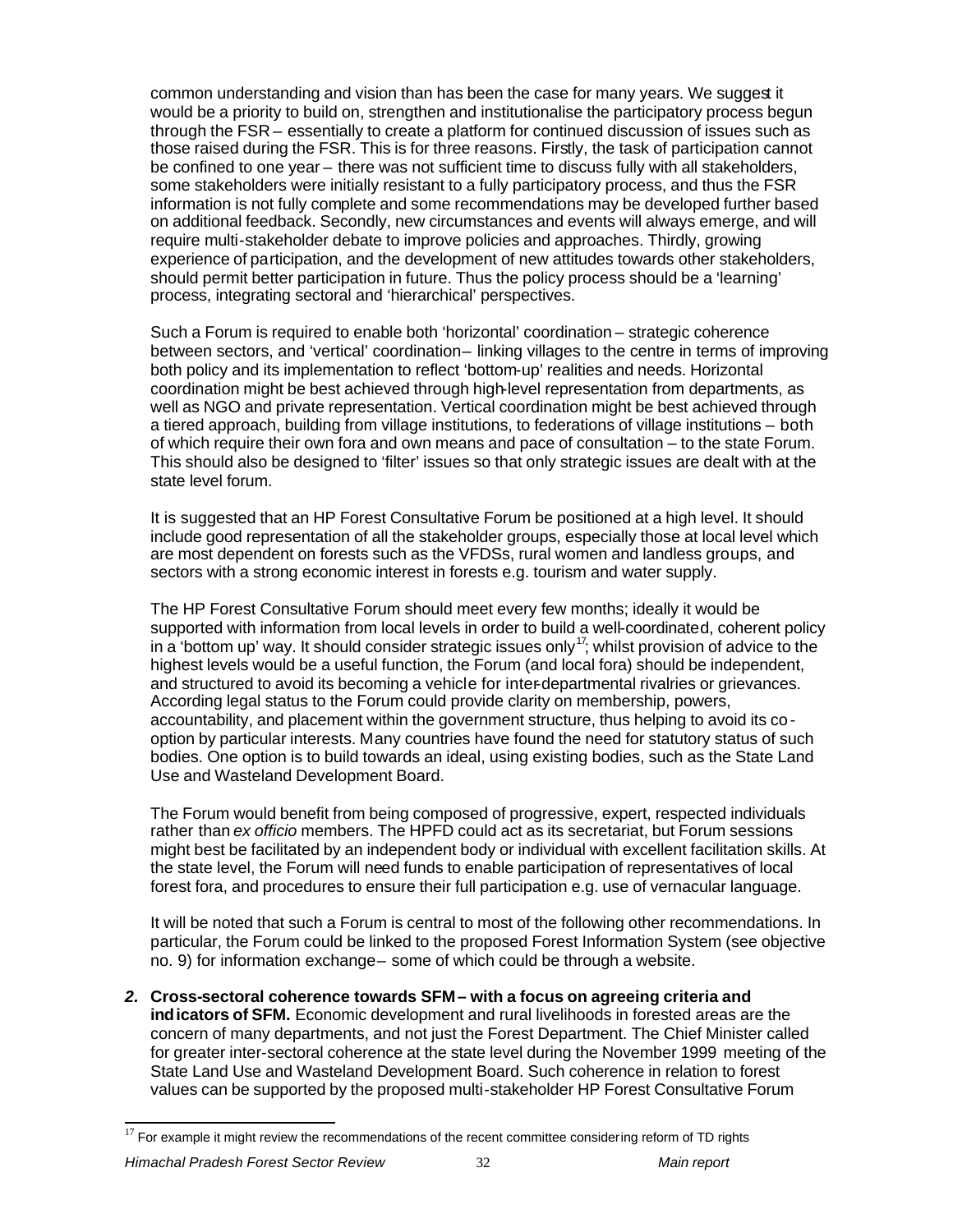common understanding and vision than has been the case for many years. We suggest it would be a priority to build on, strengthen and institutionalise the participatory process begun through the FSR – essentially to create a platform for continued discussion of issues such as those raised during the FSR. This is for three reasons. Firstly, the task of participation cannot be confined to one year – there was not sufficient time to discuss fully with all stakeholders, some stakeholders were initially resistant to a fully participatory process, and thus the FSR information is not fully complete and some recommendations may be developed further based on additional feedback. Secondly, new circumstances and events will always emerge, and will require multi-stakeholder debate to improve policies and approaches. Thirdly, growing experience of participation, and the development of new attitudes towards other stakeholders, should permit better participation in future. Thus the policy process should be a 'learning' process, integrating sectoral and 'hierarchical' perspectives.

Such a Forum is required to enable both 'horizontal' coordination – strategic coherence between sectors, and 'vertical' coordination – linking villages to the centre in terms of improving both policy and its implementation to reflect 'bottom-up' realities and needs. Horizontal coordination might be best achieved through high-level representation from departments, as well as NGO and private representation. Vertical coordination might be best achieved through a tiered approach, building from village institutions, to federations of village institutions – both of which require their own fora and own means and pace of consultation – to the state Forum. This should also be designed to 'filter' issues so that only strategic issues are dealt with at the state level forum.

It is suggested that an HP Forest Consultative Forum be positioned at a high level. It should include good representation of all the stakeholder groups, especially those at local level which are most dependent on forests such as the VFDSs, rural women and landless groups, and sectors with a strong economic interest in forests e.g. tourism and water supply.

The HP Forest Consultative Forum should meet every few months; ideally it would be supported with information from local levels in order to build a well-coordinated, coherent policy in a 'bottom up' way. It should consider strategic issues only[17]; whilst provision of advice to the highest levels would be a useful function, the Forum (and local fora) should be independent, and structured to avoid its becoming a vehicle for inter-departmental rivalries or grievances. According legal status to the Forum could provide clarity on membership, powers, accountability, and placement within the government structure, thus helping to avoid its co-option by particular interests. Many countries have found the need for statutory status of such bodies. One option is to build towards an ideal, using existing bodies, such as the State Land Use and Wasteland Development Board.

The Forum would benefit from being composed of progressive, expert, respected individuals rather than *ex officio* members. The HPFD could act as its secretariat, but Forum sessions might best be facilitated by an independent body or individual with excellent facilitation skills. At the state level, the Forum will need funds to enable participation of representatives of local forest fora, and procedures to ensure their full participation e.g. use of vernacular language.

It will be noted that such a Forum is central to most of the following other recommendations. In particular, the Forum could be linked to the proposed Forest Information System (see objective no. 9) for information exchange – some of which could be through a website.

2. **Cross-sectoral coherence towards SFM – with a focus on agreeing criteria and indicators of SFM.** Economic development and rural livelihoods in forested areas are the concern of many departments, and not just the Forest Department. The Chief Minister called for greater inter-sectoral coherence at the state level during the November 1999 meeting of the State Land Use and Wasteland Development Board. Such coherence in relation to forest values can be supported by the proposed multi-stakeholder HP Forest Consultative Forum

---

[17] For example it might review the recommendations of the recent committee considering reform of TD rights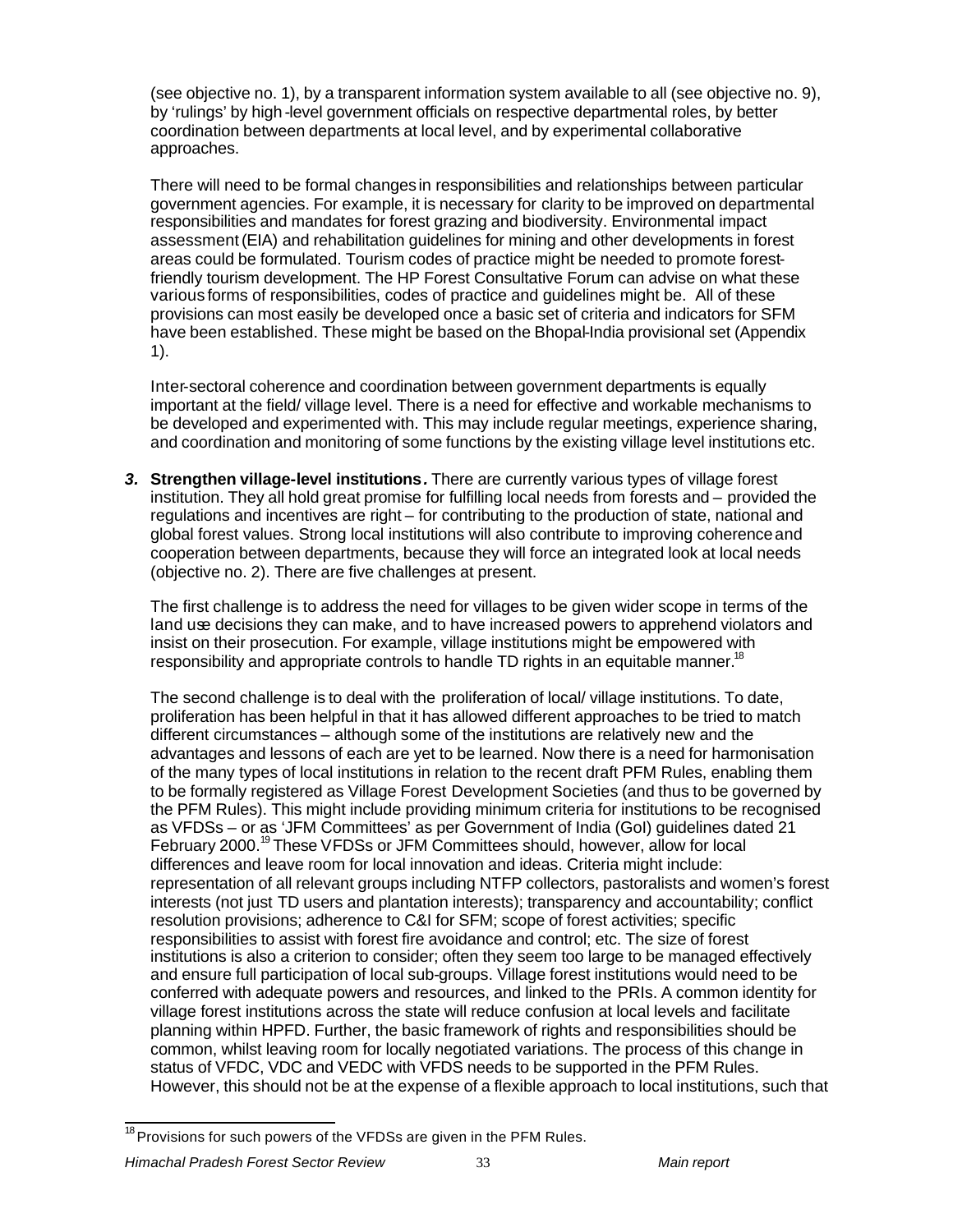(see objective no. 1), by a transparent information system available to all (see objective no. 9), by 'rulings' by high-level government officials on respective departmental roles, by better coordination between departments at local level, and by experimental collaborative approaches.

There will need to be formal changes in responsibilities and relationships between particular government agencies. For example, it is necessary for clarity to be improved on departmental responsibilities and mandates for forest grazing and biodiversity. Environmental impact assessment (EIA) and rehabilitation guidelines for mining and other developments in forest areas could be formulated. Tourism codes of practice might be needed to promote forest-friendly tourism development. The HP Forest Consultative Forum can advise on what these various forms of responsibilities, codes of practice and guidelines might be. All of these provisions can most easily be developed once a basic set of criteria and indicators for SFM have been established. These might be based on the Bhopal-India provisional set (Appendix 1).

Inter-sectoral coherence and coordination between government departments is equally important at the field/ village level. There is a need for effective and workable mechanisms to be developed and experimented with. This may include regular meetings, experience sharing, and coordination and monitoring of some functions by the existing village level institutions etc.

***3.*** **Strengthen village-level institutions*.*** There are currently various types of village forest institution. They all hold great promise for fulfilling local needs from forests and – provided the regulations and incentives are right – for contributing to the production of state, national and global forest values. Strong local institutions will also contribute to improving coherence and cooperation between departments, because they will force an integrated look at local needs (objective no. 2). There are five challenges at present.

The first challenge is to address the need for villages to be given wider scope in terms of the land use decisions they can make, and to have increased powers to apprehend violators and insist on their prosecution. For example, village institutions might be empowered with responsibility and appropriate controls to handle TD rights in an equitable manner.[18]

The second challenge is to deal with the proliferation of local/ village institutions. To date, proliferation has been helpful in that it has allowed different approaches to be tried to match different circumstances – although some of the institutions are relatively new and the advantages and lessons of each are yet to be learned. Now there is a need for harmonisation of the many types of local institutions in relation to the recent draft PFM Rules, enabling them to be formally registered as Village Forest Development Societies (and thus to be governed by the PFM Rules). This might include providing minimum criteria for institutions to be recognised as VFDSs – or as 'JFM Committees' as per Government of India (GoI) guidelines dated 21 February 2000.[19] These VFDSs or JFM Committees should, however, allow for local differences and leave room for local innovation and ideas. Criteria might include: representation of all relevant groups including NTFP collectors, pastoralists and women's forest interests (not just TD users and plantation interests); transparency and accountability; conflict resolution provisions; adherence to C&I for SFM; scope of forest activities; specific responsibilities to assist with forest fire avoidance and control; etc. The size of forest institutions is also a criterion to consider; often they seem too large to be managed effectively and ensure full participation of local sub-groups. Village forest institutions would need to be conferred with adequate powers and resources, and linked to the PRIs. A common identity for village forest institutions across the state will reduce confusion at local levels and facilitate planning within HPFD. Further, the basic framework of rights and responsibilities should be common, whilst leaving room for locally negotiated variations. The process of this change in status of VFDC, VDC and VEDC with VFDS needs to be supported in the PFM Rules. However, this should not be at the expense of a flexible approach to local institutions, such that

[18] Provisions for such powers of the VFDSs are given in the PFM Rules.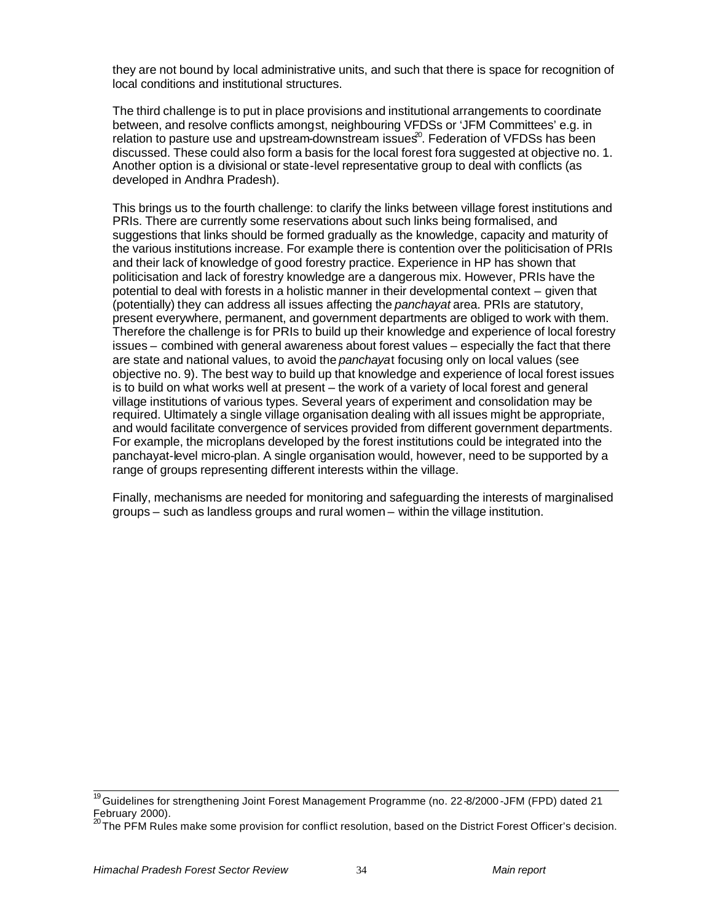they are not bound by local administrative units, and such that there is space for recognition of local conditions and institutional structures.

The third challenge is to put in place provisions and institutional arrangements to coordinate between, and resolve conflicts amongst, neighbouring VFDSs or 'JFM Committees' e.g. in relation to pasture use and upstream-downstream issues[20]. Federation of VFDSs has been discussed. These could also form a basis for the local forest fora suggested at objective no. 1. Another option is a divisional or state-level representative group to deal with conflicts (as developed in Andhra Pradesh).

This brings us to the fourth challenge: to clarify the links between village forest institutions and PRIs. There are currently some reservations about such links being formalised, and suggestions that links should be formed gradually as the knowledge, capacity and maturity of the various institutions increase. For example there is contention over the politicisation of PRIs and their lack of knowledge of good forestry practice. Experience in HP has shown that politicisation and lack of forestry knowledge are a dangerous mix. However, PRIs have the potential to deal with forests in a holistic manner in their developmental context – given that (potentially) they can address all issues affecting the *panchayat* area. PRIs are statutory, present everywhere, permanent, and government departments are obliged to work with them. Therefore the challenge is for PRIs to build up their knowledge and experience of local forestry issues – combined with general awareness about forest values – especially the fact that there are state and national values, to avoid the *panchayat* focusing only on local values (see objective no. 9). The best way to build up that knowledge and experience of local forest issues is to build on what works well at present – the work of a variety of local forest and general village institutions of various types. Several years of experiment and consolidation may be required. Ultimately a single village organisation dealing with all issues might be appropriate, and would facilitate convergence of services provided from different government departments. For example, the microplans developed by the forest institutions could be integrated into the panchayat-level micro-plan. A single organisation would, however, need to be supported by a range of groups representing different interests within the village.

Finally, mechanisms are needed for monitoring and safeguarding the interests of marginalised groups – such as landless groups and rural women – within the village institution.

---

[19] Guidelines for strengthening Joint Forest Management Programme (no. 22-8/2000-JFM (FPD) dated 21 February 2000).

[20] The PFM Rules make some provision for conflict resolution, based on the District Forest Officer's decision.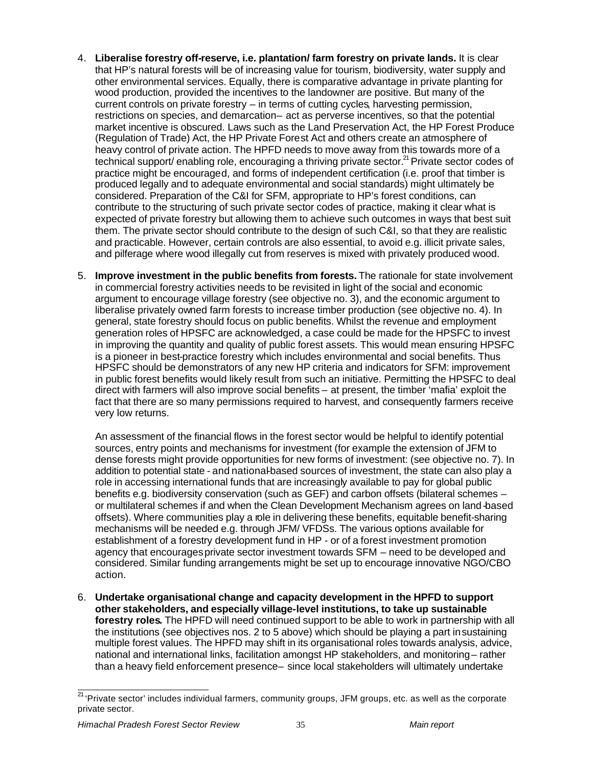4. **Liberalise forestry off-reserve, i.e. plantation/ farm forestry on private lands.** It is clear that HP's natural forests will be of increasing value for tourism, biodiversity, water supply and other environmental services. Equally, there is comparative advantage in private planting for wood production, provided the incentives to the landowner are positive. But many of the current controls on private forestry – in terms of cutting cycles, harvesting permission, restrictions on species, and demarcation – act as perverse incentives, so that the potential market incentive is obscured. Laws such as the Land Preservation Act, the HP Forest Produce (Regulation of Trade) Act, the HP Private Forest Act and others create an atmosphere of heavy control of private action. The HPFD needs to move away from this towards more of a technical support/ enabling role, encouraging a thriving private sector.[21] Private sector codes of practice might be encouraged, and forms of independent certification (i.e. proof that timber is produced legally and to adequate environmental and social standards) might ultimately be considered. Preparation of the C&I for SFM, appropriate to HP's forest conditions, can contribute to the structuring of such private sector codes of practice, making it clear what is expected of private forestry but allowing them to achieve such outcomes in ways that best suit them. The private sector should contribute to the design of such C&I, so that they are realistic and practicable. However, certain controls are also essential, to avoid e.g. illicit private sales, and pilferage where wood illegally cut from reserves is mixed with privately produced wood.

5. **Improve investment in the public benefits from forests.** The rationale for state involvement in commercial forestry activities needs to be revisited in light of the social and economic argument to encourage village forestry (see objective no. 3), and the economic argument to liberalise privately owned farm forests to increase timber production (see objective no. 4). In general, state forestry should focus on public benefits. Whilst the revenue and employment generation roles of HPSFC are acknowledged, a case could be made for the HPSFC to invest in improving the quantity and quality of public forest assets. This would mean ensuring HPSFC is a pioneer in best-practice forestry which includes environmental and social benefits. Thus HPSFC should be demonstrators of any new HP criteria and indicators for SFM: improvement in public forest benefits would likely result from such an initiative. Permitting the HPSFC to deal direct with farmers will also improve social benefits – at present, the timber 'mafia' exploit the fact that there are so many permissions required to harvest, and consequently farmers receive very low returns.

   An assessment of the financial flows in the forest sector would be helpful to identify potential sources, entry points and mechanisms for investment (for example the extension of JFM to dense forests might provide opportunities for new forms of investment: (see objective no. 7). In addition to potential state - and national-based sources of investment, the state can also play a role in accessing international funds that are increasingly available to pay for global public benefits e.g. biodiversity conservation (such as GEF) and carbon offsets (bilateral schemes – or multilateral schemes if and when the Clean Development Mechanism agrees on land-based offsets). Where communities play a role in delivering these benefits, equitable benefit-sharing mechanisms will be needed e.g. through JFM/ VFDSs. The various options available for establishment of a forestry development fund in HP - or of a forest investment promotion agency that encourages private sector investment towards SFM – need to be developed and considered. Similar funding arrangements might be set up to encourage innovative NGO/CBO action.

6. **Undertake organisational change and capacity development in the HPFD to support other stakeholders, and especially village-level institutions, to take up sustainable forestry roles.** The HPFD will need continued support to be able to work in partnership with all the institutions (see objectives nos. 2 to 5 above) which should be playing a part in sustaining multiple forest values. The HPFD may shift in its organisational roles towards analysis, advice, national and international links, facilitation amongst HP stakeholders, and monitoring – rather than a heavy field enforcement presence – since local stakeholders will ultimately undertake

[21] 'Private sector' includes individual farmers, community groups, JFM groups, etc. as well as the corporate private sector.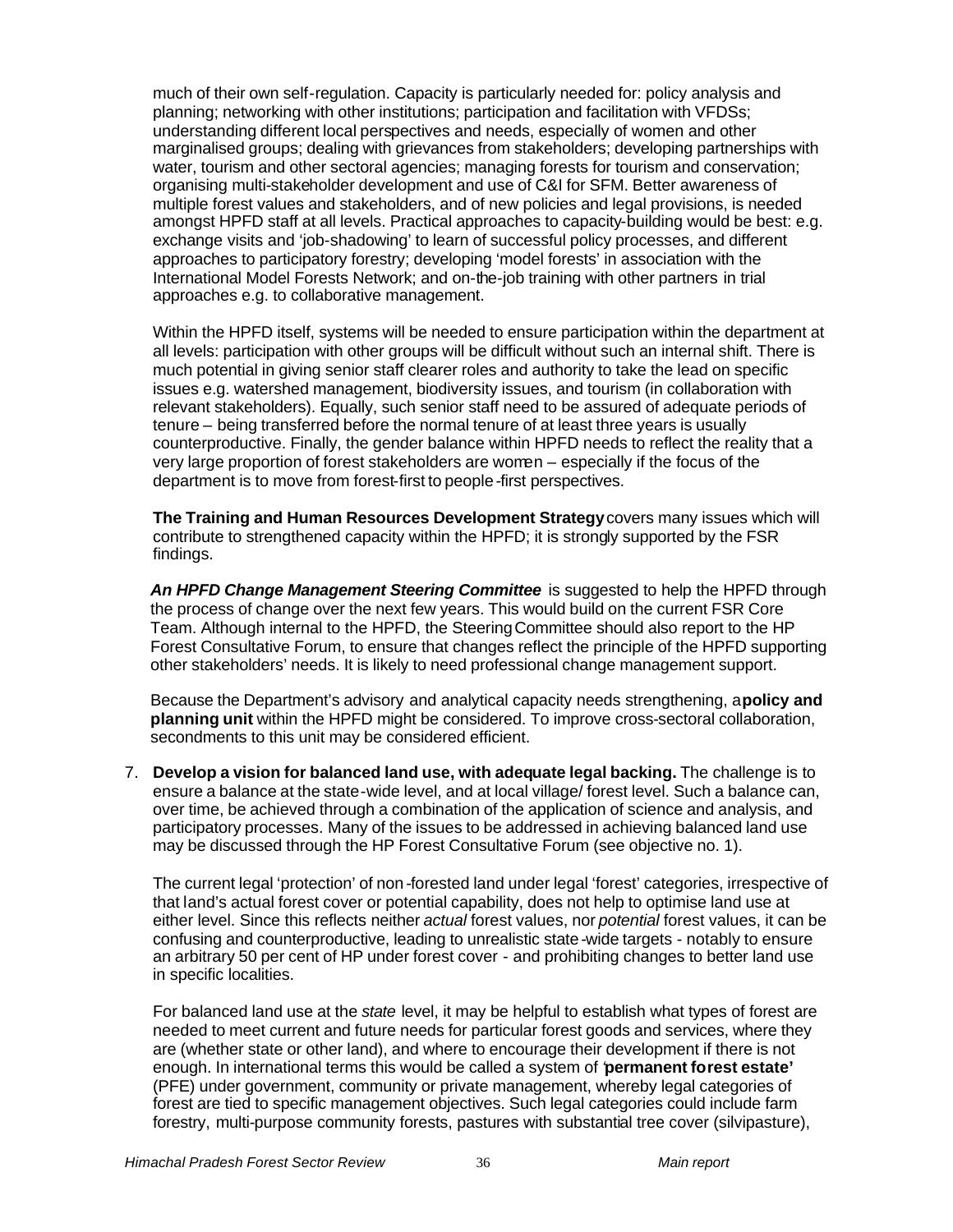much of their own self-regulation. Capacity is particularly needed for: policy analysis and planning; networking with other institutions; participation and facilitation with VFDSs; understanding different local perspectives and needs, especially of women and other marginalised groups; dealing with grievances from stakeholders; developing partnerships with water, tourism and other sectoral agencies; managing forests for tourism and conservation; organising multi-stakeholder development and use of C&I for SFM. Better awareness of multiple forest values and stakeholders, and of new policies and legal provisions, is needed amongst HPFD staff at all levels. Practical approaches to capacity-building would be best: e.g. exchange visits and 'job-shadowing' to learn of successful policy processes, and different approaches to participatory forestry; developing 'model forests' in association with the International Model Forests Network; and on-the-job training with other partners in trial approaches e.g. to collaborative management.

Within the HPFD itself, systems will be needed to ensure participation within the department at all levels: participation with other groups will be difficult without such an internal shift. There is much potential in giving senior staff clearer roles and authority to take the lead on specific issues e.g. watershed management, biodiversity issues, and tourism (in collaboration with relevant stakeholders). Equally, such senior staff need to be assured of adequate periods of tenure – being transferred before the normal tenure of at least three years is usually counterproductive. Finally, the gender balance within HPFD needs to reflect the reality that a very large proportion of forest stakeholders are women – especially if the focus of the department is to move from forest-first to people-first perspectives.

**The Training and Human Resources Development Strategy** covers many issues which will contribute to strengthened capacity within the HPFD; it is strongly supported by the FSR findings.

***An HPFD Change Management Steering Committee*** is suggested to help the HPFD through the process of change over the next few years. This would build on the current FSR Core Team. Although internal to the HPFD, the Steering Committee should also report to the HP Forest Consultative Forum, to ensure that changes reflect the principle of the HPFD supporting other stakeholders' needs. It is likely to need professional change management support.

Because the Department's advisory and analytical capacity needs strengthening, a **policy and planning unit** within the HPFD might be considered. To improve cross-sectoral collaboration, secondments to this unit may be considered efficient.

7. **Develop a vision for balanced land use, with adequate legal backing.** The challenge is to ensure a balance at the state-wide level, and at local village/ forest level. Such a balance can, over time, be achieved through a combination of the application of science and analysis, and participatory processes. Many of the issues to be addressed in achieving balanced land use may be discussed through the HP Forest Consultative Forum (see objective no. 1).

   The current legal 'protection' of non-forested land under legal 'forest' categories, irrespective of that land's actual forest cover or potential capability, does not help to optimise land use at either level. Since this reflects neither *actual* forest values, nor *potential* forest values, it can be confusing and counterproductive, leading to unrealistic state-wide targets - notably to ensure an arbitrary 50 per cent of HP under forest cover - and prohibiting changes to better land use in specific localities.

   For balanced land use at the *state* level, it may be helpful to establish what types of forest are needed to meet current and future needs for particular forest goods and services, where they are (whether state or other land), and where to encourage their development if there is not enough. In international terms this would be called a system of '**permanent forest estate'** (PFE) under government, community or private management, whereby legal categories of forest are tied to specific management objectives. Such legal categories could include farm forestry, multi-purpose community forests, pastures with substantial tree cover (silvipasture),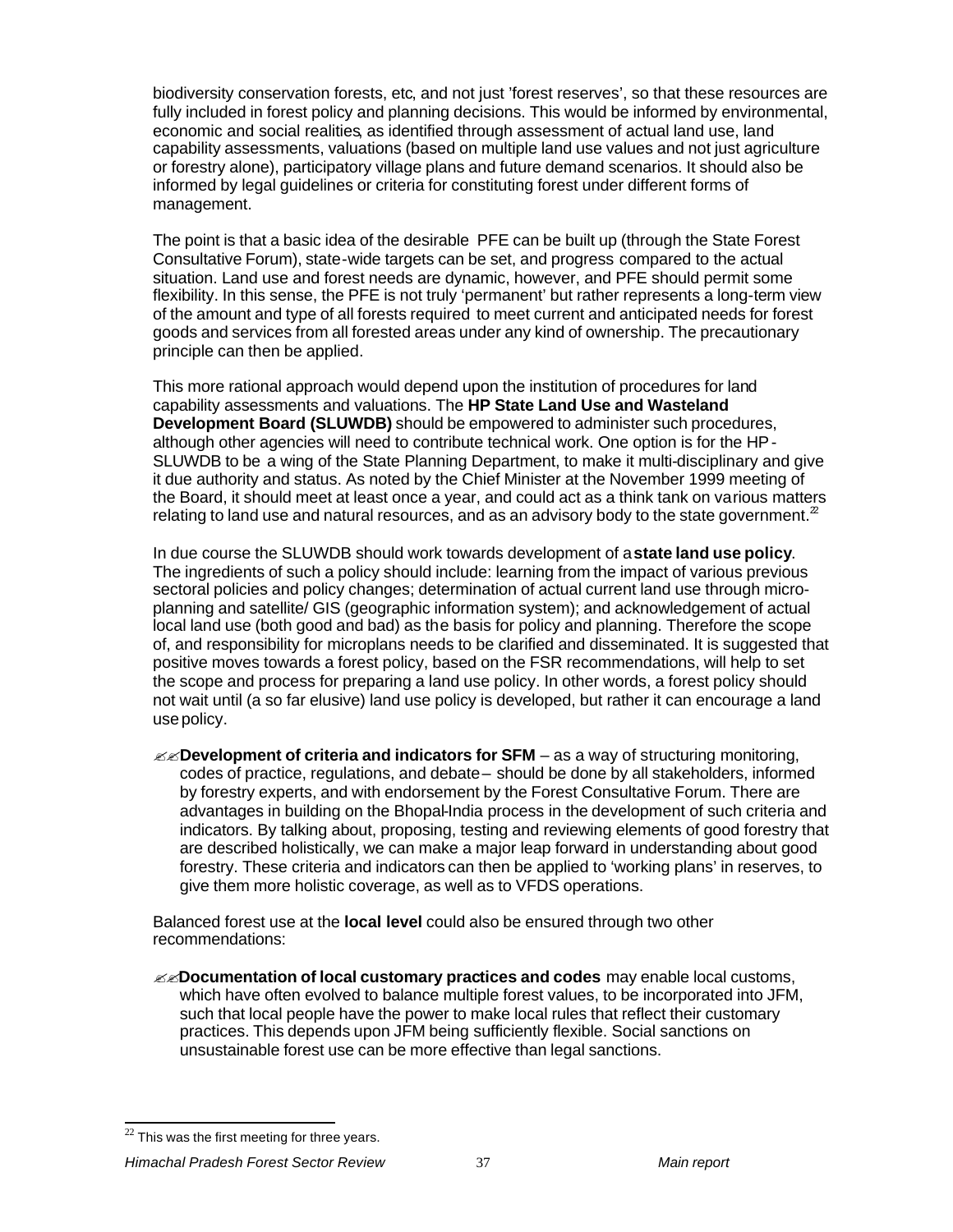biodiversity conservation forests, etc, and not just 'forest reserves', so that these resources are fully included in forest policy and planning decisions. This would be informed by environmental, economic and social realities, as identified through assessment of actual land use, land capability assessments, valuations (based on multiple land use values and not just agriculture or forestry alone), participatory village plans and future demand scenarios. It should also be informed by legal guidelines or criteria for constituting forest under different forms of management.

The point is that a basic idea of the desirable PFE can be built up (through the State Forest Consultative Forum), state-wide targets can be set, and progress compared to the actual situation. Land use and forest needs are dynamic, however, and PFE should permit some flexibility. In this sense, the PFE is not truly 'permanent' but rather represents a long-term view of the amount and type of all forests required to meet current and anticipated needs for forest goods and services from all forested areas under any kind of ownership. The precautionary principle can then be applied.

This more rational approach would depend upon the institution of procedures for land capability assessments and valuations. The **HP State Land Use and Wasteland Development Board (SLUWDB)** should be empowered to administer such procedures, although other agencies will need to contribute technical work. One option is for the HP-SLUWDB to be a wing of the State Planning Department, to make it multi-disciplinary and give it due authority and status. As noted by the Chief Minister at the November 1999 meeting of the Board, it should meet at least once a year, and could act as a think tank on various matters relating to land use and natural resources, and as an advisory body to the state government.[22]

In due course the SLUWDB should work towards development of a **state land use policy**. The ingredients of such a policy should include: learning from the impact of various previous sectoral policies and policy changes; determination of actual current land use through micro-planning and satellite/ GIS (geographic information system); and acknowledgement of actual local land use (both good and bad) as the basis for policy and planning. Therefore the scope of, and responsibility for microplans needs to be clarified and disseminated. It is suggested that positive moves towards a forest policy, based on the FSR recommendations, will help to set the scope and process for preparing a land use policy. In other words, a forest policy should not wait until (a so far elusive) land use policy is developed, but rather it can encourage a land use policy.

- **Development of criteria and indicators for SFM** – as a way of structuring monitoring, codes of practice, regulations, and debate – should be done by all stakeholders, informed by forestry experts, and with endorsement by the Forest Consultative Forum. There are advantages in building on the Bhopal-India process in the development of such criteria and indicators. By talking about, proposing, testing and reviewing elements of good forestry that are described holistically, we can make a major leap forward in understanding about good forestry. These criteria and indicators can then be applied to 'working plans' in reserves, to give them more holistic coverage, as well as to VFDS operations.

Balanced forest use at the **local level** could also be ensured through two other recommendations:

- **Documentation of local customary practices and codes** may enable local customs, which have often evolved to balance multiple forest values, to be incorporated into JFM, such that local people have the power to make local rules that reflect their customary practices. This depends upon JFM being sufficiently flexible. Social sanctions on unsustainable forest use can be more effective than legal sanctions.

---

[22] This was the first meeting for three years.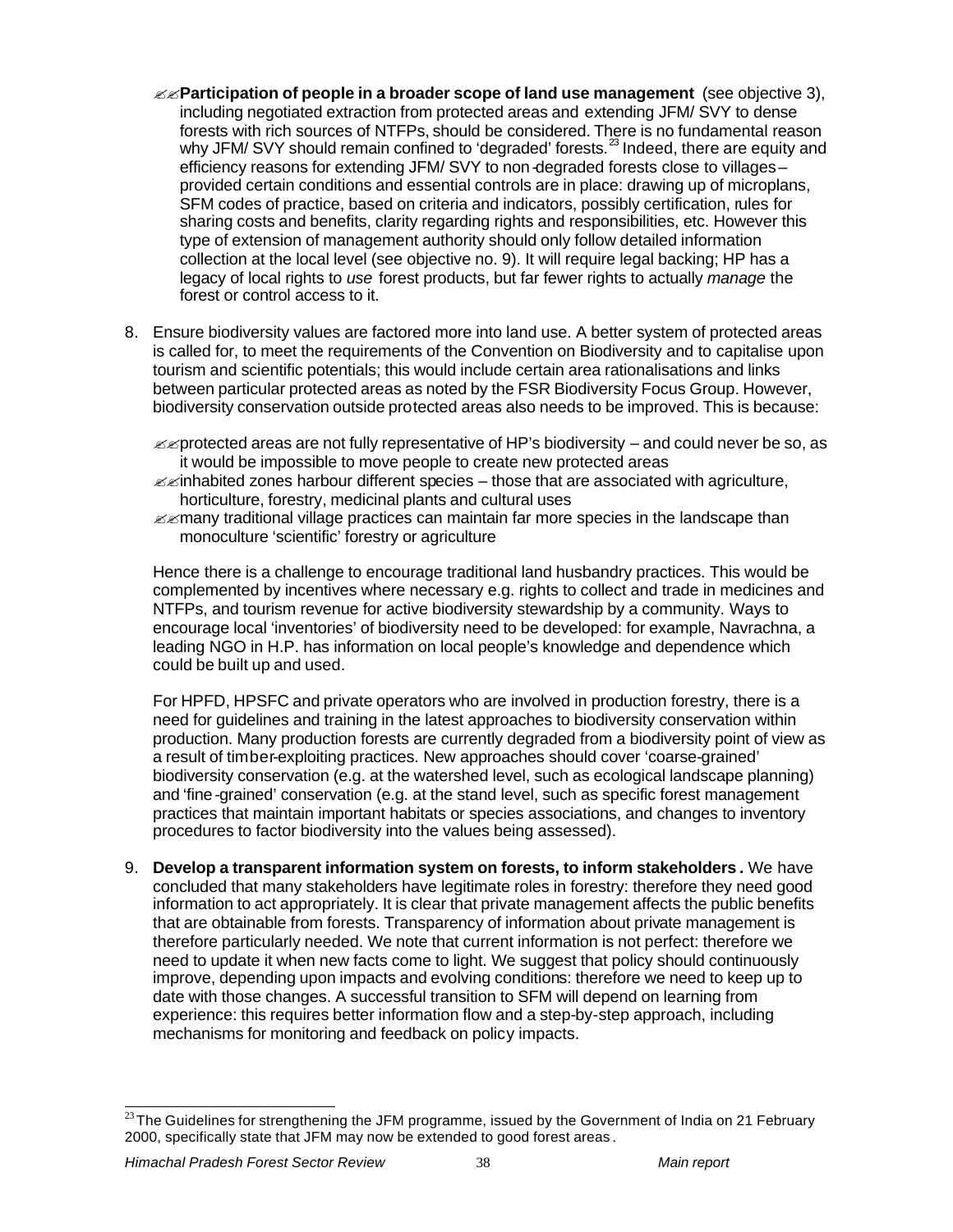- **Participation of people in a broader scope of land use management** (see objective 3), including negotiated extraction from protected areas and extending JFM/ SVY to dense forests with rich sources of NTFPs, should be considered. There is no fundamental reason why JFM/ SVY should remain confined to 'degraded' forests.[23] Indeed, there are equity and efficiency reasons for extending JFM/ SVY to non-degraded forests close to villages – provided certain conditions and essential controls are in place: drawing up of microplans, SFM codes of practice, based on criteria and indicators, possibly certification, rules for sharing costs and benefits, clarity regarding rights and responsibilities, etc. However this type of extension of management authority should only follow detailed information collection at the local level (see objective no. 9). It will require legal backing; HP has a legacy of local rights to *use* forest products, but far fewer rights to actually *manage* the forest or control access to it.

8. Ensure biodiversity values are factored more into land use. A better system of protected areas is called for, to meet the requirements of the Convention on Biodiversity and to capitalise upon tourism and scientific potentials; this would include certain area rationalisations and links between particular protected areas as noted by the FSR Biodiversity Focus Group. However, biodiversity conservation outside protected areas also needs to be improved. This is because:

   - protected areas are not fully representative of HP's biodiversity – and could never be so, as it would be impossible to move people to create new protected areas
   - inhabited zones harbour different species – those that are associated with agriculture, horticulture, forestry, medicinal plants and cultural uses
   - many traditional village practices can maintain far more species in the landscape than monoculture 'scientific' forestry or agriculture

   Hence there is a challenge to encourage traditional land husbandry practices. This would be complemented by incentives where necessary e.g. rights to collect and trade in medicines and NTFPs, and tourism revenue for active biodiversity stewardship by a community. Ways to encourage local 'inventories' of biodiversity need to be developed: for example, Navrachna, a leading NGO in H.P. has information on local people's knowledge and dependence which could be built up and used.

   For HPFD, HPSFC and private operators who are involved in production forestry, there is a need for guidelines and training in the latest approaches to biodiversity conservation within production. Many production forests are currently degraded from a biodiversity point of view as a result of timber-exploiting practices. New approaches should cover 'coarse-grained' biodiversity conservation (e.g. at the watershed level, such as ecological landscape planning) and 'fine-grained' conservation (e.g. at the stand level, such as specific forest management practices that maintain important habitats or species associations, and changes to inventory procedures to factor biodiversity into the values being assessed).

9. **Develop a transparent information system on forests, to inform stakeholders.** We have concluded that many stakeholders have legitimate roles in forestry: therefore they need good information to act appropriately. It is clear that private management affects the public benefits that are obtainable from forests. Transparency of information about private management is therefore particularly needed. We note that current information is not perfect: therefore we need to update it when new facts come to light. We suggest that policy should continuously improve, depending upon impacts and evolving conditions: therefore we need to keep up to date with those changes. A successful transition to SFM will depend on learning from experience: this requires better information flow and a step-by-step approach, including mechanisms for monitoring and feedback on policy impacts.

---

[23] The Guidelines for strengthening the JFM programme, issued by the Government of India on 21 February 2000, specifically state that JFM may now be extended to good forest areas.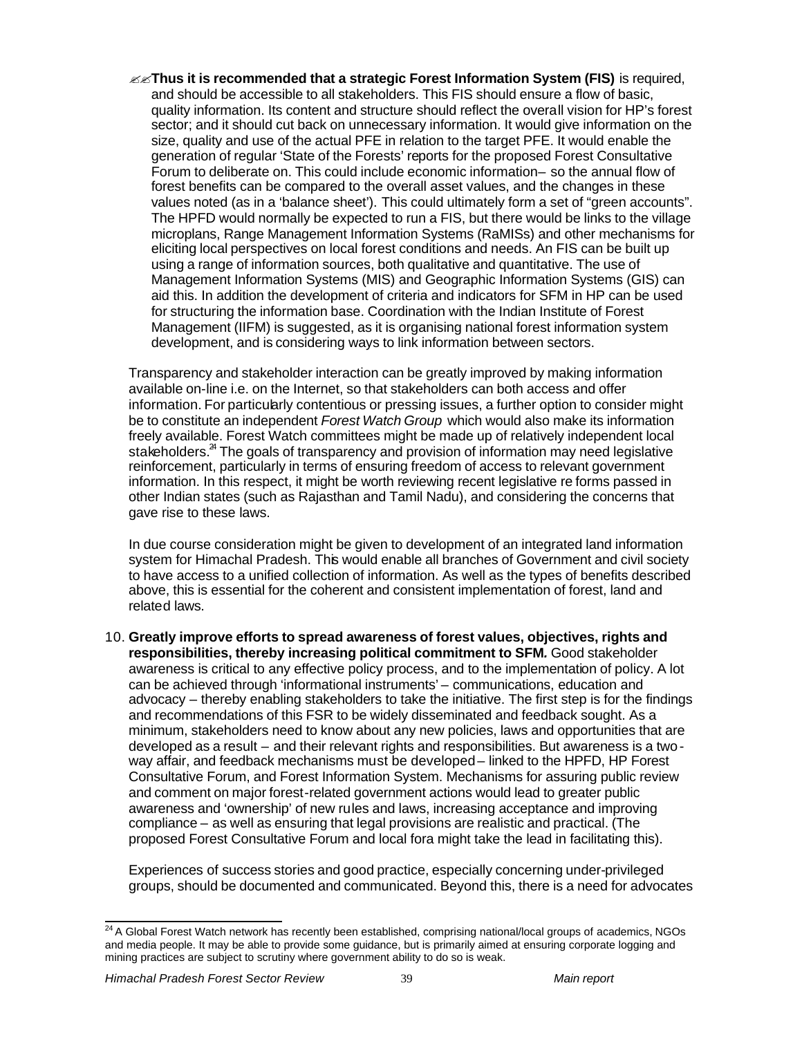- **Thus it is recommended that a strategic Forest Information System (FIS)** is required, and should be accessible to all stakeholders. This FIS should ensure a flow of basic, quality information. Its content and structure should reflect the overall vision for HP's forest sector; and it should cut back on unnecessary information. It would give information on the size, quality and use of the actual PFE in relation to the target PFE. It would enable the generation of regular 'State of the Forests' reports for the proposed Forest Consultative Forum to deliberate on. This could include economic information– so the annual flow of forest benefits can be compared to the overall asset values, and the changes in these values noted (as in a 'balance sheet'). This could ultimately form a set of "green accounts". The HPFD would normally be expected to run a FIS, but there would be links to the village microplans, Range Management Information Systems (RaMISs) and other mechanisms for eliciting local perspectives on local forest conditions and needs. An FIS can be built up using a range of information sources, both qualitative and quantitative. The use of Management Information Systems (MIS) and Geographic Information Systems (GIS) can aid this. In addition the development of criteria and indicators for SFM in HP can be used for structuring the information base. Coordination with the Indian Institute of Forest Management (IIFM) is suggested, as it is organising national forest information system development, and is considering ways to link information between sectors.

Transparency and stakeholder interaction can be greatly improved by making information available on-line i.e. on the Internet, so that stakeholders can both access and offer information. For particularly contentious or pressing issues, a further option to consider might be to constitute an independent *Forest Watch Group* which would also make its information freely available. Forest Watch committees might be made up of relatively independent local stakeholders.[24] The goals of transparency and provision of information may need legislative reinforcement, particularly in terms of ensuring freedom of access to relevant government information. In this respect, it might be worth reviewing recent legislative re forms passed in other Indian states (such as Rajasthan and Tamil Nadu), and considering the concerns that gave rise to these laws.

In due course consideration might be given to development of an integrated land information system for Himachal Pradesh. This would enable all branches of Government and civil society to have access to a unified collection of information. As well as the types of benefits described above, this is essential for the coherent and consistent implementation of forest, land and related laws.

10. **Greatly improve efforts to spread awareness of forest values, objectives, rights and responsibilities, thereby increasing political commitment to SFM.** Good stakeholder awareness is critical to any effective policy process, and to the implementation of policy. A lot can be achieved through 'informational instruments' – communications, education and advocacy – thereby enabling stakeholders to take the initiative. The first step is for the findings and recommendations of this FSR to be widely disseminated and feedback sought. As a minimum, stakeholders need to know about any new policies, laws and opportunities that are developed as a result – and their relevant rights and responsibilities. But awareness is a two-way affair, and feedback mechanisms must be developed – linked to the HPFD, HP Forest Consultative Forum, and Forest Information System. Mechanisms for assuring public review and comment on major forest-related government actions would lead to greater public awareness and 'ownership' of new rules and laws, increasing acceptance and improving compliance – as well as ensuring that legal provisions are realistic and practical. (The proposed Forest Consultative Forum and local fora might take the lead in facilitating this).

    Experiences of success stories and good practice, especially concerning under-privileged groups, should be documented and communicated. Beyond this, there is a need for advocates

---

[24] A Global Forest Watch network has recently been established, comprising national/local groups of academics, NGOs and media people. It may be able to provide some guidance, but is primarily aimed at ensuring corporate logging and mining practices are subject to scrutiny where government ability to do so is weak.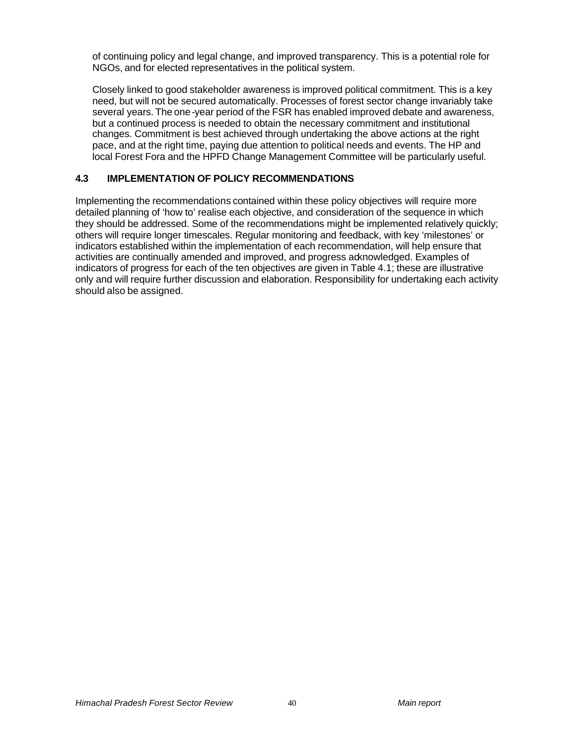of continuing policy and legal change, and improved transparency. This is a potential role for NGOs, and for elected representatives in the political system.

Closely linked to good stakeholder awareness is improved political commitment. This is a key need, but will not be secured automatically. Processes of forest sector change invariably take several years. The one-year period of the FSR has enabled improved debate and awareness, but a continued process is needed to obtain the necessary commitment and institutional changes. Commitment is best achieved through undertaking the above actions at the right pace, and at the right time, paying due attention to political needs and events. The HP and local Forest Fora and the HPFD Change Management Committee will be particularly useful.

### 4.3 IMPLEMENTATION OF POLICY RECOMMENDATIONS

Implementing the recommendations contained within these policy objectives will require more detailed planning of 'how to' realise each objective, and consideration of the sequence in which they should be addressed. Some of the recommendations might be implemented relatively quickly; others will require longer timescales. Regular monitoring and feedback, with key 'milestones' or indicators established within the implementation of each recommendation, will help ensure that activities are continually amended and improved, and progress acknowledged. Examples of indicators of progress for each of the ten objectives are given in Table 4.1; these are illustrative only and will require further discussion and elaboration. Responsibility for undertaking each activity should also be assigned.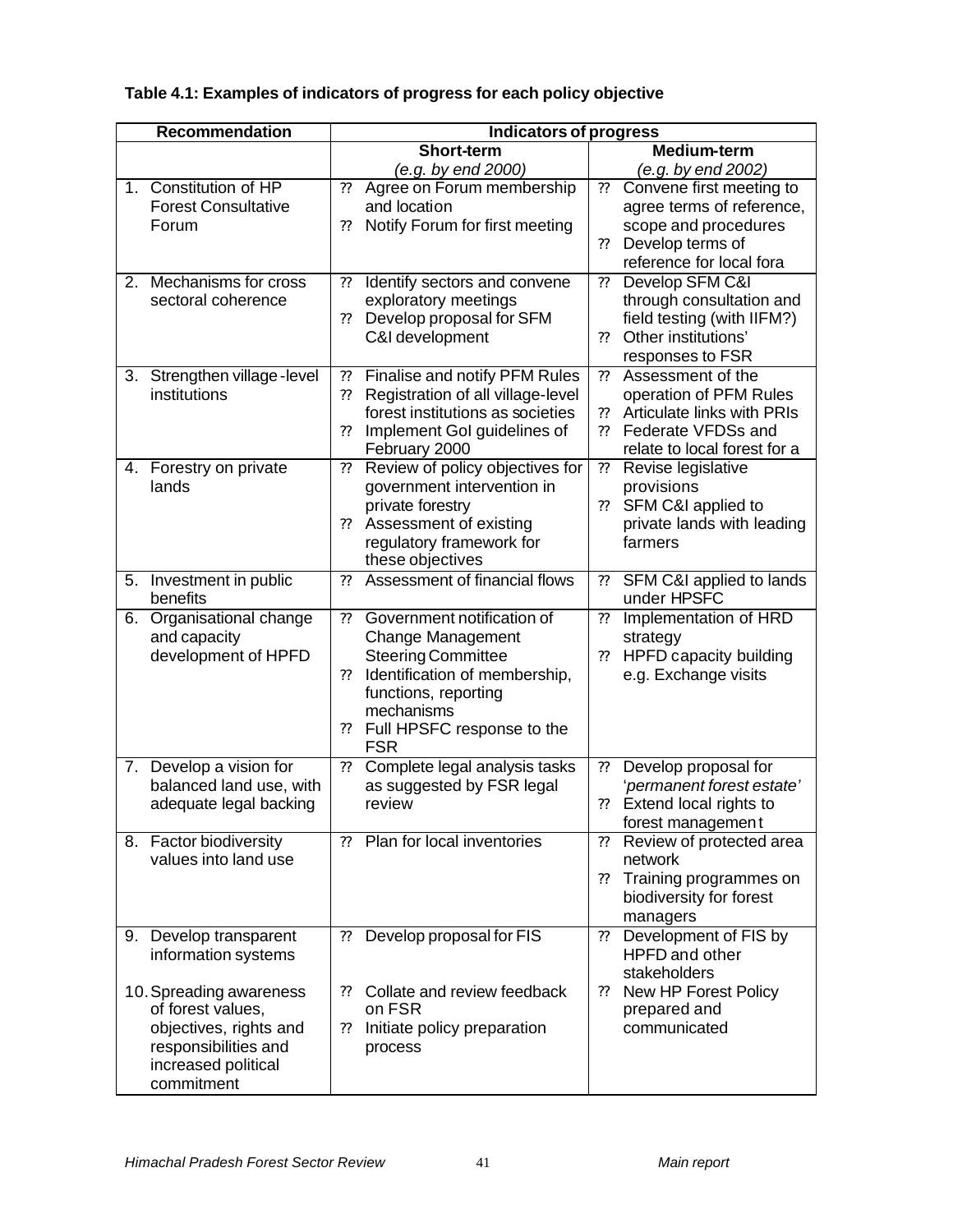**Table 4.1: Examples of indicators of progress for each policy objective**

| Recommendation | Indicators of progress | |
|---|---|---|
| | **Short-term** *(e.g. by end 2000)* | **Medium-term** *(e.g. by end 2002)* |
| 1. Constitution of HP Forest Consultative Forum | ?? Agree on Forum membership and location<br>?? Notify Forum for first meeting | ?? Convene first meeting to agree terms of reference, scope and procedures<br>?? Develop terms of reference for local fora |
| 2. Mechanisms for cross sectoral coherence | ?? Identify sectors and convene exploratory meetings<br>?? Develop proposal for SFM C&I development | ?? Develop SFM C&I through consultation and field testing (with IIFM?)<br>?? Other institutions' responses to FSR |
| 3. Strengthen village-level institutions | ?? Finalise and notify PFM Rules<br>?? Registration of all village-level forest institutions as societies<br>?? Implement GoI guidelines of February 2000 | ?? Assessment of the operation of PFM Rules<br>?? Articulate links with PRIs<br>?? Federate VFDSs and relate to local forest for a |
| 4. Forestry on private lands | ?? Review of policy objectives for government intervention in private forestry<br>?? Assessment of existing regulatory framework for these objectives | ?? Revise legislative provisions<br>?? SFM C&I applied to private lands with leading farmers |
| 5. Investment in public benefits | ?? Assessment of financial flows | ?? SFM C&I applied to lands under HPSFC |
| 6. Organisational change and capacity development of HPFD | ?? Government notification of Change Management Steering Committee<br>?? Identification of membership, functions, reporting mechanisms<br>?? Full HPSFC response to the FSR | ?? Implementation of HRD strategy<br>?? HPFD capacity building e.g. Exchange visits |
| 7. Develop a vision for balanced land use, with adequate legal backing | ?? Complete legal analysis tasks as suggested by FSR legal review | ?? Develop proposal for '*permanent forest estate*'<br>?? Extend local rights to forest management |
| 8. Factor biodiversity values into land use | ?? Plan for local inventories | ?? Review of protected area network<br>?? Training programmes on biodiversity for forest managers |
| 9. Develop transparent information systems | ?? Develop proposal for FIS | ?? Development of FIS by HPFD and other stakeholders |
| 10. Spreading awareness of forest values, objectives, rights and responsibilities and increased political commitment | ?? Collate and review feedback on FSR<br>?? Initiate policy preparation process | ?? New HP Forest Policy prepared and communicated |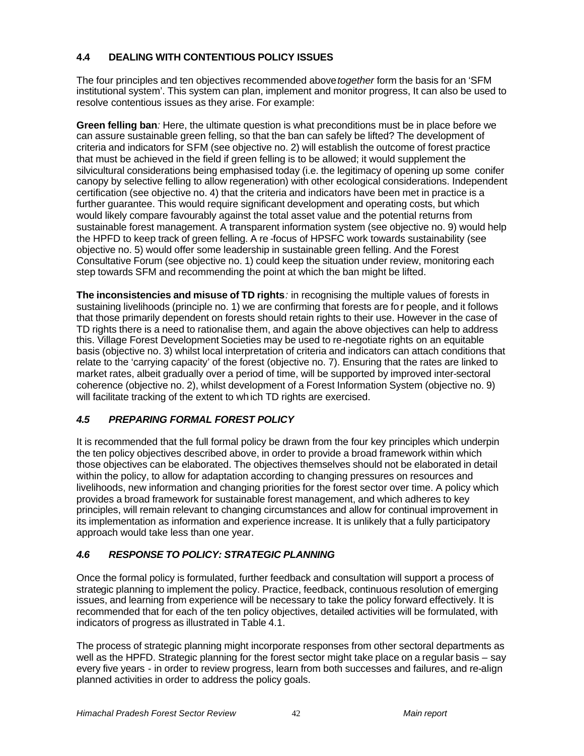### 4.4 DEALING WITH CONTENTIOUS POLICY ISSUES

The four principles and ten objectives recommended above *together* form the basis for an 'SFM institutional system'. This system can plan, implement and monitor progress, It can also be used to resolve contentious issues as they arise. For example:

**Green felling ban***:* Here, the ultimate question is what preconditions must be in place before we can assure sustainable green felling, so that the ban can safely be lifted? The development of criteria and indicators for SFM (see objective no. 2) will establish the outcome of forest practice that must be achieved in the field if green felling is to be allowed; it would supplement the silvicultural considerations being emphasised today (i.e. the legitimacy of opening up some conifer canopy by selective felling to allow regeneration) with other ecological considerations. Independent certification (see objective no. 4) that the criteria and indicators have been met in practice is a further guarantee. This would require significant development and operating costs, but which would likely compare favourably against the total asset value and the potential returns from sustainable forest management. A transparent information system (see objective no. 9) would help the HPFD to keep track of green felling. A re-focus of HPSFC work towards sustainability (see objective no. 5) would offer some leadership in sustainable green felling. And the Forest Consultative Forum (see objective no. 1) could keep the situation under review, monitoring each step towards SFM and recommending the point at which the ban might be lifted.

**The inconsistencies and misuse of TD rights***:* in recognising the multiple values of forests in sustaining livelihoods (principle no. 1) we are confirming that forests are for people, and it follows that those primarily dependent on forests should retain rights to their use. However in the case of TD rights there is a need to rationalise them, and again the above objectives can help to address this. Village Forest Development Societies may be used to re-negotiate rights on an equitable basis (objective no. 3) whilst local interpretation of criteria and indicators can attach conditions that relate to the 'carrying capacity' of the forest (objective no. 7). Ensuring that the rates are linked to market rates, albeit gradually over a period of time, will be supported by improved inter-sectoral coherence (objective no. 2), whilst development of a Forest Information System (objective no. 9) will facilitate tracking of the extent to which TD rights are exercised.

### *4.5 PREPARING FORMAL FOREST POLICY*

It is recommended that the full formal policy be drawn from the four key principles which underpin the ten policy objectives described above, in order to provide a broad framework within which those objectives can be elaborated. The objectives themselves should not be elaborated in detail within the policy, to allow for adaptation according to changing pressures on resources and livelihoods, new information and changing priorities for the forest sector over time. A policy which provides a broad framework for sustainable forest management, and which adheres to key principles, will remain relevant to changing circumstances and allow for continual improvement in its implementation as information and experience increase. It is unlikely that a fully participatory approach would take less than one year.

### *4.6 RESPONSE TO POLICY: STRATEGIC PLANNING*

Once the formal policy is formulated, further feedback and consultation will support a process of strategic planning to implement the policy. Practice, feedback, continuous resolution of emerging issues, and learning from experience will be necessary to take the policy forward effectively. It is recommended that for each of the ten policy objectives, detailed activities will be formulated, with indicators of progress as illustrated in Table 4.1.

The process of strategic planning might incorporate responses from other sectoral departments as well as the HPFD. Strategic planning for the forest sector might take place on a regular basis – say every five years - in order to review progress, learn from both successes and failures, and re-align planned activities in order to address the policy goals.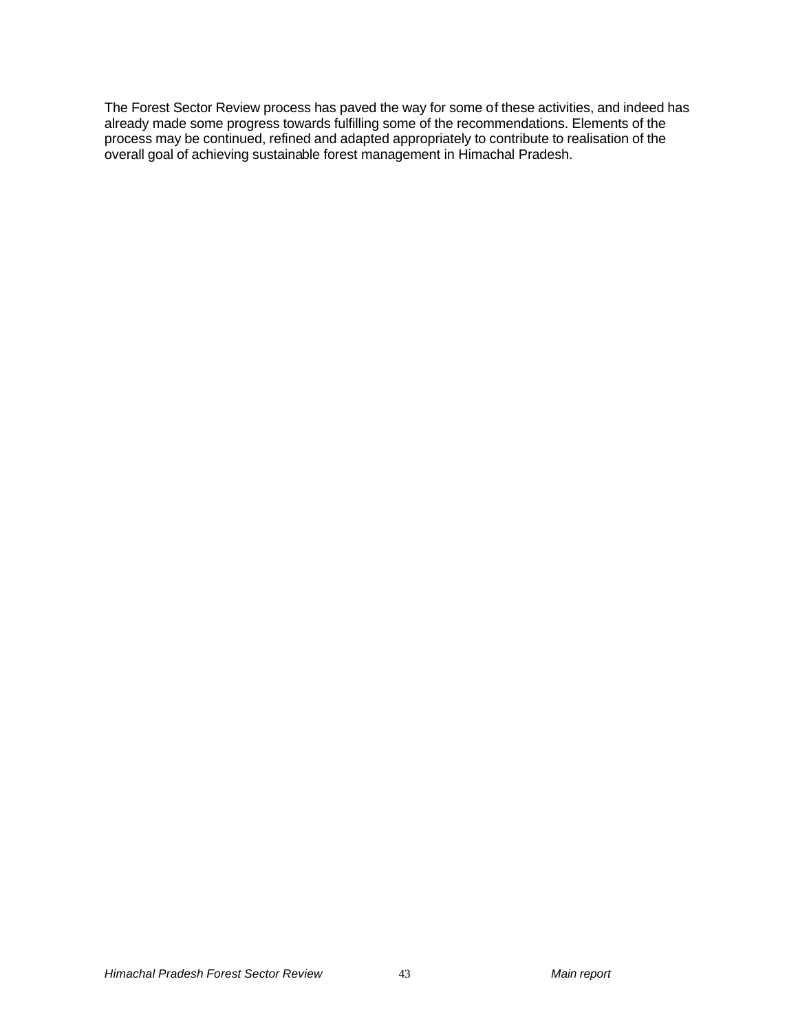The Forest Sector Review process has paved the way for some of these activities, and indeed has already made some progress towards fulfilling some of the recommendations. Elements of the process may be continued, refined and adapted appropriately to contribute to realisation of the overall goal of achieving sustainable forest management in Himachal Pradesh.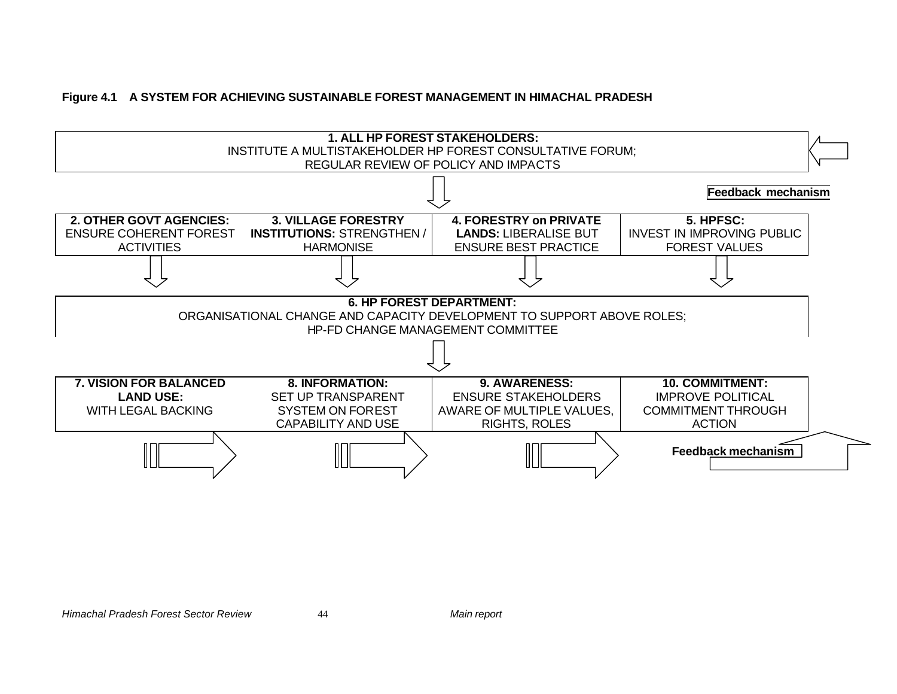**Figure 4.1 A SYSTEM FOR ACHIEVING SUSTAINABLE FOREST MANAGEMENT IN HIMACHAL PRADESH**

**1. ALL HP FOREST STAKEHOLDERS:**
INSTITUTE A MULTISTAKEHOLDER HP FOREST CONSULTATIVE FORUM;
REGULAR REVIEW OF POLICY AND IMPACTS

**Feedback mechanism**

| **2. OTHER GOVT AGENCIES:** ENSURE COHERENT FOREST ACTIVITIES | **3. VILLAGE FORESTRY INSTITUTIONS:** STRENGTHEN / HARMONISE | **4. FORESTRY on PRIVATE LANDS:** LIBERALISE BUT ENSURE BEST PRACTICE | **5. HPFSC:** INVEST IN IMPROVING PUBLIC FOREST VALUES |
|---|---|---|---|

**6. HP FOREST DEPARTMENT:**
ORGANISATIONAL CHANGE AND CAPACITY DEVELOPMENT TO SUPPORT ABOVE ROLES;
HP-FD CHANGE MANAGEMENT COMMITTEE

| **7. VISION FOR BALANCED LAND USE:** WITH LEGAL BACKING | **8. INFORMATION:** SET UP TRANSPARENT SYSTEM ON FOREST CAPABILITY AND USE | **9. AWARENESS:** ENSURE STAKEHOLDERS AWARE OF MULTIPLE VALUES, RIGHTS, ROLES | **10. COMMITMENT:** IMPROVE POLITICAL COMMITMENT THROUGH ACTION |
|---|---|---|---|

**Feedback mechanism**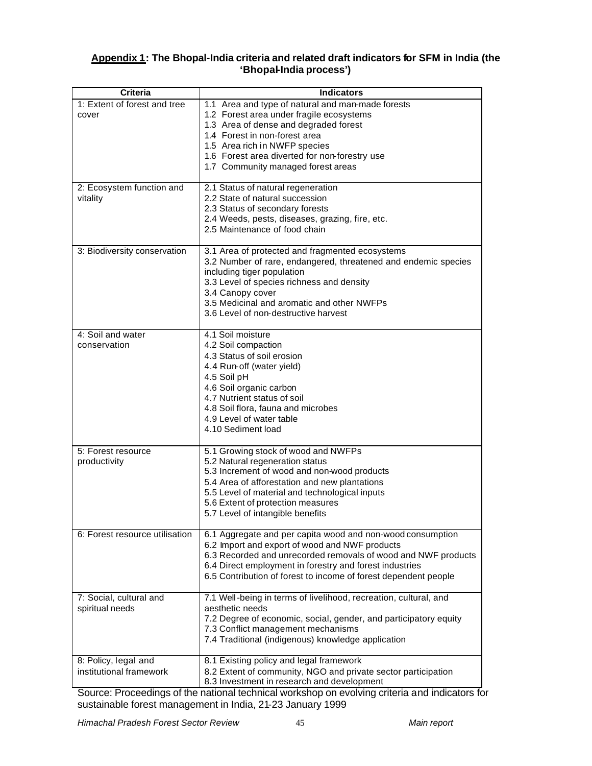**Appendix 1: The Bhopal-India criteria and related draft indicators for SFM in India (the 'Bhopal-India process')**

| Criteria | Indicators |
|---|---|
| 1: Extent of forest and tree cover | 1.1 Area and type of natural and man-made forests<br>1.2 Forest area under fragile ecosystems<br>1.3 Area of dense and degraded forest<br>1.4 Forest in non-forest area<br>1.5 Area rich in NWFP species<br>1.6 Forest area diverted for non-forestry use<br>1.7 Community managed forest areas |
| 2: Ecosystem function and vitality | 2.1 Status of natural regeneration<br>2.2 State of natural succession<br>2.3 Status of secondary forests<br>2.4 Weeds, pests, diseases, grazing, fire, etc.<br>2.5 Maintenance of food chain |
| 3: Biodiversity conservation | 3.1 Area of protected and fragmented ecosystems<br>3.2 Number of rare, endangered, threatened and endemic species including tiger population<br>3.3 Level of species richness and density<br>3.4 Canopy cover<br>3.5 Medicinal and aromatic and other NWFPs<br>3.6 Level of non-destructive harvest |
| 4: Soil and water conservation | 4.1 Soil moisture<br>4.2 Soil compaction<br>4.3 Status of soil erosion<br>4.4 Run-off (water yield)<br>4.5 Soil pH<br>4.6 Soil organic carbon<br>4.7 Nutrient status of soil<br>4.8 Soil flora, fauna and microbes<br>4.9 Level of water table<br>4.10 Sediment load |
| 5: Forest resource productivity | 5.1 Growing stock of wood and NWFPs<br>5.2 Natural regeneration status<br>5.3 Increment of wood and non-wood products<br>5.4 Area of afforestation and new plantations<br>5.5 Level of material and technological inputs<br>5.6 Extent of protection measures<br>5.7 Level of intangible benefits |
| 6: Forest resource utilisation | 6.1 Aggregate and per capita wood and non-wood consumption<br>6.2 Import and export of wood and NWF products<br>6.3 Recorded and unrecorded removals of wood and NWF products<br>6.4 Direct employment in forestry and forest industries<br>6.5 Contribution of forest to income of forest dependent people |
| 7: Social, cultural and spiritual needs | 7.1 Well-being in terms of livelihood, recreation, cultural, and aesthetic needs<br>7.2 Degree of economic, social, gender, and participatory equity<br>7.3 Conflict management mechanisms<br>7.4 Traditional (indigenous) knowledge application |
| 8: Policy, legal and institutional framework | 8.1 Existing policy and legal framework<br>8.2 Extent of community, NGO and private sector participation<br>8.3 Investment in research and development |

Source: Proceedings of the national technical workshop on evolving criteria and indicators for sustainable forest management in India, 21-23 January 1999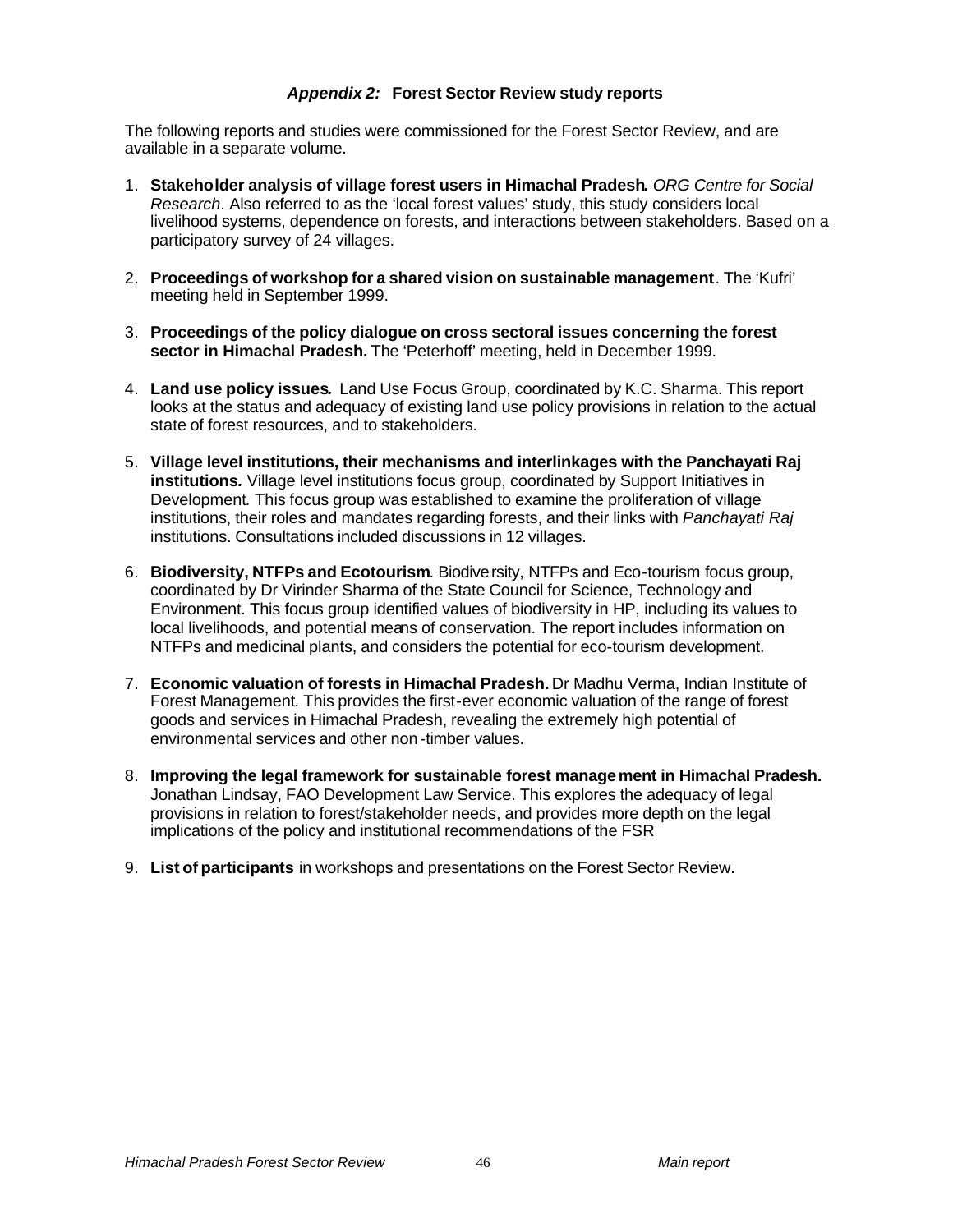## *Appendix 2:* Forest Sector Review study reports

The following reports and studies were commissioned for the Forest Sector Review, and are available in a separate volume.

1. **Stakeholder analysis of village forest users in Himachal Pradesh.** *ORG Centre for Social Research*. Also referred to as the 'local forest values' study, this study considers local livelihood systems, dependence on forests, and interactions between stakeholders. Based on a participatory survey of 24 villages.

2. **Proceedings of workshop for a shared vision on sustainable management**. The 'Kufri' meeting held in September 1999.

3. **Proceedings of the policy dialogue on cross sectoral issues concerning the forest sector in Himachal Pradesh.** The 'Peterhoff' meeting, held in December 1999.

4. **Land use policy issues.** Land Use Focus Group, coordinated by K.C. Sharma. This report looks at the status and adequacy of existing land use policy provisions in relation to the actual state of forest resources, and to stakeholders.

5. **Village level institutions, their mechanisms and interlinkages with the Panchayati Raj institutions.** Village level institutions focus group, coordinated by Support Initiatives in Development. This focus group was established to examine the proliferation of village institutions, their roles and mandates regarding forests, and their links with *Panchayati Raj* institutions. Consultations included discussions in 12 villages.

6. **Biodiversity, NTFPs and Ecotourism**. Biodiversity, NTFPs and Eco-tourism focus group, coordinated by Dr Virinder Sharma of the State Council for Science, Technology and Environment. This focus group identified values of biodiversity in HP, including its values to local livelihoods, and potential means of conservation. The report includes information on NTFPs and medicinal plants, and considers the potential for eco-tourism development.

7. **Economic valuation of forests in Himachal Pradesh.** Dr Madhu Verma, Indian Institute of Forest Management. This provides the first-ever economic valuation of the range of forest goods and services in Himachal Pradesh, revealing the extremely high potential of environmental services and other non-timber values.

8. **Improving the legal framework for sustainable forest management in Himachal Pradesh.** Jonathan Lindsay, FAO Development Law Service. This explores the adequacy of legal provisions in relation to forest/stakeholder needs, and provides more depth on the legal implications of the policy and institutional recommendations of the FSR

9. **List of participants** in workshops and presentations on the Forest Sector Review.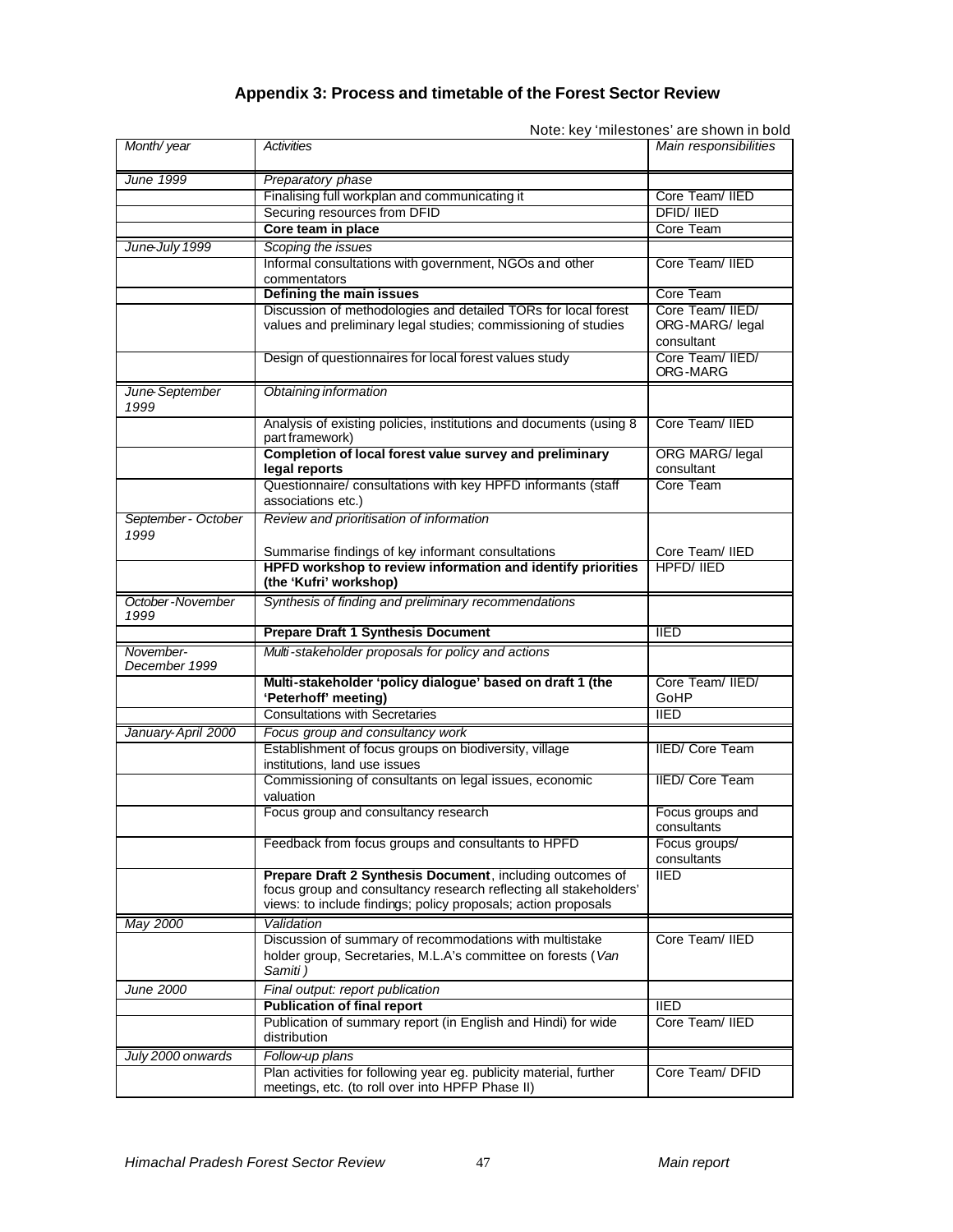## Appendix 3: Process and timetable of the Forest Sector Review

Note: key 'milestones' are shown in bold

| *Month/ year* | *Activities* | *Main responsibilities* |
|---|---|---|
| *June 1999* | *Preparatory phase* | |
| | Finalising full workplan and communicating it | Core Team/ IIED |
| | Securing resources from DFID | DFID/ IIED |
| | **Core team in place** | Core Team |
| *June-July 1999* | *Scoping the issues* | |
| | Informal consultations with government, NGOs and other commentators | Core Team/ IIED |
| | **Defining the main issues** | Core Team |
| | Discussion of methodologies and detailed TORs for local forest values and preliminary legal studies; commissioning of studies | Core Team/ IIED/ ORG-MARG/ legal consultant |
| | Design of questionnaires for local forest values study | Core Team/ IIED/ ORG-MARG |
| *June-September 1999* | *Obtaining information* | |
| | Analysis of existing policies, institutions and documents (using 8 part framework) | Core Team/ IIED |
| | **Completion of local forest value survey and preliminary legal reports** | ORG MARG/ legal consultant |
| | Questionnaire/ consultations with key HPFD informants (staff associations etc.) | Core Team |
| *September - October 1999* | *Review and prioritisation of information*<br><br>Summarise findings of key informant consultations | <br><br>Core Team/ IIED |
| | **HPFD workshop to review information and identify priorities (the 'Kufri' workshop)** | HPFD/ IIED |
| *October-November 1999* | *Synthesis of finding and preliminary recommendations* | |
| | **Prepare Draft 1 Synthesis Document** | IIED |
| *November-December 1999* | *Multi-stakeholder proposals for policy and actions* | |
| | **Multi-stakeholder 'policy dialogue' based on draft 1 (the 'Peterhoff' meeting)** | Core Team/ IIED/ GoHP |
| | Consultations with Secretaries | IIED |
| *January-April 2000* | *Focus group and consultancy work* | |
| | Establishment of focus groups on biodiversity, village institutions, land use issues | IIED/ Core Team |
| | Commissioning of consultants on legal issues, economic valuation | IIED/ Core Team |
| | Focus group and consultancy research | Focus groups and consultants |
| | Feedback from focus groups and consultants to HPFD | Focus groups/ consultants |
| | **Prepare Draft 2 Synthesis Document**, including outcomes of focus group and consultancy research reflecting all stakeholders' views: to include findings; policy proposals; action proposals | IIED |
| *May 2000* | *Validation* | |
| | Discussion of summary of recommodations with multistake holder group, Secretaries, M.L.A's committee on forests (*Van Samiti*) | Core Team/ IIED |
| *June 2000* | *Final output: report publication* | |
| | **Publication of final report** | IIED |
| | Publication of summary report (in English and Hindi) for wide distribution | Core Team/ IIED |
| *July 2000 onwards* | *Follow-up plans* | |
| | Plan activities for following year eg. publicity material, further meetings, etc. (to roll over into HPFP Phase II) | Core Team/ DFID |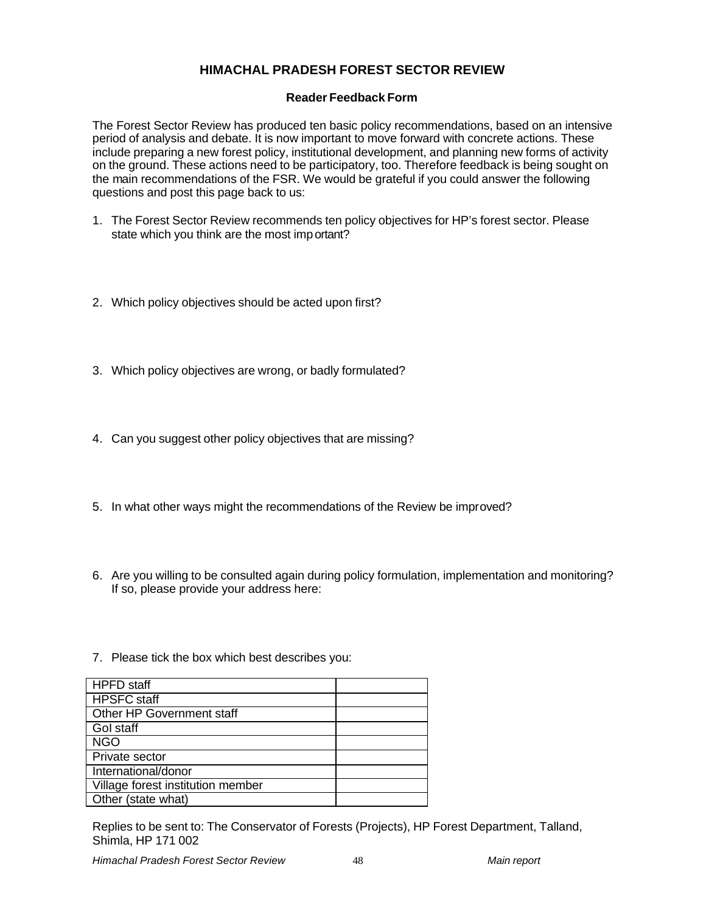# HIMACHAL PRADESH FOREST SECTOR REVIEW

### Reader Feedback Form

The Forest Sector Review has produced ten basic policy recommendations, based on an intensive period of analysis and debate. It is now important to move forward with concrete actions. These include preparing a new forest policy, institutional development, and planning new forms of activity on the ground. These actions need to be participatory, too. Therefore feedback is being sought on the main recommendations of the FSR. We would be grateful if you could answer the following questions and post this page back to us:

1. The Forest Sector Review recommends ten policy objectives for HP's forest sector. Please state which you think are the most important?

2. Which policy objectives should be acted upon first?

3. Which policy objectives are wrong, or badly formulated?

4. Can you suggest other policy objectives that are missing?

5. In what other ways might the recommendations of the Review be improved?

6. Are you willing to be consulted again during policy formulation, implementation and monitoring? If so, please provide your address here:

7. Please tick the box which best describes you:

| | |
|---|---|
| HPFD staff | |
| HPSFC staff | |
| Other HP Government staff | |
| GoI staff | |
| NGO | |
| Private sector | |
| International/donor | |
| Village forest institution member | |
| Other (state what) | |

Replies to be sent to: The Conservator of Forests (Projects), HP Forest Department, Talland, Shimla, HP 171 002